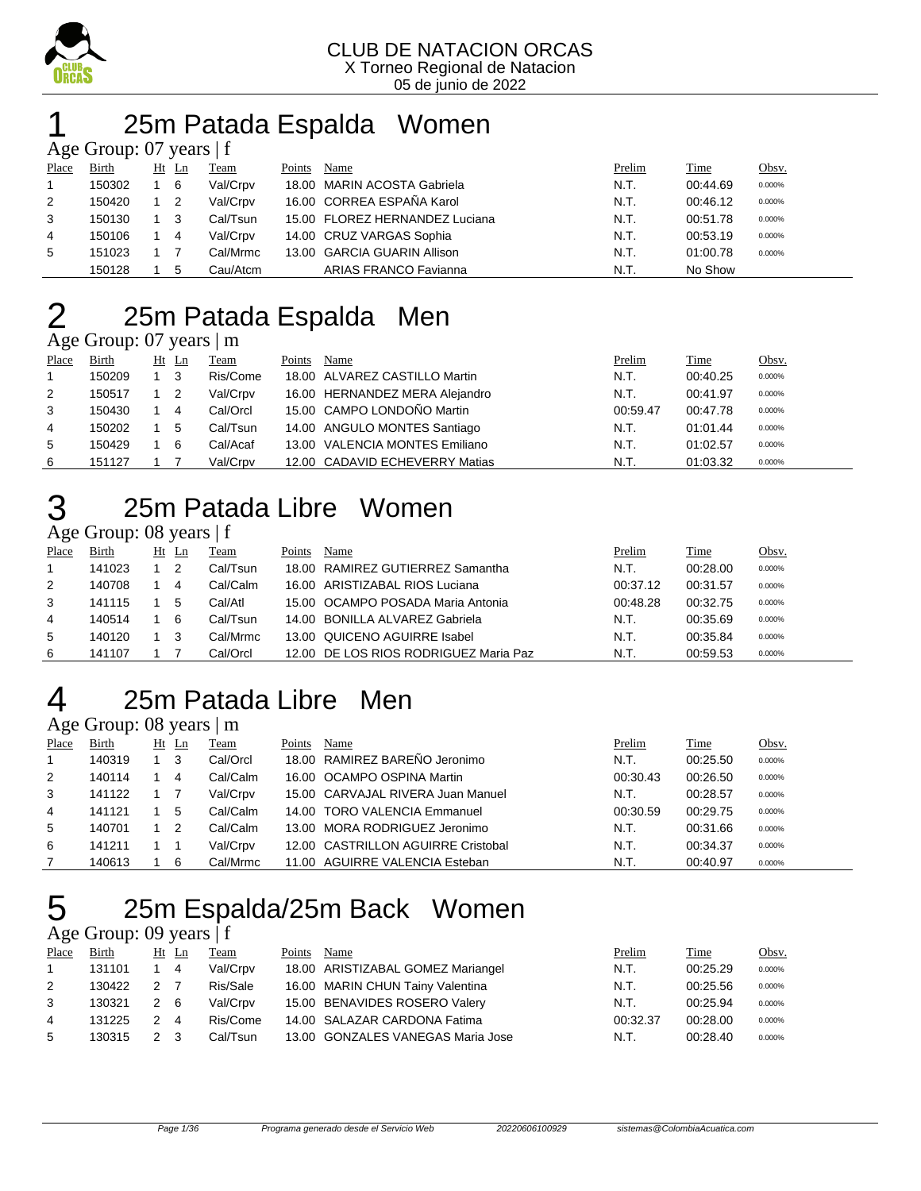CLUB DE NATACION ORCAS
X Torneo Regional de Natacion
05 de junio de 2022

# 1 25m Patada Espalda Women

Age Group: 07 years | f

| Place | Birth | Ht | Ln | Team | Points | Name | Prelim | Time | Obsv. |
|---|---|---|---|---|---|---|---|---|---|
| 1 | 150302 | 1 | 6 | Val/Crpv | 18.00 | MARIN ACOSTA Gabriela | N.T. | 00:44.69 | 0.000% |
| 2 | 150420 | 1 | 2 | Val/Crpv | 16.00 | CORREA ESPAÑA Karol | N.T. | 00:46.12 | 0.000% |
| 3 | 150130 | 1 | 3 | Cal/Tsun | 15.00 | FLOREZ HERNANDEZ Luciana | N.T. | 00:51.78 | 0.000% |
| 4 | 150106 | 1 | 4 | Val/Crpv | 14.00 | CRUZ VARGAS Sophia | N.T. | 00:53.19 | 0.000% |
| 5 | 151023 | 1 | 7 | Cal/Mrmc | 13.00 | GARCIA GUARIN Allison | N.T. | 01:00.78 | 0.000% |
| | 150128 | 1 | 5 | Cau/Atcm | | ARIAS FRANCO Favianna | N.T. | No Show | |

# 2 25m Patada Espalda Men

Age Group: 07 years | m

| Place | Birth | Ht | Ln | Team | Points | Name | Prelim | Time | Obsv. |
|---|---|---|---|---|---|---|---|---|---|
| 1 | 150209 | 1 | 3 | Ris/Come | 18.00 | ALVAREZ CASTILLO Martin | N.T. | 00:40.25 | 0.000% |
| 2 | 150517 | 1 | 2 | Val/Crpv | 16.00 | HERNANDEZ MERA Alejandro | N.T. | 00:41.97 | 0.000% |
| 3 | 150430 | 1 | 4 | Cal/Orcl | 15.00 | CAMPO LONDOÑO Martin | 00:59.47 | 00:47.78 | 0.000% |
| 4 | 150202 | 1 | 5 | Cal/Tsun | 14.00 | ANGULO MONTES Santiago | N.T. | 01:01.44 | 0.000% |
| 5 | 150429 | 1 | 6 | Cal/Acaf | 13.00 | VALENCIA MONTES Emiliano | N.T. | 01:02.57 | 0.000% |
| 6 | 151127 | 1 | 7 | Val/Crpv | 12.00 | CADAVID ECHEVERRY Matias | N.T. | 01:03.32 | 0.000% |

# 3 25m Patada Libre Women

Age Group: 08 years | f

| Place | Birth | Ht | Ln | Team | Points | Name | Prelim | Time | Obsv. |
|---|---|---|---|---|---|---|---|---|---|
| 1 | 141023 | 1 | 2 | Cal/Tsun | 18.00 | RAMIREZ GUTIERREZ Samantha | N.T. | 00:28.00 | 0.000% |
| 2 | 140708 | 1 | 4 | Cal/Calm | 16.00 | ARISTIZABAL RIOS Luciana | 00:37.12 | 00:31.57 | 0.000% |
| 3 | 141115 | 1 | 5 | Cal/Atl | 15.00 | OCAMPO POSADA Maria Antonia | 00:48.28 | 00:32.75 | 0.000% |
| 4 | 140514 | 1 | 6 | Cal/Tsun | 14.00 | BONILLA ALVAREZ Gabriela | N.T. | 00:35.69 | 0.000% |
| 5 | 140120 | 1 | 3 | Cal/Mrmc | 13.00 | QUICENO AGUIRRE Isabel | N.T. | 00:35.84 | 0.000% |
| 6 | 141107 | 1 | 7 | Cal/Orcl | 12.00 | DE LOS RIOS RODRIGUEZ Maria Paz | N.T. | 00:59.53 | 0.000% |

# 4 25m Patada Libre Men

Age Group: 08 years | m

| Place | Birth | Ht | Ln | Team | Points | Name | Prelim | Time | Obsv. |
|---|---|---|---|---|---|---|---|---|---|
| 1 | 140319 | 1 | 3 | Cal/Orcl | 18.00 | RAMIREZ BAREÑO Jeronimo | N.T. | 00:25.50 | 0.000% |
| 2 | 140114 | 1 | 4 | Cal/Calm | 16.00 | OCAMPO OSPINA Martin | 00:30.43 | 00:26.50 | 0.000% |
| 3 | 141122 | 1 | 7 | Val/Crpv | 15.00 | CARVAJAL RIVERA Juan Manuel | N.T. | 00:28.57 | 0.000% |
| 4 | 141121 | 1 | 5 | Cal/Calm | 14.00 | TORO VALENCIA Emmanuel | 00:30.59 | 00:29.75 | 0.000% |
| 5 | 140701 | 1 | 2 | Cal/Calm | 13.00 | MORA RODRIGUEZ Jeronimo | N.T. | 00:31.66 | 0.000% |
| 6 | 141211 | 1 | 1 | Val/Crpv | 12.00 | CASTRILLON AGUIRRE Cristobal | N.T. | 00:34.37 | 0.000% |
| 7 | 140613 | 1 | 6 | Cal/Mrmc | 11.00 | AGUIRRE VALENCIA Esteban | N.T. | 00:40.97 | 0.000% |

# 5 25m Espalda/25m Back Women

Age Group: 09 years | f

| Place | Birth | Ht | Ln | Team | Points | Name | Prelim | Time | Obsv. |
|---|---|---|---|---|---|---|---|---|---|
| 1 | 131101 | 1 | 4 | Val/Crpv | 18.00 | ARISTIZABAL GOMEZ Mariangel | N.T. | 00:25.29 | 0.000% |
| 2 | 130422 | 2 | 7 | Ris/Sale | 16.00 | MARIN CHUN Tainy Valentina | N.T. | 00:25.56 | 0.000% |
| 3 | 130321 | 2 | 6 | Val/Crpv | 15.00 | BENAVIDES ROSERO Valery | N.T. | 00:25.94 | 0.000% |
| 4 | 131225 | 2 | 4 | Ris/Come | 14.00 | SALAZAR CARDONA Fatima | 00:32.37 | 00:28.00 | 0.000% |
| 5 | 130315 | 2 | 3 | Cal/Tsun | 13.00 | GONZALES VANEGAS Maria Jose | N.T. | 00:28.40 | 0.000% |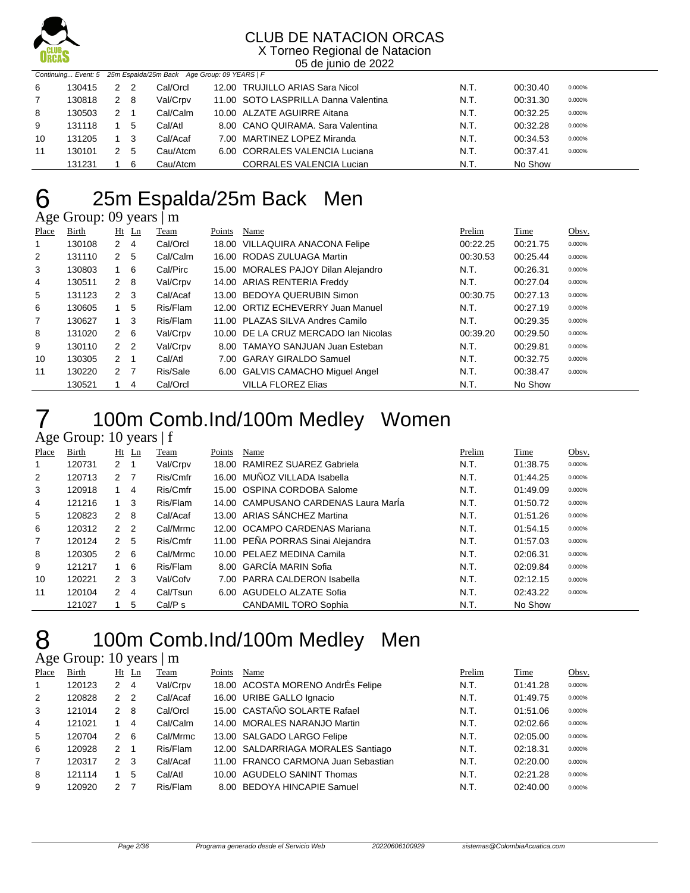Continuing... Event: 5 25m Espalda/25m Back Age Group: 09 YEARS | F

| Place | Birth | Ht | Ln | Team | Points | Name | Prelim | Time | Obsv. |
|---|---|---|---|---|---|---|---|---|---|
| 6 | 130415 | 2 | 2 | Cal/Orcl | 12.00 | TRUJILLO ARIAS Sara Nicol | N.T. | 00:30.40 | 0.000% |
| 7 | 130818 | 2 | 8 | Val/Crpv | 11.00 | SOTO LASPRILLA Danna Valentina | N.T. | 00:31.30 | 0.000% |
| 8 | 130503 | 2 | 1 | Cal/Calm | 10.00 | ALZATE AGUIRRE Aitana | N.T. | 00:32.25 | 0.000% |
| 9 | 131118 | 1 | 5 | Cal/Atl | 8.00 | CANO QUIRAMA. Sara Valentina | N.T. | 00:32.28 | 0.000% |
| 10 | 131205 | 1 | 3 | Cal/Acaf | 7.00 | MARTINEZ LOPEZ Miranda | N.T. | 00:34.53 | 0.000% |
| 11 | 130101 | 2 | 5 | Cau/Atcm | 6.00 | CORRALES VALENCIA Luciana | N.T. | 00:37.41 | 0.000% |
| | 131231 | 1 | 6 | Cau/Atcm | | CORRALES VALENCIA Lucian | N.T. | No Show | |

# 6 25m Espalda/25m Back Men

## Age Group: 09 years | m

| Place | Birth | Ht | Ln | Team | Points | Name | Prelim | Time | Obsv. |
|---|---|---|---|---|---|---|---|---|---|
| 1 | 130108 | 2 | 4 | Cal/Orcl | 18.00 | VILLAQUIRA ANACONA Felipe | 00:22.25 | 00:21.75 | 0.000% |
| 2 | 131110 | 2 | 5 | Cal/Calm | 16.00 | RODAS ZULUAGA Martin | 00:30.53 | 00:25.44 | 0.000% |
| 3 | 130803 | 1 | 6 | Cal/Pirc | 15.00 | MORALES PAJOY Dilan Alejandro | N.T. | 00:26.31 | 0.000% |
| 4 | 130511 | 2 | 8 | Val/Crpv | 14.00 | ARIAS RENTERIA Freddy | N.T. | 00:27.04 | 0.000% |
| 5 | 131123 | 2 | 3 | Cal/Acaf | 13.00 | BEDOYA QUERUBIN Simon | 00:30.75 | 00:27.13 | 0.000% |
| 6 | 130605 | 1 | 5 | Ris/Flam | 12.00 | ORTIZ ECHEVERRY Juan Manuel | N.T. | 00:27.19 | 0.000% |
| 7 | 130627 | 1 | 3 | Ris/Flam | 11.00 | PLAZAS SILVA Andres Camilo | N.T. | 00:29.35 | 0.000% |
| 8 | 131020 | 2 | 6 | Val/Crpv | 10.00 | DE LA CRUZ MERCADO Ian Nicolas | 00:39.20 | 00:29.50 | 0.000% |
| 9 | 130110 | 2 | 2 | Val/Crpv | 8.00 | TAMAYO SANJUAN Juan Esteban | N.T. | 00:29.81 | 0.000% |
| 10 | 130305 | 2 | 1 | Cal/Atl | 7.00 | GARAY GIRALDO Samuel | N.T. | 00:32.75 | 0.000% |
| 11 | 130220 | 2 | 7 | Ris/Sale | 6.00 | GALVIS CAMACHO Miguel Angel | N.T. | 00:38.47 | 0.000% |
| | 130521 | 1 | 4 | Cal/Orcl | | VILLA FLOREZ Elias | N.T. | No Show | |

# 7 100m Comb.Ind/100m Medley Women

## Age Group: 10 years | f

| Place | Birth | Ht | Ln | Team | Points | Name | Prelim | Time | Obsv. |
|---|---|---|---|---|---|---|---|---|---|
| 1 | 120731 | 2 | 1 | Val/Crpv | 18.00 | RAMIREZ SUAREZ Gabriela | N.T. | 01:38.75 | 0.000% |
| 2 | 120713 | 2 | 7 | Ris/Cmfr | 16.00 | MUÑOZ VILLADA Isabella | N.T. | 01:44.25 | 0.000% |
| 3 | 120918 | 1 | 4 | Ris/Cmfr | 15.00 | OSPINA CORDOBA Salome | N.T. | 01:49.09 | 0.000% |
| 4 | 121216 | 1 | 3 | Ris/Flam | 14.00 | CAMPUSANO CARDENAS Laura MarÍa | N.T. | 01:50.72 | 0.000% |
| 5 | 120823 | 2 | 8 | Cal/Acaf | 13.00 | ARIAS SÁNCHEZ Martina | N.T. | 01:51.26 | 0.000% |
| 6 | 120312 | 2 | 2 | Cal/Mrmc | 12.00 | OCAMPO CARDENAS Mariana | N.T. | 01:54.15 | 0.000% |
| 7 | 120124 | 2 | 5 | Ris/Cmfr | 11.00 | PEÑA PORRAS Sinai Alejandra | N.T. | 01:57.03 | 0.000% |
| 8 | 120305 | 2 | 6 | Cal/Mrmc | 10.00 | PELAEZ MEDINA Camila | N.T. | 02:06.31 | 0.000% |
| 9 | 121217 | 1 | 6 | Ris/Flam | 8.00 | GARCÍA MARIN Sofia | N.T. | 02:09.84 | 0.000% |
| 10 | 120221 | 2 | 3 | Val/Cofv | 7.00 | PARRA CALDERON Isabella | N.T. | 02:12.15 | 0.000% |
| 11 | 120104 | 2 | 4 | Cal/Tsun | 6.00 | AGUDELO ALZATE Sofia | N.T. | 02:43.22 | 0.000% |
| | 121027 | 1 | 5 | Cal/P s | | CANDAMIL TORO Sophia | N.T. | No Show | |

# 8 100m Comb.Ind/100m Medley Men

## Age Group: 10 years | m

| Place | Birth | Ht | Ln | Team | Points | Name | Prelim | Time | Obsv. |
|---|---|---|---|---|---|---|---|---|---|
| 1 | 120123 | 2 | 4 | Val/Crpv | 18.00 | ACOSTA MORENO AndrÉs Felipe | N.T. | 01:41.28 | 0.000% |
| 2 | 120828 | 2 | 2 | Cal/Acaf | 16.00 | URIBE GALLO Ignacio | N.T. | 01:49.75 | 0.000% |
| 3 | 121014 | 2 | 8 | Cal/Orcl | 15.00 | CASTAÑO SOLARTE Rafael | N.T. | 01:51.06 | 0.000% |
| 4 | 121021 | 1 | 4 | Cal/Calm | 14.00 | MORALES NARANJO Martin | N.T. | 02:02.66 | 0.000% |
| 5 | 120704 | 2 | 6 | Cal/Mrmc | 13.00 | SALGADO LARGO Felipe | N.T. | 02:05.00 | 0.000% |
| 6 | 120928 | 2 | 1 | Ris/Flam | 12.00 | SALDARRIAGA MORALES Santiago | N.T. | 02:18.31 | 0.000% |
| 7 | 120317 | 2 | 3 | Cal/Acaf | 11.00 | FRANCO CARMONA Juan Sebastian | N.T. | 02:20.00 | 0.000% |
| 8 | 121114 | 1 | 5 | Cal/Atl | 10.00 | AGUDELO SANINT Thomas | N.T. | 02:21.28 | 0.000% |
| 9 | 120920 | 2 | 7 | Ris/Flam | 8.00 | BEDOYA HINCAPIE Samuel | N.T. | 02:40.00 | 0.000% |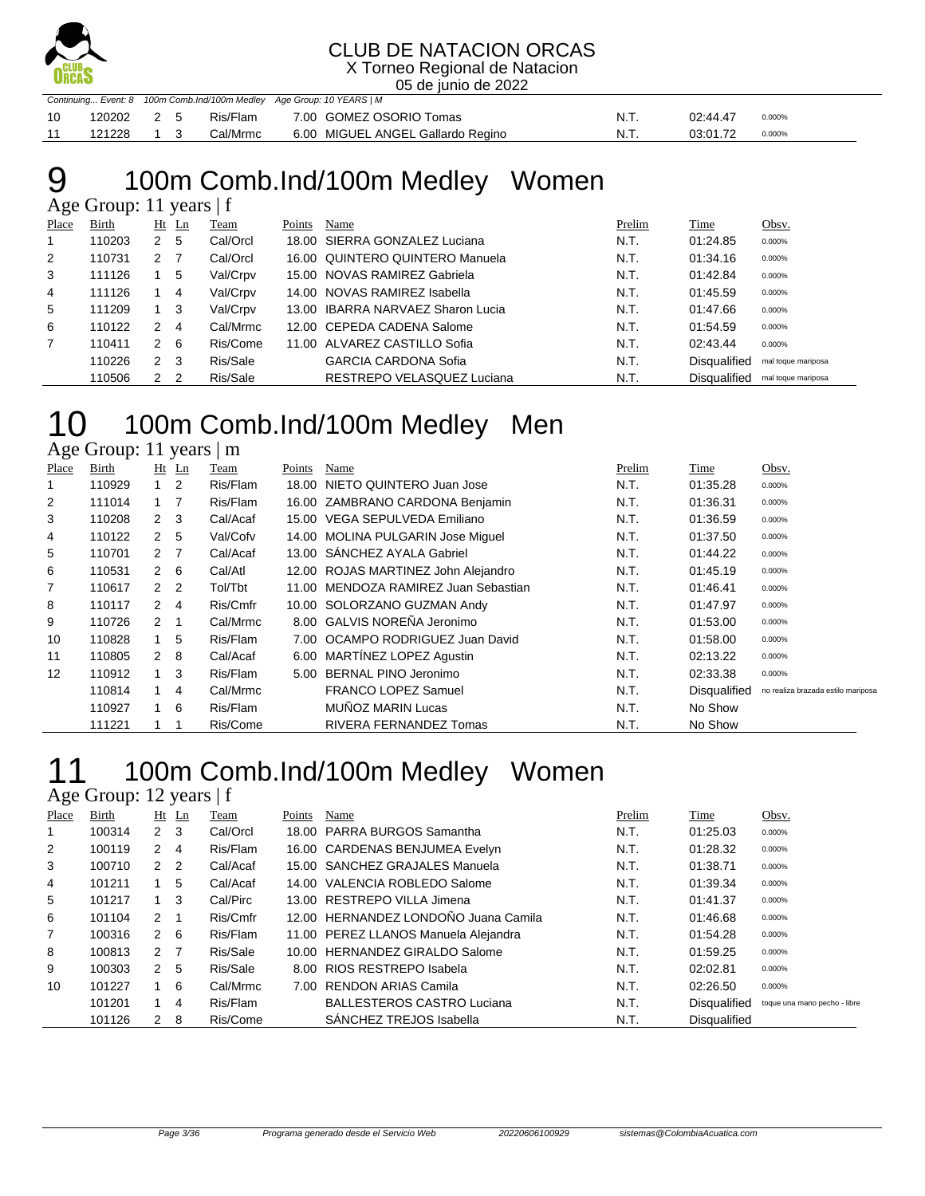Continuing... Event: 8 100m Comb.Ind/100m Medley Age Group: 10 YEARS | M

| | | | | | | | | | |
|---|---|---|---|---|---|---|---|---|---|
| 10 | 120202 | 2 | 5 | Ris/Flam | 7.00 | GOMEZ OSORIO Tomas | N.T. | 02:44.47 | 0.000% |
| 11 | 121228 | 1 | 3 | Cal/Mrmc | 6.00 | MIGUEL ANGEL Gallardo Regino | N.T. | 03:01.72 | 0.000% |

# 9 100m Comb.Ind/100m Medley Women

Age Group: 11 years | f

| Place | Birth | Ht | Ln | Team | Points | Name | Prelim | Time | Obsv. |
|---|---|---|---|---|---|---|---|---|---|
| 1 | 110203 | 2 | 5 | Cal/Orcl | 18.00 | SIERRA GONZALEZ Luciana | N.T. | 01:24.85 | 0.000% |
| 2 | 110731 | 2 | 7 | Cal/Orcl | 16.00 | QUINTERO QUINTERO Manuela | N.T. | 01:34.16 | 0.000% |
| 3 | 111126 | 1 | 5 | Val/Crpv | 15.00 | NOVAS RAMIREZ Gabriela | N.T. | 01:42.84 | 0.000% |
| 4 | 111126 | 1 | 4 | Val/Crpv | 14.00 | NOVAS RAMIREZ Isabella | N.T. | 01:45.59 | 0.000% |
| 5 | 111209 | 1 | 3 | Val/Crpv | 13.00 | IBARRA NARVAEZ Sharon Lucia | N.T. | 01:47.66 | 0.000% |
| 6 | 110122 | 2 | 4 | Cal/Mrmc | 12.00 | CEPEDA CADENA Salome | N.T. | 01:54.59 | 0.000% |
| 7 | 110411 | 2 | 6 | Ris/Come | 11.00 | ALVAREZ CASTILLO Sofia | N.T. | 02:43.44 | 0.000% |
| | 110226 | 2 | 3 | Ris/Sale | | GARCIA CARDONA Sofia | N.T. | Disqualified | mal toque mariposa |
| | 110506 | 2 | 2 | Ris/Sale | | RESTREPO VELASQUEZ Luciana | N.T. | Disqualified | mal toque mariposa |

# 10 100m Comb.Ind/100m Medley Men

Age Group: 11 years | m

| Place | Birth | Ht | Ln | Team | Points | Name | Prelim | Time | Obsv. |
|---|---|---|---|---|---|---|---|---|---|
| 1 | 110929 | 1 | 2 | Ris/Flam | 18.00 | NIETO QUINTERO Juan Jose | N.T. | 01:35.28 | 0.000% |
| 2 | 111014 | 1 | 7 | Ris/Flam | 16.00 | ZAMBRANO CARDONA Benjamin | N.T. | 01:36.31 | 0.000% |
| 3 | 110208 | 2 | 3 | Cal/Acaf | 15.00 | VEGA SEPULVEDA Emiliano | N.T. | 01:36.59 | 0.000% |
| 4 | 110122 | 2 | 5 | Val/Cofv | 14.00 | MOLINA PULGARIN Jose Miguel | N.T. | 01:37.50 | 0.000% |
| 5 | 110701 | 2 | 7 | Cal/Acaf | 13.00 | SÁNCHEZ AYALA Gabriel | N.T. | 01:44.22 | 0.000% |
| 6 | 110531 | 2 | 6 | Cal/Atl | 12.00 | ROJAS MARTINEZ John Alejandro | N.T. | 01:45.19 | 0.000% |
| 7 | 110617 | 2 | 2 | Tol/Tbt | 11.00 | MENDOZA RAMIREZ Juan Sebastian | N.T. | 01:46.41 | 0.000% |
| 8 | 110117 | 2 | 4 | Ris/Cmfr | 10.00 | SOLORZANO GUZMAN Andy | N.T. | 01:47.97 | 0.000% |
| 9 | 110726 | 2 | 1 | Cal/Mrmc | 8.00 | GALVIS NOREÑA Jeronimo | N.T. | 01:53.00 | 0.000% |
| 10 | 110828 | 1 | 5 | Ris/Flam | 7.00 | OCAMPO RODRIGUEZ Juan David | N.T. | 01:58.00 | 0.000% |
| 11 | 110805 | 2 | 8 | Cal/Acaf | 6.00 | MARTÍNEZ LOPEZ Agustin | N.T. | 02:13.22 | 0.000% |
| 12 | 110912 | 1 | 3 | Ris/Flam | 5.00 | BERNAL PINO Jeronimo | N.T. | 02:33.38 | 0.000% |
| | 110814 | 1 | 4 | Cal/Mrmc | | FRANCO LOPEZ Samuel | N.T. | Disqualified | no realiza brazada estilo mariposa |
| | 110927 | 1 | 6 | Ris/Flam | | MUÑOZ MARIN Lucas | N.T. | No Show | |
| | 111221 | 1 | 1 | Ris/Come | | RIVERA FERNANDEZ Tomas | N.T. | No Show | |

# 11 100m Comb.Ind/100m Medley Women

Age Group: 12 years | f

| Place | Birth | Ht | Ln | Team | Points | Name | Prelim | Time | Obsv. |
|---|---|---|---|---|---|---|---|---|---|
| 1 | 100314 | 2 | 3 | Cal/Orcl | 18.00 | PARRA BURGOS Samantha | N.T. | 01:25.03 | 0.000% |
| 2 | 100119 | 2 | 4 | Ris/Flam | 16.00 | CARDENAS BENJUMEA Evelyn | N.T. | 01:28.32 | 0.000% |
| 3 | 100710 | 2 | 2 | Cal/Acaf | 15.00 | SANCHEZ GRAJALES Manuela | N.T. | 01:38.71 | 0.000% |
| 4 | 101211 | 1 | 5 | Cal/Acaf | 14.00 | VALENCIA ROBLEDO Salome | N.T. | 01:39.34 | 0.000% |
| 5 | 101217 | 1 | 3 | Cal/Pirc | 13.00 | RESTREPO VILLA Jimena | N.T. | 01:41.37 | 0.000% |
| 6 | 101104 | 2 | 1 | Ris/Cmfr | 12.00 | HERNANDEZ LONDOÑO Juana Camila | N.T. | 01:46.68 | 0.000% |
| 7 | 100316 | 2 | 6 | Ris/Flam | 11.00 | PEREZ LLANOS Manuela Alejandra | N.T. | 01:54.28 | 0.000% |
| 8 | 100813 | 2 | 7 | Ris/Sale | 10.00 | HERNANDEZ GIRALDO Salome | N.T. | 01:59.25 | 0.000% |
| 9 | 100303 | 2 | 5 | Ris/Sale | 8.00 | RIOS RESTREPO Isabela | N.T. | 02:02.81 | 0.000% |
| 10 | 101227 | 1 | 6 | Cal/Mrmc | 7.00 | RENDON ARIAS Camila | N.T. | 02:26.50 | 0.000% |
| | 101201 | 1 | 4 | Ris/Flam | | BALLESTEROS CASTRO Luciana | N.T. | Disqualified | toque una mano pecho - libre |
| | 101126 | 2 | 8 | Ris/Come | | SÁNCHEZ TREJOS Isabella | N.T. | Disqualified | |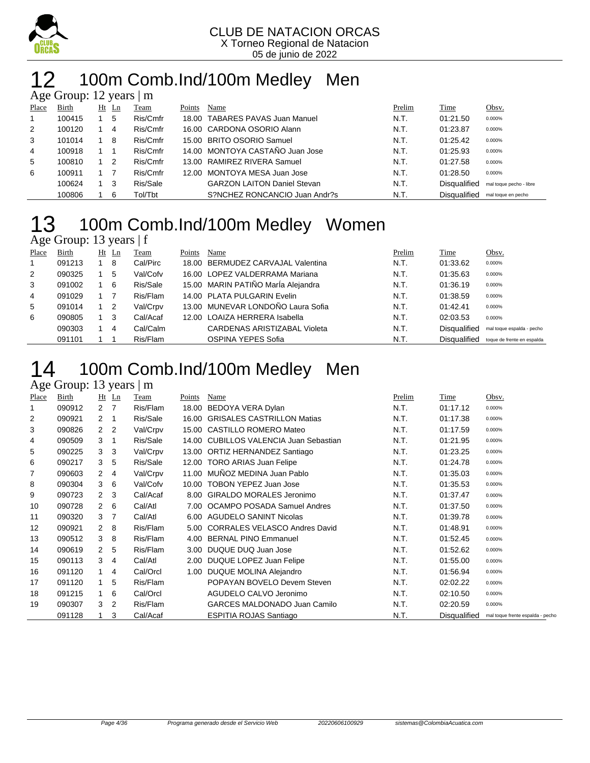CLUB DE NATACION ORCAS
X Torneo Regional de Natacion
05 de junio de 2022

# 12 100m Comb.Ind/100m Medley Men

Age Group: 12 years | m

| Place | Birth | Ht | Ln | Team | Points | Name | Prelim | Time | Obsv. |
|---|---|---|---|---|---|---|---|---|---|
| 1 | 100415 | 1 | 5 | Ris/Cmfr | 18.00 | TABARES PAVAS Juan Manuel | N.T. | 01:21.50 | 0.000% |
| 2 | 100120 | 1 | 4 | Ris/Cmfr | 16.00 | CARDONA OSORIO Alann | N.T. | 01:23.87 | 0.000% |
| 3 | 101014 | 1 | 8 | Ris/Cmfr | 15.00 | BRITO OSORIO Samuel | N.T. | 01:25.42 | 0.000% |
| 4 | 100918 | 1 | 1 | Ris/Cmfr | 14.00 | MONTOYA CASTAÑO Juan Jose | N.T. | 01:25.93 | 0.000% |
| 5 | 100810 | 1 | 2 | Ris/Cmfr | 13.00 | RAMIREZ RIVERA Samuel | N.T. | 01:27.58 | 0.000% |
| 6 | 100911 | 1 | 7 | Ris/Cmfr | 12.00 | MONTOYA MESA Juan Jose | N.T. | 01:28.50 | 0.000% |
| | 100624 | 1 | 3 | Ris/Sale | | GARZON LAITON Daniel Stevan | N.T. | Disqualified | mal toque pecho - libre |
| | 100806 | 1 | 6 | Tol/Tbt | | S?NCHEZ RONCANCIO Juan Andr?s | N.T. | Disqualified | mal toque en pecho |

# 13 100m Comb.Ind/100m Medley Women

Age Group: 13 years | f

| Place | Birth | Ht | Ln | Team | Points | Name | Prelim | Time | Obsv. |
|---|---|---|---|---|---|---|---|---|---|
| 1 | 091213 | 1 | 8 | Cal/Pirc | 18.00 | BERMUDEZ CARVAJAL Valentina | N.T. | 01:33.62 | 0.000% |
| 2 | 090325 | 1 | 5 | Val/Cofv | 16.00 | LOPEZ VALDERRAMA Mariana | N.T. | 01:35.63 | 0.000% |
| 3 | 091002 | 1 | 6 | Ris/Sale | 15.00 | MARIN PATIÑO MarÍa Alejandra | N.T. | 01:36.19 | 0.000% |
| 4 | 091029 | 1 | 7 | Ris/Flam | 14.00 | PLATA PULGARIN Evelin | N.T. | 01:38.59 | 0.000% |
| 5 | 091014 | 1 | 2 | Val/Crpv | 13.00 | MUNEVAR LONDOÑO Laura Sofia | N.T. | 01:42.41 | 0.000% |
| 6 | 090805 | 1 | 3 | Cal/Acaf | 12.00 | LOAIZA HERRERA Isabella | N.T. | 02:03.53 | 0.000% |
| | 090303 | 1 | 4 | Cal/Calm | | CARDENAS ARISTIZABAL Violeta | N.T. | Disqualified | mal toque espalda - pecho |
| | 091101 | 1 | 1 | Ris/Flam | | OSPINA YEPES Sofia | N.T. | Disqualified | toque de frente en espalda |

# 14 100m Comb.Ind/100m Medley Men

Age Group: 13 years | m

| Place | Birth | Ht | Ln | Team | Points | Name | Prelim | Time | Obsv. |
|---|---|---|---|---|---|---|---|---|---|
| 1 | 090912 | 2 | 7 | Ris/Flam | 18.00 | BEDOYA VERA Dylan | N.T. | 01:17.12 | 0.000% |
| 2 | 090921 | 2 | 1 | Ris/Sale | 16.00 | GRISALES CASTRILLON Matias | N.T. | 01:17.38 | 0.000% |
| 3 | 090826 | 2 | 2 | Val/Crpv | 15.00 | CASTILLO ROMERO Mateo | N.T. | 01:17.59 | 0.000% |
| 4 | 090509 | 3 | 1 | Ris/Sale | 14.00 | CUBILLOS VALENCIA Juan Sebastian | N.T. | 01:21.95 | 0.000% |
| 5 | 090225 | 3 | 3 | Val/Crpv | 13.00 | ORTIZ HERNANDEZ Santiago | N.T. | 01:23.25 | 0.000% |
| 6 | 090217 | 3 | 5 | Ris/Sale | 12.00 | TORO ARIAS Juan Felipe | N.T. | 01:24.78 | 0.000% |
| 7 | 090603 | 2 | 4 | Val/Crpv | 11.00 | MUÑOZ MEDINA Juan Pablo | N.T. | 01:35.03 | 0.000% |
| 8 | 090304 | 3 | 6 | Val/Cofv | 10.00 | TOBON YEPEZ Juan Jose | N.T. | 01:35.53 | 0.000% |
| 9 | 090723 | 2 | 3 | Cal/Acaf | 8.00 | GIRALDO MORALES Jeronimo | N.T. | 01:37.47 | 0.000% |
| 10 | 090728 | 2 | 6 | Cal/Atl | 7.00 | OCAMPO POSADA Samuel Andres | N.T. | 01:37.50 | 0.000% |
| 11 | 090320 | 3 | 7 | Cal/Atl | 6.00 | AGUDELO SANINT Nicolas | N.T. | 01:39.78 | 0.000% |
| 12 | 090921 | 2 | 8 | Ris/Flam | 5.00 | CORRALES VELASCO Andres David | N.T. | 01:48.91 | 0.000% |
| 13 | 090512 | 3 | 8 | Ris/Flam | 4.00 | BERNAL PINO Emmanuel | N.T. | 01:52.45 | 0.000% |
| 14 | 090619 | 2 | 5 | Ris/Flam | 3.00 | DUQUE DUQ Juan Jose | N.T. | 01:52.62 | 0.000% |
| 15 | 090113 | 3 | 4 | Cal/Atl | 2.00 | DUQUE LOPEZ Juan Felipe | N.T. | 01:55.00 | 0.000% |
| 16 | 091120 | 1 | 4 | Cal/Orcl | 1.00 | DUQUE MOLINA Alejandro | N.T. | 01:56.94 | 0.000% |
| 17 | 091120 | 1 | 5 | Ris/Flam | | POPAYAN BOVELO Devem Steven | N.T. | 02:02.22 | 0.000% |
| 18 | 091215 | 1 | 6 | Cal/Orcl | | AGUDELO CALVO Jeronimo | N.T. | 02:10.50 | 0.000% |
| 19 | 090307 | 3 | 2 | Ris/Flam | | GARCES MALDONADO Juan Camilo | N.T. | 02:20.59 | 0.000% |
| | 091128 | 1 | 3 | Cal/Acaf | | ESPITIA ROJAS Santiago | N.T. | Disqualified | mal toque frente espalda - pecho |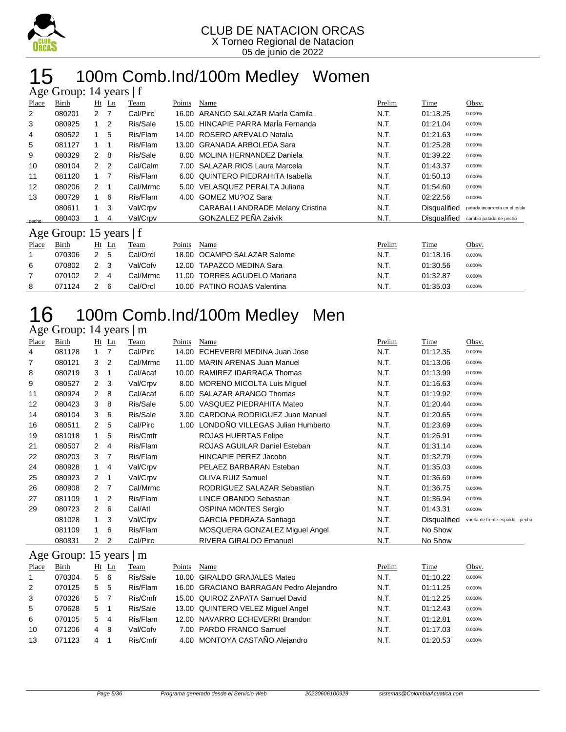CLUB DE NATACION ORCAS
X Torneo Regional de Natacion
05 de junio de 2022

# 15 100m Comb.Ind/100m Medley Women

## Age Group: 14 years | f

| Place | Birth | Ht | Ln | Team | Points | Name | Prelim | Time | Obsv. |
|---|---|---|---|---|---|---|---|---|---|
| 2 | 080201 | 2 | 7 | Cal/Pirc | 16.00 | ARANGO SALAZAR MarÍa Camila | N.T. | 01:18.25 | 0.000% |
| 3 | 080925 | 1 | 2 | Ris/Sale | 15.00 | HINCAPIE PARRA MarÍa Fernanda | N.T. | 01:21.04 | 0.000% |
| 4 | 080522 | 1 | 5 | Ris/Flam | 14.00 | ROSERO AREVALO Natalia | N.T. | 01:21.63 | 0.000% |
| 5 | 081127 | 1 | 1 | Ris/Flam | 13.00 | GRANADA ARBOLEDA Sara | N.T. | 01:25.28 | 0.000% |
| 9 | 080329 | 2 | 8 | Ris/Sale | 8.00 | MOLINA HERNANDEZ Daniela | N.T. | 01:39.22 | 0.000% |
| 10 | 080104 | 2 | 2 | Cal/Calm | 7.00 | SALAZAR RIOS Laura Marcela | N.T. | 01:43.37 | 0.000% |
| 11 | 081120 | 1 | 7 | Ris/Flam | 6.00 | QUINTERO PIEDRAHITA Isabella | N.T. | 01:50.13 | 0.000% |
| 12 | 080206 | 2 | 1 | Cal/Mrmc | 5.00 | VELASQUEZ PERALTA Juliana | N.T. | 01:54.60 | 0.000% |
| 13 | 080729 | 1 | 6 | Ris/Flam | 4.00 | GOMEZ MU?OZ Sara | N.T. | 02:22.56 | 0.000% |
| | 080611 | 1 | 3 | Val/Crpv | | CARABALI ANDRADE Melany Cristina | N.T. | Disqualified | patada incorrecta en el estilo |
| pecho | 080403 | 1 | 4 | Val/Crpv | | GONZALEZ PEÑA Zaivik | N.T. | Disqualified | cambio patada de pecho |

## Age Group: 15 years | f

| Place | Birth | Ht | Ln | Team | Points | Name | Prelim | Time | Obsv. |
|---|---|---|---|---|---|---|---|---|---|
| 1 | 070306 | 2 | 5 | Cal/Orcl | 18.00 | OCAMPO SALAZAR Salome | N.T. | 01:18.16 | 0.000% |
| 6 | 070802 | 2 | 3 | Val/Cofv | 12.00 | TAPAZCO MEDINA Sara | N.T. | 01:30.56 | 0.000% |
| 7 | 070102 | 2 | 4 | Cal/Mrmc | 11.00 | TORRES AGUDELO Mariana | N.T. | 01:32.87 | 0.000% |
| 8 | 071124 | 2 | 6 | Cal/Orcl | 10.00 | PATINO ROJAS Valentina | N.T. | 01:35.03 | 0.000% |

# 16 100m Comb.Ind/100m Medley Men

## Age Group: 14 years | m

| Place | Birth | Ht | Ln | Team | Points | Name | Prelim | Time | Obsv. |
|---|---|---|---|---|---|---|---|---|---|
| 4 | 081128 | 1 | 7 | Cal/Pirc | 14.00 | ECHEVERRI MEDINA Juan Jose | N.T. | 01:12.35 | 0.000% |
| 7 | 080121 | 3 | 2 | Cal/Mrmc | 11.00 | MARIN ARENAS Juan Manuel | N.T. | 01:13.06 | 0.000% |
| 8 | 080219 | 3 | 1 | Cal/Acaf | 10.00 | RAMIREZ IDARRAGA Thomas | N.T. | 01:13.99 | 0.000% |
| 9 | 080527 | 2 | 3 | Val/Crpv | 8.00 | MORENO MICOLTA Luis Miguel | N.T. | 01:16.63 | 0.000% |
| 11 | 080924 | 2 | 8 | Cal/Acaf | 6.00 | SALAZAR ARANGO Thomas | N.T. | 01:19.92 | 0.000% |
| 12 | 080423 | 3 | 8 | Ris/Sale | 5.00 | VASQUEZ PIEDRAHITA Mateo | N.T. | 01:20.44 | 0.000% |
| 14 | 080104 | 3 | 6 | Ris/Sale | 3.00 | CARDONA RODRIGUEZ Juan Manuel | N.T. | 01:20.65 | 0.000% |
| 16 | 080511 | 2 | 5 | Cal/Pirc | 1.00 | LONDOÑO VILLEGAS Julian Humberto | N.T. | 01:23.69 | 0.000% |
| 19 | 081018 | 1 | 5 | Ris/Cmfr | | ROJAS HUERTAS Felipe | N.T. | 01:26.91 | 0.000% |
| 21 | 080507 | 2 | 4 | Ris/Flam | | ROJAS AGUILAR Daniel Esteban | N.T. | 01:31.14 | 0.000% |
| 22 | 080203 | 3 | 7 | Ris/Flam | | HINCAPIE PEREZ Jacobo | N.T. | 01:32.79 | 0.000% |
| 24 | 080928 | 1 | 4 | Val/Crpv | | PELAEZ BARBARAN Esteban | N.T. | 01:35.03 | 0.000% |
| 25 | 080923 | 2 | 1 | Val/Crpv | | OLIVA RUIZ Samuel | N.T. | 01:36.69 | 0.000% |
| 26 | 080908 | 2 | 7 | Cal/Mrmc | | RODRIGUEZ SALAZAR Sebastian | N.T. | 01:36.75 | 0.000% |
| 27 | 081109 | 1 | 2 | Ris/Flam | | LINCE OBANDO Sebastian | N.T. | 01:36.94 | 0.000% |
| 29 | 080723 | 2 | 6 | Cal/Atl | | OSPINA MONTES Sergio | N.T. | 01:43.31 | 0.000% |
| | 081028 | 1 | 3 | Val/Crpv | | GARCIA PEDRAZA Santiago | N.T. | Disqualified | vuelta de frente espalda - pecho |
| | 081109 | 1 | 6 | Ris/Flam | | MOSQUERA GONZALEZ Miguel Angel | N.T. | No Show | |
| | 080831 | 2 | 2 | Cal/Pirc | | RIVERA GIRALDO Emanuel | N.T. | No Show | |

## Age Group: 15 years | m

| Place | Birth | Ht | Ln | Team | Points | Name | Prelim | Time | Obsv. |
|---|---|---|---|---|---|---|---|---|---|
| 1 | 070304 | 5 | 6 | Ris/Sale | 18.00 | GIRALDO GRAJALES Mateo | N.T. | 01:10.22 | 0.000% |
| 2 | 070125 | 5 | 5 | Ris/Flam | 16.00 | GRACIANO BARRAGAN Pedro Alejandro | N.T. | 01:11.25 | 0.000% |
| 3 | 070326 | 5 | 7 | Ris/Cmfr | 15.00 | QUIROZ ZAPATA Samuel David | N.T. | 01:12.25 | 0.000% |
| 5 | 070628 | 5 | 1 | Ris/Sale | 13.00 | QUINTERO VELEZ Miguel Angel | N.T. | 01:12.43 | 0.000% |
| 6 | 070105 | 5 | 4 | Ris/Flam | 12.00 | NAVARRO ECHEVERRI Brandon | N.T. | 01:12.81 | 0.000% |
| 10 | 071206 | 4 | 8 | Val/Cofv | 7.00 | PARDO FRANCO Samuel | N.T. | 01:17.03 | 0.000% |
| 13 | 071123 | 4 | 1 | Ris/Cmfr | 4.00 | MONTOYA CASTAÑO Alejandro | N.T. | 01:20.53 | 0.000% |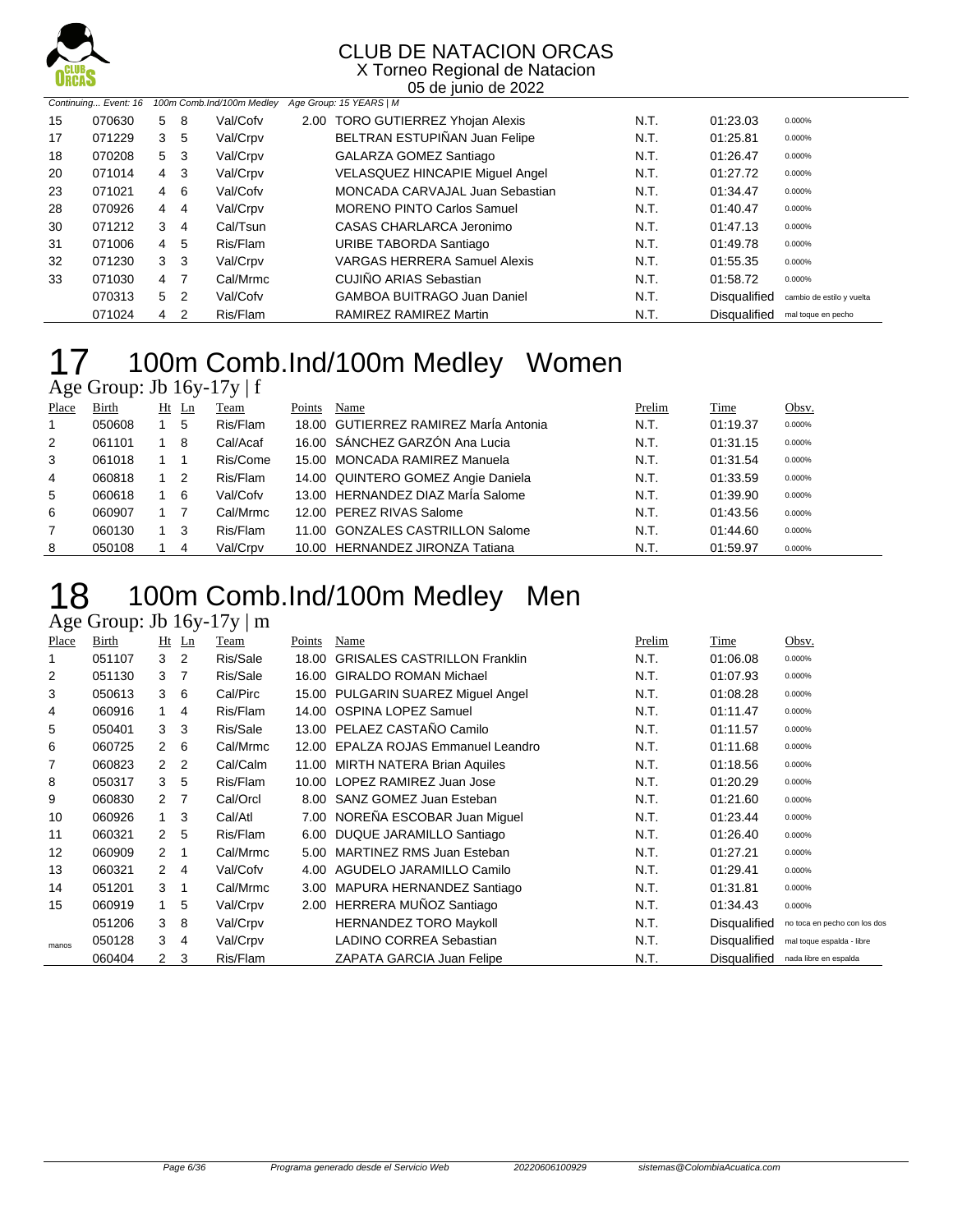# CLUB DE NATACION ORCAS

X Torneo Regional de Natacion

05 de junio de 2022

Continuing... Event: 16 100m Comb.Ind/100m Medley Age Group: 15 YEARS | M

| Place | Birth | Ht | Ln | Team | Points | Name | Prelim | Time | Obsv. |
|---|---|---|---|---|---|---|---|---|---|
| 15 | 070630 | 5 | 8 | Val/Cofv | 2.00 | TORO GUTIERREZ Yhojan Alexis | N.T. | 01:23.03 | 0.000% |
| 17 | 071229 | 3 | 5 | Val/Crpv | | BELTRAN ESTUPIÑAN Juan Felipe | N.T. | 01:25.81 | 0.000% |
| 18 | 070208 | 5 | 3 | Val/Crpv | | GALARZA GOMEZ Santiago | N.T. | 01:26.47 | 0.000% |
| 20 | 071014 | 4 | 3 | Val/Crpv | | VELASQUEZ HINCAPIE Miguel Angel | N.T. | 01:27.72 | 0.000% |
| 23 | 071021 | 4 | 6 | Val/Cofv | | MONCADA CARVAJAL Juan Sebastian | N.T. | 01:34.47 | 0.000% |
| 28 | 070926 | 4 | 4 | Val/Crpv | | MORENO PINTO Carlos Samuel | N.T. | 01:40.47 | 0.000% |
| 30 | 071212 | 3 | 4 | Cal/Tsun | | CASAS CHARLARCA Jeronimo | N.T. | 01:47.13 | 0.000% |
| 31 | 071006 | 4 | 5 | Ris/Flam | | URIBE TABORDA Santiago | N.T. | 01:49.78 | 0.000% |
| 32 | 071230 | 3 | 3 | Val/Crpv | | VARGAS HERRERA Samuel Alexis | N.T. | 01:55.35 | 0.000% |
| 33 | 071030 | 4 | 7 | Cal/Mrmc | | CUJIÑO ARIAS Sebastian | N.T. | 01:58.72 | 0.000% |
| | 070313 | 5 | 2 | Val/Cofv | | GAMBOA BUITRAGO Juan Daniel | N.T. | Disqualified | cambio de estilo y vuelta |
| | 071024 | 4 | 2 | Ris/Flam | | RAMIREZ RAMIREZ Martin | N.T. | Disqualified | mal toque en pecho |

# 17 100m Comb.Ind/100m Medley Women

## Age Group: Jb 16y-17y | f

| Place | Birth | Ht | Ln | Team | Points | Name | Prelim | Time | Obsv. |
|---|---|---|---|---|---|---|---|---|---|
| 1 | 050608 | 1 | 5 | Ris/Flam | 18.00 | GUTIERREZ RAMIREZ MarÍa Antonia | N.T. | 01:19.37 | 0.000% |
| 2 | 061101 | 1 | 8 | Cal/Acaf | 16.00 | SÁNCHEZ GARZÓN Ana Lucia | N.T. | 01:31.15 | 0.000% |
| 3 | 061018 | 1 | 1 | Ris/Come | 15.00 | MONCADA RAMIREZ Manuela | N.T. | 01:31.54 | 0.000% |
| 4 | 060818 | 1 | 2 | Ris/Flam | 14.00 | QUINTERO GOMEZ Angie Daniela | N.T. | 01:33.59 | 0.000% |
| 5 | 060618 | 1 | 6 | Val/Cofv | 13.00 | HERNANDEZ DIAZ MarÍa Salome | N.T. | 01:39.90 | 0.000% |
| 6 | 060907 | 1 | 7 | Cal/Mrmc | 12.00 | PEREZ RIVAS Salome | N.T. | 01:43.56 | 0.000% |
| 7 | 060130 | 1 | 3 | Ris/Flam | 11.00 | GONZALES CASTRILLON Salome | N.T. | 01:44.60 | 0.000% |
| 8 | 050108 | 1 | 4 | Val/Crpv | 10.00 | HERNANDEZ JIRONZA Tatiana | N.T. | 01:59.97 | 0.000% |

# 18 100m Comb.Ind/100m Medley Men

## Age Group: Jb 16y-17y | m

| Place | Birth | Ht | Ln | Team | Points | Name | Prelim | Time | Obsv. |
|---|---|---|---|---|---|---|---|---|---|
| 1 | 051107 | 3 | 2 | Ris/Sale | 18.00 | GRISALES CASTRILLON Franklin | N.T. | 01:06.08 | 0.000% |
| 2 | 051130 | 3 | 7 | Ris/Sale | 16.00 | GIRALDO ROMAN Michael | N.T. | 01:07.93 | 0.000% |
| 3 | 050613 | 3 | 6 | Cal/Pirc | 15.00 | PULGARIN SUAREZ Miguel Angel | N.T. | 01:08.28 | 0.000% |
| 4 | 060916 | 1 | 4 | Ris/Flam | 14.00 | OSPINA LOPEZ Samuel | N.T. | 01:11.47 | 0.000% |
| 5 | 050401 | 3 | 3 | Ris/Sale | 13.00 | PELAEZ CASTAÑO Camilo | N.T. | 01:11.57 | 0.000% |
| 6 | 060725 | 2 | 6 | Cal/Mrmc | 12.00 | EPALZA ROJAS Emmanuel Leandro | N.T. | 01:11.68 | 0.000% |
| 7 | 060823 | 2 | 2 | Cal/Calm | 11.00 | MIRTH NATERA Brian Aquiles | N.T. | 01:18.56 | 0.000% |
| 8 | 050317 | 3 | 5 | Ris/Flam | 10.00 | LOPEZ RAMIREZ Juan Jose | N.T. | 01:20.29 | 0.000% |
| 9 | 060830 | 2 | 7 | Cal/Orcl | 8.00 | SANZ GOMEZ Juan Esteban | N.T. | 01:21.60 | 0.000% |
| 10 | 060926 | 1 | 3 | Cal/Atl | 7.00 | NOREÑA ESCOBAR Juan Miguel | N.T. | 01:23.44 | 0.000% |
| 11 | 060321 | 2 | 5 | Ris/Flam | 6.00 | DUQUE JARAMILLO Santiago | N.T. | 01:26.40 | 0.000% |
| 12 | 060909 | 2 | 1 | Cal/Mrmc | 5.00 | MARTINEZ RMS Juan Esteban | N.T. | 01:27.21 | 0.000% |
| 13 | 060321 | 2 | 4 | Val/Cofv | 4.00 | AGUDELO JARAMILLO Camilo | N.T. | 01:29.41 | 0.000% |
| 14 | 051201 | 3 | 1 | Cal/Mrmc | 3.00 | MAPURA HERNANDEZ Santiago | N.T. | 01:31.81 | 0.000% |
| 15 | 060919 | 1 | 5 | Val/Crpv | 2.00 | HERRERA MUÑOZ Santiago | N.T. | 01:34.43 | 0.000% |
| | 051206 | 3 | 8 | Val/Crpv | | HERNANDEZ TORO Maykoll | N.T. | Disqualified | no toca en pecho con los dos |
| manos | 050128 | 3 | 4 | Val/Crpv | | LADINO CORREA Sebastian | N.T. | Disqualified | mal toque espalda - libre |
| | 060404 | 2 | 3 | Ris/Flam | | ZAPATA GARCIA Juan Felipe | N.T. | Disqualified | nada libre en espalda |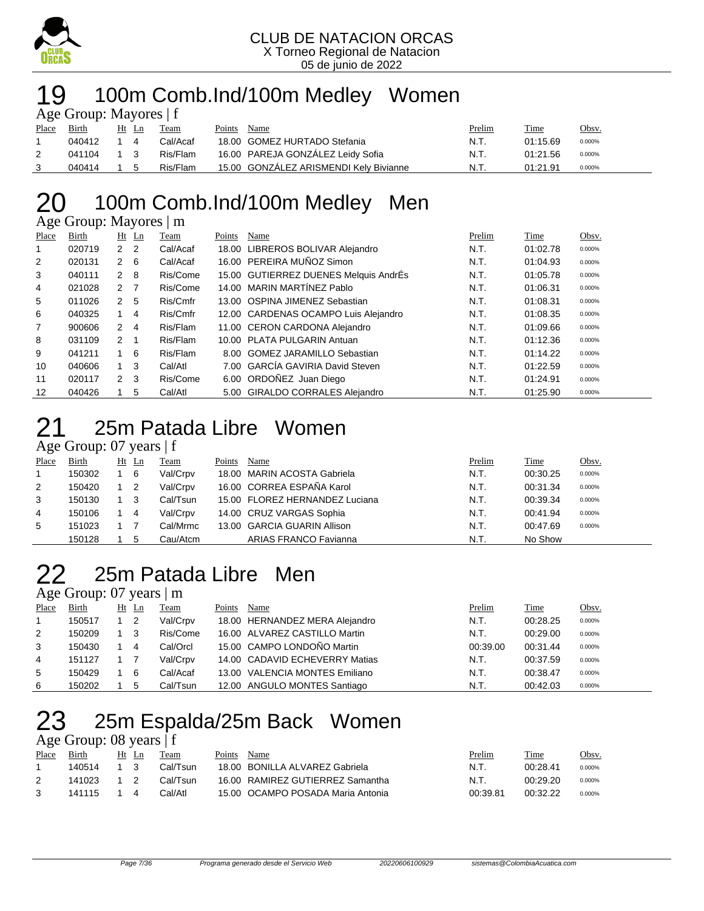CLUB DE NATACION ORCAS
X Torneo Regional de Natacion
05 de junio de 2022

# 19 100m Comb.Ind/100m Medley Women

Age Group: Mayores | f

| Place | Birth | Ht | Ln | Team | Points | Name | Prelim | Time | Obsv. |
|---|---|---|---|---|---|---|---|---|---|
| 1 | 040412 | 1 | 4 | Cal/Acaf | 18.00 | GOMEZ HURTADO Stefania | N.T. | 01:15.69 | 0.000% |
| 2 | 041104 | 1 | 3 | Ris/Flam | 16.00 | PAREJA GONZÁLEZ Leidy Sofia | N.T. | 01:21.56 | 0.000% |
| 3 | 040414 | 1 | 5 | Ris/Flam | 15.00 | GONZÁLEZ ARISMENDI Kely Bivianne | N.T. | 01:21.91 | 0.000% |

# 20 100m Comb.Ind/100m Medley Men

Age Group: Mayores | m

| Place | Birth | Ht | Ln | Team | Points | Name | Prelim | Time | Obsv. |
|---|---|---|---|---|---|---|---|---|---|
| 1 | 020719 | 2 | 2 | Cal/Acaf | 18.00 | LIBREROS BOLIVAR Alejandro | N.T. | 01:02.78 | 0.000% |
| 2 | 020131 | 2 | 6 | Cal/Acaf | 16.00 | PEREIRA MUÑOZ Simon | N.T. | 01:04.93 | 0.000% |
| 3 | 040111 | 2 | 8 | Ris/Come | 15.00 | GUTIERREZ DUENES Melquis AndrÉs | N.T. | 01:05.78 | 0.000% |
| 4 | 021028 | 2 | 7 | Ris/Come | 14.00 | MARIN MARTÍNEZ Pablo | N.T. | 01:06.31 | 0.000% |
| 5 | 011026 | 2 | 5 | Ris/Cmfr | 13.00 | OSPINA JIMENEZ Sebastian | N.T. | 01:08.31 | 0.000% |
| 6 | 040325 | 1 | 4 | Ris/Cmfr | 12.00 | CARDENAS OCAMPO Luis Alejandro | N.T. | 01:08.35 | 0.000% |
| 7 | 900606 | 2 | 4 | Ris/Flam | 11.00 | CERON CARDONA Alejandro | N.T. | 01:09.66 | 0.000% |
| 8 | 031109 | 2 | 1 | Ris/Flam | 10.00 | PLATA PULGARIN Antuan | N.T. | 01:12.36 | 0.000% |
| 9 | 041211 | 1 | 6 | Ris/Flam | 8.00 | GOMEZ JARAMILLO Sebastian | N.T. | 01:14.22 | 0.000% |
| 10 | 040606 | 1 | 3 | Cal/Atl | 7.00 | GARCÍA GAVIRIA David Steven | N.T. | 01:22.59 | 0.000% |
| 11 | 020117 | 2 | 3 | Ris/Come | 6.00 | ORDOÑEZ Juan Diego | N.T. | 01:24.91 | 0.000% |
| 12 | 040426 | 1 | 5 | Cal/Atl | 5.00 | GIRALDO CORRALES Alejandro | N.T. | 01:25.90 | 0.000% |

# 21 25m Patada Libre Women

Age Group: 07 years | f

| Place | Birth | Ht | Ln | Team | Points | Name | Prelim | Time | Obsv. |
|---|---|---|---|---|---|---|---|---|---|
| 1 | 150302 | 1 | 6 | Val/Crpv | 18.00 | MARIN ACOSTA Gabriela | N.T. | 00:30.25 | 0.000% |
| 2 | 150420 | 1 | 2 | Val/Crpv | 16.00 | CORREA ESPAÑA Karol | N.T. | 00:31.34 | 0.000% |
| 3 | 150130 | 1 | 3 | Cal/Tsun | 15.00 | FLOREZ HERNANDEZ Luciana | N.T. | 00:39.34 | 0.000% |
| 4 | 150106 | 1 | 4 | Val/Crpv | 14.00 | CRUZ VARGAS Sophia | N.T. | 00:41.94 | 0.000% |
| 5 | 151023 | 1 | 7 | Cal/Mrmc | 13.00 | GARCIA GUARIN Allison | N.T. | 00:47.69 | 0.000% |
| | 150128 | 1 | 5 | Cau/Atcm | | ARIAS FRANCO Favianna | N.T. | No Show | |

# 22 25m Patada Libre Men

Age Group: 07 years | m

| Place | Birth | Ht | Ln | Team | Points | Name | Prelim | Time | Obsv. |
|---|---|---|---|---|---|---|---|---|---|
| 1 | 150517 | 1 | 2 | Val/Crpv | 18.00 | HERNANDEZ MERA Alejandro | N.T. | 00:28.25 | 0.000% |
| 2 | 150209 | 1 | 3 | Ris/Come | 16.00 | ALVAREZ CASTILLO Martin | N.T. | 00:29.00 | 0.000% |
| 3 | 150430 | 1 | 4 | Cal/Orcl | 15.00 | CAMPO LONDOÑO Martin | 00:39.00 | 00:31.44 | 0.000% |
| 4 | 151127 | 1 | 7 | Val/Crpv | 14.00 | CADAVID ECHEVERRY Matias | N.T. | 00:37.59 | 0.000% |
| 5 | 150429 | 1 | 6 | Cal/Acaf | 13.00 | VALENCIA MONTES Emiliano | N.T. | 00:38.47 | 0.000% |
| 6 | 150202 | 1 | 5 | Cal/Tsun | 12.00 | ANGULO MONTES Santiago | N.T. | 00:42.03 | 0.000% |

# 23 25m Espalda/25m Back Women

Age Group: 08 years | f

| Place | Birth | Ht | Ln | Team | Points | Name | Prelim | Time | Obsv. |
|---|---|---|---|---|---|---|---|---|---|
| 1 | 140514 | 1 | 3 | Cal/Tsun | 18.00 | BONILLA ALVAREZ Gabriela | N.T. | 00:28.41 | 0.000% |
| 2 | 141023 | 1 | 2 | Cal/Tsun | 16.00 | RAMIREZ GUTIERREZ Samantha | N.T. | 00:29.20 | 0.000% |
| 3 | 141115 | 1 | 4 | Cal/Atl | 15.00 | OCAMPO POSADA Maria Antonia | 00:39.81 | 00:32.22 | 0.000% |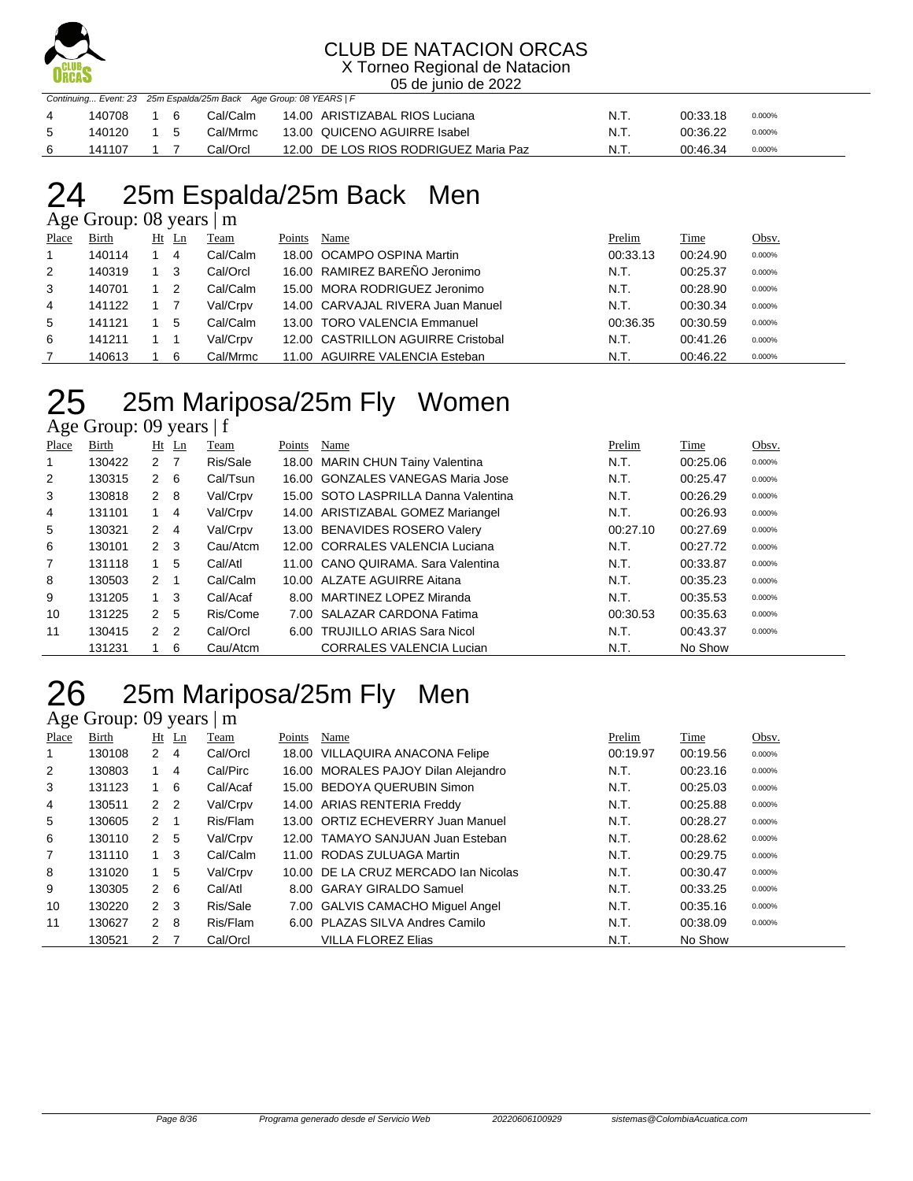Continuing... Event: 23 25m Espalda/25m Back Age Group: 08 YEARS | F

| Place | Birth | Ht | Ln | Team | Points | Name | Prelim | Time | Obsv. |
|---|---|---|---|---|---|---|---|---|---|
| 4 | 140708 | 1 | 6 | Cal/Calm | 14.00 | ARISTIZABAL RIOS Luciana | N.T. | 00:33.18 | 0.000% |
| 5 | 140120 | 1 | 5 | Cal/Mrmc | 13.00 | QUICENO AGUIRRE Isabel | N.T. | 00:36.22 | 0.000% |
| 6 | 141107 | 1 | 7 | Cal/Orcl | 12.00 | DE LOS RIOS RODRIGUEZ Maria Paz | N.T. | 00:46.34 | 0.000% |

# 24 25m Espalda/25m Back Men

Age Group: 08 years | m

| Place | Birth | Ht | Ln | Team | Points | Name | Prelim | Time | Obsv. |
|---|---|---|---|---|---|---|---|---|---|
| 1 | 140114 | 1 | 4 | Cal/Calm | 18.00 | OCAMPO OSPINA Martin | 00:33.13 | 00:24.90 | 0.000% |
| 2 | 140319 | 1 | 3 | Cal/Orcl | 16.00 | RAMIREZ BAREÑO Jeronimo | N.T. | 00:25.37 | 0.000% |
| 3 | 140701 | 1 | 2 | Cal/Calm | 15.00 | MORA RODRIGUEZ Jeronimo | N.T. | 00:28.90 | 0.000% |
| 4 | 141122 | 1 | 7 | Val/Crpv | 14.00 | CARVAJAL RIVERA Juan Manuel | N.T. | 00:30.34 | 0.000% |
| 5 | 141121 | 1 | 5 | Cal/Calm | 13.00 | TORO VALENCIA Emmanuel | 00:36.35 | 00:30.59 | 0.000% |
| 6 | 141211 | 1 | 1 | Val/Crpv | 12.00 | CASTRILLON AGUIRRE Cristobal | N.T. | 00:41.26 | 0.000% |
| 7 | 140613 | 1 | 6 | Cal/Mrmc | 11.00 | AGUIRRE VALENCIA Esteban | N.T. | 00:46.22 | 0.000% |

# 25 25m Mariposa/25m Fly Women

Age Group: 09 years | f

| Place | Birth | Ht | Ln | Team | Points | Name | Prelim | Time | Obsv. |
|---|---|---|---|---|---|---|---|---|---|
| 1 | 130422 | 2 | 7 | Ris/Sale | 18.00 | MARIN CHUN Tainy Valentina | N.T. | 00:25.06 | 0.000% |
| 2 | 130315 | 2 | 6 | Cal/Tsun | 16.00 | GONZALES VANEGAS Maria Jose | N.T. | 00:25.47 | 0.000% |
| 3 | 130818 | 2 | 8 | Val/Crpv | 15.00 | SOTO LASPRILLA Danna Valentina | N.T. | 00:26.29 | 0.000% |
| 4 | 131101 | 1 | 4 | Val/Crpv | 14.00 | ARISTIZABAL GOMEZ Mariangel | N.T. | 00:26.93 | 0.000% |
| 5 | 130321 | 2 | 4 | Val/Crpv | 13.00 | BENAVIDES ROSERO Valery | 00:27.10 | 00:27.69 | 0.000% |
| 6 | 130101 | 2 | 3 | Cau/Atcm | 12.00 | CORRALES VALENCIA Luciana | N.T. | 00:27.72 | 0.000% |
| 7 | 131118 | 1 | 5 | Cal/Atl | 11.00 | CANO QUIRAMA. Sara Valentina | N.T. | 00:33.87 | 0.000% |
| 8 | 130503 | 2 | 1 | Cal/Calm | 10.00 | ALZATE AGUIRRE Aitana | N.T. | 00:35.23 | 0.000% |
| 9 | 131205 | 1 | 3 | Cal/Acaf | 8.00 | MARTINEZ LOPEZ Miranda | N.T. | 00:35.53 | 0.000% |
| 10 | 131225 | 2 | 5 | Ris/Come | 7.00 | SALAZAR CARDONA Fatima | 00:30.53 | 00:35.63 | 0.000% |
| 11 | 130415 | 2 | 2 | Cal/Orcl | 6.00 | TRUJILLO ARIAS Sara Nicol | N.T. | 00:43.37 | 0.000% |
| | 131231 | 1 | 6 | Cau/Atcm | | CORRALES VALENCIA Lucian | N.T. | No Show | |

# 26 25m Mariposa/25m Fly Men

Age Group: 09 years | m

| Place | Birth | Ht | Ln | Team | Points | Name | Prelim | Time | Obsv. |
|---|---|---|---|---|---|---|---|---|---|
| 1 | 130108 | 2 | 4 | Cal/Orcl | 18.00 | VILLAQUIRA ANACONA Felipe | 00:19.97 | 00:19.56 | 0.000% |
| 2 | 130803 | 1 | 4 | Cal/Pirc | 16.00 | MORALES PAJOY Dilan Alejandro | N.T. | 00:23.16 | 0.000% |
| 3 | 131123 | 1 | 6 | Cal/Acaf | 15.00 | BEDOYA QUERUBIN Simon | N.T. | 00:25.03 | 0.000% |
| 4 | 130511 | 2 | 2 | Val/Crpv | 14.00 | ARIAS RENTERIA Freddy | N.T. | 00:25.88 | 0.000% |
| 5 | 130605 | 2 | 1 | Ris/Flam | 13.00 | ORTIZ ECHEVERRY Juan Manuel | N.T. | 00:28.27 | 0.000% |
| 6 | 130110 | 2 | 5 | Val/Crpv | 12.00 | TAMAYO SANJUAN Juan Esteban | N.T. | 00:28.62 | 0.000% |
| 7 | 131110 | 1 | 3 | Cal/Calm | 11.00 | RODAS ZULUAGA Martin | N.T. | 00:29.75 | 0.000% |
| 8 | 131020 | 1 | 5 | Val/Crpv | 10.00 | DE LA CRUZ MERCADO Ian Nicolas | N.T. | 00:30.47 | 0.000% |
| 9 | 130305 | 2 | 6 | Cal/Atl | 8.00 | GARAY GIRALDO Samuel | N.T. | 00:33.25 | 0.000% |
| 10 | 130220 | 2 | 3 | Ris/Sale | 7.00 | GALVIS CAMACHO Miguel Angel | N.T. | 00:35.16 | 0.000% |
| 11 | 130627 | 2 | 8 | Ris/Flam | 6.00 | PLAZAS SILVA Andres Camilo | N.T. | 00:38.09 | 0.000% |
| | 130521 | 2 | 7 | Cal/Orcl | | VILLA FLOREZ Elias | N.T. | No Show | |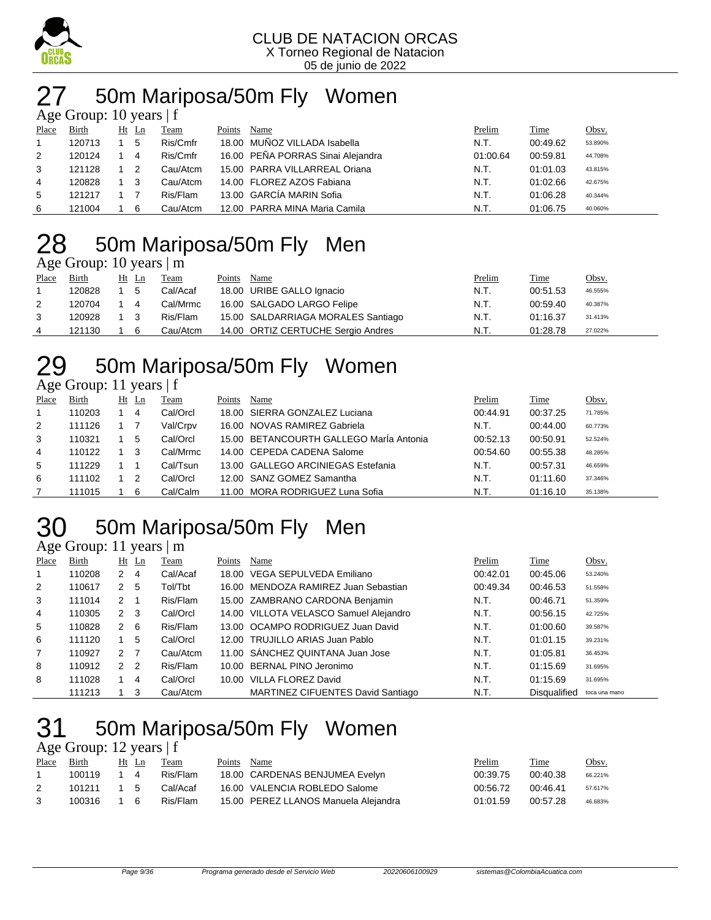CLUB DE NATACION ORCAS
X Torneo Regional de Natacion
05 de junio de 2022

# 27 50m Mariposa/50m Fly Women

Age Group: 10 years | f

| Place | Birth | Ht | Ln | Team | Points | Name | Prelim | Time | Obsv. |
|---|---|---|---|---|---|---|---|---|---|
| 1 | 120713 | 1 | 5 | Ris/Cmfr | 18.00 | MUÑOZ VILLADA Isabella | N.T. | 00:49.62 | 53.890% |
| 2 | 120124 | 1 | 4 | Ris/Cmfr | 16.00 | PEÑA PORRAS Sinai Alejandra | 01:00.64 | 00:59.81 | 44.708% |
| 3 | 121128 | 1 | 2 | Cau/Atcm | 15.00 | PARRA VILLARREAL Oriana | N.T. | 01:01.03 | 43.815% |
| 4 | 120828 | 1 | 3 | Cau/Atcm | 14.00 | FLOREZ AZOS Fabiana | N.T. | 01:02.66 | 42.675% |
| 5 | 121217 | 1 | 7 | Ris/Flam | 13.00 | GARCÍA MARIN Sofia | N.T. | 01:06.28 | 40.344% |
| 6 | 121004 | 1 | 6 | Cau/Atcm | 12.00 | PARRA MINA Maria Camila | N.T. | 01:06.75 | 40.060% |

# 28 50m Mariposa/50m Fly Men

Age Group: 10 years | m

| Place | Birth | Ht | Ln | Team | Points | Name | Prelim | Time | Obsv. |
|---|---|---|---|---|---|---|---|---|---|
| 1 | 120828 | 1 | 5 | Cal/Acaf | 18.00 | URIBE GALLO Ignacio | N.T. | 00:51.53 | 46.555% |
| 2 | 120704 | 1 | 4 | Cal/Mrmc | 16.00 | SALGADO LARGO Felipe | N.T. | 00:59.40 | 40.387% |
| 3 | 120928 | 1 | 3 | Ris/Flam | 15.00 | SALDARRIAGA MORALES Santiago | N.T. | 01:16.37 | 31.413% |
| 4 | 121130 | 1 | 6 | Cau/Atcm | 14.00 | ORTIZ CERTUCHE Sergio Andres | N.T. | 01:28.78 | 27.022% |

# 29 50m Mariposa/50m Fly Women

Age Group: 11 years | f

| Place | Birth | Ht | Ln | Team | Points | Name | Prelim | Time | Obsv. |
|---|---|---|---|---|---|---|---|---|---|
| 1 | 110203 | 1 | 4 | Cal/Orcl | 18.00 | SIERRA GONZALEZ Luciana | 00:44.91 | 00:37.25 | 71.785% |
| 2 | 111126 | 1 | 7 | Val/Crpv | 16.00 | NOVAS RAMIREZ Gabriela | N.T. | 00:44.00 | 60.773% |
| 3 | 110321 | 1 | 5 | Cal/Orcl | 15.00 | BETANCOURTH GALLEGO MarÍa Antonia | 00:52.13 | 00:50.91 | 52.524% |
| 4 | 110122 | 1 | 3 | Cal/Mrmc | 14.00 | CEPEDA CADENA Salome | 00:54.60 | 00:55.38 | 48.285% |
| 5 | 111229 | 1 | 1 | Cal/Tsun | 13.00 | GALLEGO ARCINIEGAS Estefania | N.T. | 00:57.31 | 46.659% |
| 6 | 111102 | 1 | 2 | Cal/Orcl | 12.00 | SANZ GOMEZ Samantha | N.T. | 01:11.60 | 37.346% |
| 7 | 111015 | 1 | 6 | Cal/Calm | 11.00 | MORA RODRIGUEZ Luna Sofia | N.T. | 01:16.10 | 35.138% |

# 30 50m Mariposa/50m Fly Men

Age Group: 11 years | m

| Place | Birth | Ht | Ln | Team | Points | Name | Prelim | Time | Obsv. |
|---|---|---|---|---|---|---|---|---|---|
| 1 | 110208 | 2 | 4 | Cal/Acaf | 18.00 | VEGA SEPULVEDA Emiliano | 00:42.01 | 00:45.06 | 53.240% |
| 2 | 110617 | 2 | 5 | Tol/Tbt | 16.00 | MENDOZA RAMIREZ Juan Sebastian | 00:49.34 | 00:46.53 | 51.558% |
| 3 | 111014 | 2 | 1 | Ris/Flam | 15.00 | ZAMBRANO CARDONA Benjamin | N.T. | 00:46.71 | 51.359% |
| 4 | 110305 | 2 | 3 | Cal/Orcl | 14.00 | VILLOTA VELASCO Samuel Alejandro | N.T. | 00:56.15 | 42.725% |
| 5 | 110828 | 2 | 6 | Ris/Flam | 13.00 | OCAMPO RODRIGUEZ Juan David | N.T. | 01:00.60 | 39.587% |
| 6 | 111120 | 1 | 5 | Cal/Orcl | 12.00 | TRUJILLO ARIAS Juan Pablo | N.T. | 01:01.15 | 39.231% |
| 7 | 110927 | 2 | 7 | Cau/Atcm | 11.00 | SÁNCHEZ QUINTANA Juan Jose | N.T. | 01:05.81 | 36.453% |
| 8 | 110912 | 2 | 2 | Ris/Flam | 10.00 | BERNAL PINO Jeronimo | N.T. | 01:15.69 | 31.695% |
| 8 | 111028 | 1 | 4 | Cal/Orcl | 10.00 | VILLA FLOREZ David | N.T. | 01:15.69 | 31.695% |
| | 111213 | 1 | 3 | Cau/Atcm | | MARTINEZ CIFUENTES David Santiago | N.T. | Disqualified | toca una mano |

# 31 50m Mariposa/50m Fly Women

Age Group: 12 years | f

| Place | Birth | Ht | Ln | Team | Points | Name | Prelim | Time | Obsv. |
|---|---|---|---|---|---|---|---|---|---|
| 1 | 100119 | 1 | 4 | Ris/Flam | 18.00 | CARDENAS BENJUMEA Evelyn | 00:39.75 | 00:40.38 | 66.221% |
| 2 | 101211 | 1 | 5 | Cal/Acaf | 16.00 | VALENCIA ROBLEDO Salome | 00:56.72 | 00:46.41 | 57.617% |
| 3 | 100316 | 1 | 6 | Ris/Flam | 15.00 | PEREZ LLANOS Manuela Alejandra | 01:01.59 | 00:57.28 | 46.683% |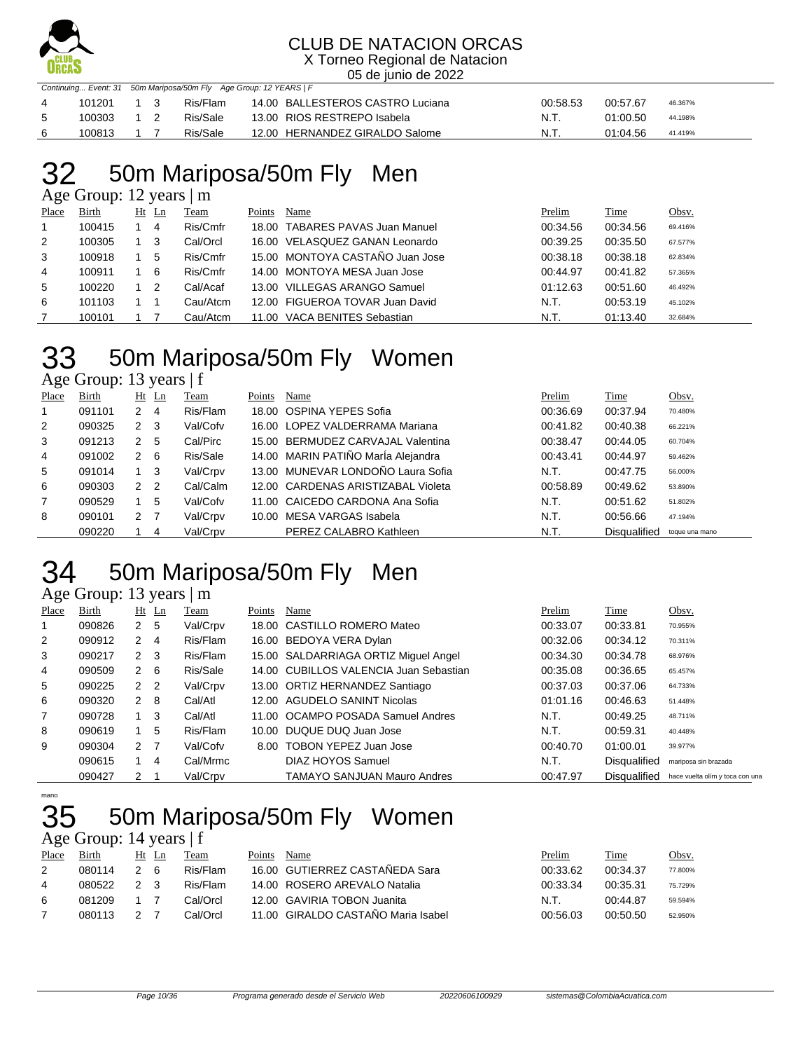CLUB DE NATACION ORCAS
X Torneo Regional de Natacion
05 de junio de 2022

Continuing... Event: 31 50m Mariposa/50m Fly Age Group: 12 YEARS | F

| Place | Birth | Ht | Ln | Team | Points | Name | Prelim | Time | Obsv. |
|---|---|---|---|---|---|---|---|---|---|
| 4 | 101201 | 1 | 3 | Ris/Flam | 14.00 | BALLESTEROS CASTRO Luciana | 00:58.53 | 00:57.67 | 46.367% |
| 5 | 100303 | 1 | 2 | Ris/Sale | 13.00 | RIOS RESTREPO Isabela | N.T. | 01:00.50 | 44.198% |
| 6 | 100813 | 1 | 7 | Ris/Sale | 12.00 | HERNANDEZ GIRALDO Salome | N.T. | 01:04.56 | 41.419% |

# 32 50m Mariposa/50m Fly Men

Age Group: 12 years | m

| Place | Birth | Ht | Ln | Team | Points | Name | Prelim | Time | Obsv. |
|---|---|---|---|---|---|---|---|---|---|
| 1 | 100415 | 1 | 4 | Ris/Cmfr | 18.00 | TABARES PAVAS Juan Manuel | 00:34.56 | 00:34.56 | 69.416% |
| 2 | 100305 | 1 | 3 | Cal/Orcl | 16.00 | VELASQUEZ GANAN Leonardo | 00:39.25 | 00:35.50 | 67.577% |
| 3 | 100918 | 1 | 5 | Ris/Cmfr | 15.00 | MONTOYA CASTAÑO Juan Jose | 00:38.18 | 00:38.18 | 62.834% |
| 4 | 100911 | 1 | 6 | Ris/Cmfr | 14.00 | MONTOYA MESA Juan Jose | 00:44.97 | 00:41.82 | 57.365% |
| 5 | 100220 | 1 | 2 | Cal/Acaf | 13.00 | VILLEGAS ARANGO Samuel | 01:12.63 | 00:51.60 | 46.492% |
| 6 | 101103 | 1 | 1 | Cau/Atcm | 12.00 | FIGUEROA TOVAR Juan David | N.T. | 00:53.19 | 45.102% |
| 7 | 100101 | 1 | 7 | Cau/Atcm | 11.00 | VACA BENITES Sebastian | N.T. | 01:13.40 | 32.684% |

# 33 50m Mariposa/50m Fly Women

Age Group: 13 years | f

| Place | Birth | Ht | Ln | Team | Points | Name | Prelim | Time | Obsv. |
|---|---|---|---|---|---|---|---|---|---|
| 1 | 091101 | 2 | 4 | Ris/Flam | 18.00 | OSPINA YEPES Sofia | 00:36.69 | 00:37.94 | 70.480% |
| 2 | 090325 | 2 | 3 | Val/Cofv | 16.00 | LOPEZ VALDERRAMA Mariana | 00:41.82 | 00:40.38 | 66.221% |
| 3 | 091213 | 2 | 5 | Cal/Pirc | 15.00 | BERMUDEZ CARVAJAL Valentina | 00:38.47 | 00:44.05 | 60.704% |
| 4 | 091002 | 2 | 6 | Ris/Sale | 14.00 | MARIN PATIÑO MarÍa Alejandra | 00:43.41 | 00:44.97 | 59.462% |
| 5 | 091014 | 1 | 3 | Val/Crpv | 13.00 | MUNEVAR LONDOÑO Laura Sofia | N.T. | 00:47.75 | 56.000% |
| 6 | 090303 | 2 | 2 | Cal/Calm | 12.00 | CARDENAS ARISTIZABAL Violeta | 00:58.89 | 00:49.62 | 53.890% |
| 7 | 090529 | 1 | 5 | Val/Cofv | 11.00 | CAICEDO CARDONA Ana Sofia | N.T. | 00:51.62 | 51.802% |
| 8 | 090101 | 2 | 7 | Val/Crpv | 10.00 | MESA VARGAS Isabela | N.T. | 00:56.66 | 47.194% |
| | 090220 | 1 | 4 | Val/Crpv | | PEREZ CALABRO Kathleen | N.T. | Disqualified | toque una mano |

# 34 50m Mariposa/50m Fly Men

Age Group: 13 years | m

| Place | Birth | Ht | Ln | Team | Points | Name | Prelim | Time | Obsv. |
|---|---|---|---|---|---|---|---|---|---|
| 1 | 090826 | 2 | 5 | Val/Crpv | 18.00 | CASTILLO ROMERO Mateo | 00:33.07 | 00:33.81 | 70.955% |
| 2 | 090912 | 2 | 4 | Ris/Flam | 16.00 | BEDOYA VERA Dylan | 00:32.06 | 00:34.12 | 70.311% |
| 3 | 090217 | 2 | 3 | Ris/Flam | 15.00 | SALDARRIAGA ORTIZ Miguel Angel | 00:34.30 | 00:34.78 | 68.976% |
| 4 | 090509 | 2 | 6 | Ris/Sale | 14.00 | CUBILLOS VALENCIA Juan Sebastian | 00:35.08 | 00:36.65 | 65.457% |
| 5 | 090225 | 2 | 2 | Val/Crpv | 13.00 | ORTIZ HERNANDEZ Santiago | 00:37.03 | 00:37.06 | 64.733% |
| 6 | 090320 | 2 | 8 | Cal/Atl | 12.00 | AGUDELO SANINT Nicolas | 01:01.16 | 00:46.63 | 51.448% |
| 7 | 090728 | 1 | 3 | Cal/Atl | 11.00 | OCAMPO POSADA Samuel Andres | N.T. | 00:49.25 | 48.711% |
| 8 | 090619 | 1 | 5 | Ris/Flam | 10.00 | DUQUE DUQ Juan Jose | N.T. | 00:59.31 | 40.448% |
| 9 | 090304 | 2 | 7 | Val/Cofv | 8.00 | TOBON YEPEZ Juan Jose | 00:40.70 | 01:00.01 | 39.977% |
| | 090615 | 1 | 4 | Cal/Mrmc | | DIAZ HOYOS Samuel | N.T. | Disqualified | mariposa sin brazada |
| | 090427 | 2 | 1 | Val/Crpv | | TAMAYO SANJUAN Mauro Andres | 00:47.97 | Disqualified | hace vuelta olím y toca con una mano |

# 35 50m Mariposa/50m Fly Women

Age Group: 14 years | f

| Place | Birth | Ht | Ln | Team | Points | Name | Prelim | Time | Obsv. |
|---|---|---|---|---|---|---|---|---|---|
| 2 | 080114 | 2 | 6 | Ris/Flam | 16.00 | GUTIERREZ CASTAÑEDA Sara | 00:33.62 | 00:34.37 | 77.800% |
| 4 | 080522 | 2 | 3 | Ris/Flam | 14.00 | ROSERO AREVALO Natalia | 00:33.34 | 00:35.31 | 75.729% |
| 6 | 081209 | 1 | 7 | Cal/Orcl | 12.00 | GAVIRIA TOBON Juanita | N.T. | 00:44.87 | 59.594% |
| 7 | 080113 | 2 | 7 | Cal/Orcl | 11.00 | GIRALDO CASTAÑO Maria Isabel | 00:56.03 | 00:50.50 | 52.950% |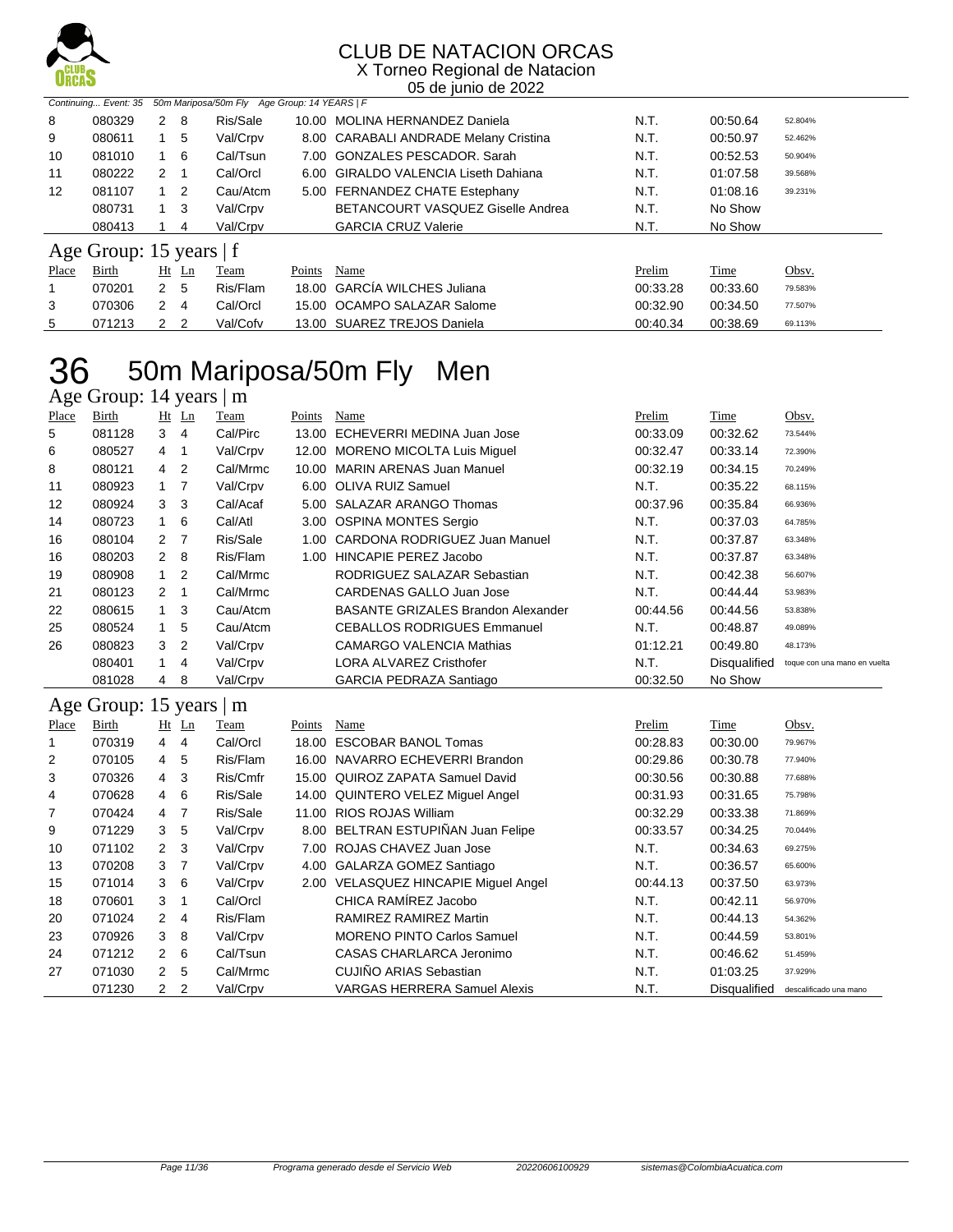# CLUB DE NATACION ORCAS

X Torneo Regional de Natacion

05 de junio de 2022

*Continuing... Event: 35 50m Mariposa/50m Fly Age Group: 14 YEARS | F*

| Place | Birth | Ht | Ln | Team | Points | Name | Prelim | Time | Obsv. |
|---|---|---|---|---|---|---|---|---|---|
| 8 | 080329 | 2 | 8 | Ris/Sale | 10.00 | MOLINA HERNANDEZ Daniela | N.T. | 00:50.64 | 52.804% |
| 9 | 080611 | 1 | 5 | Val/Crpv | 8.00 | CARABALI ANDRADE Melany Cristina | N.T. | 00:50.97 | 52.462% |
| 10 | 081010 | 1 | 6 | Cal/Tsun | 7.00 | GONZALES PESCADOR. Sarah | N.T. | 00:52.53 | 50.904% |
| 11 | 080222 | 2 | 1 | Cal/Orcl | 6.00 | GIRALDO VALENCIA Liseth Dahiana | N.T. | 01:07.58 | 39.568% |
| 12 | 081107 | 1 | 2 | Cau/Atcm | 5.00 | FERNANDEZ CHATE Estephany | N.T. | 01:08.16 | 39.231% |
| | 080731 | 1 | 3 | Val/Crpv | | BETANCOURT VASQUEZ Giselle Andrea | N.T. | No Show | |
| | 080413 | 1 | 4 | Val/Crpv | | GARCIA CRUZ Valerie | N.T. | No Show | |

## Age Group: 15 years | f

| Place | Birth | Ht | Ln | Team | Points | Name | Prelim | Time | Obsv. |
|---|---|---|---|---|---|---|---|---|---|
| 1 | 070201 | 2 | 5 | Ris/Flam | 18.00 | GARCÍA WILCHES Juliana | 00:33.28 | 00:33.60 | 79.583% |
| 3 | 070306 | 2 | 4 | Cal/Orcl | 15.00 | OCAMPO SALAZAR Salome | 00:32.90 | 00:34.50 | 77.507% |
| 5 | 071213 | 2 | 2 | Val/Cofv | 13.00 | SUAREZ TREJOS Daniela | 00:40.34 | 00:38.69 | 69.113% |

# 36 50m Mariposa/50m Fly Men

## Age Group: 14 years | m

| Place | Birth | Ht | Ln | Team | Points | Name | Prelim | Time | Obsv. |
|---|---|---|---|---|---|---|---|---|---|
| 5 | 081128 | 3 | 4 | Cal/Pirc | 13.00 | ECHEVERRI MEDINA Juan Jose | 00:33.09 | 00:32.62 | 73.544% |
| 6 | 080527 | 4 | 1 | Val/Crpv | 12.00 | MORENO MICOLTA Luis Miguel | 00:32.47 | 00:33.14 | 72.390% |
| 8 | 080121 | 4 | 2 | Cal/Mrmc | 10.00 | MARIN ARENAS Juan Manuel | 00:32.19 | 00:34.15 | 70.249% |
| 11 | 080923 | 1 | 7 | Val/Crpv | 6.00 | OLIVA RUIZ Samuel | N.T. | 00:35.22 | 68.115% |
| 12 | 080924 | 3 | 3 | Cal/Acaf | 5.00 | SALAZAR ARANGO Thomas | 00:37.96 | 00:35.84 | 66.936% |
| 14 | 080723 | 1 | 6 | Cal/Atl | 3.00 | OSPINA MONTES Sergio | N.T. | 00:37.03 | 64.785% |
| 16 | 080104 | 2 | 7 | Ris/Sale | 1.00 | CARDONA RODRIGUEZ Juan Manuel | N.T. | 00:37.87 | 63.348% |
| 16 | 080203 | 2 | 8 | Ris/Flam | 1.00 | HINCAPIE PEREZ Jacobo | N.T. | 00:37.87 | 63.348% |
| 19 | 080908 | 1 | 2 | Cal/Mrmc | | RODRIGUEZ SALAZAR Sebastian | N.T. | 00:42.38 | 56.607% |
| 21 | 080123 | 2 | 1 | Cal/Mrmc | | CARDENAS GALLO Juan Jose | N.T. | 00:44.44 | 53.983% |
| 22 | 080615 | 1 | 3 | Cau/Atcm | | BASANTE GRIZALES Brandon Alexander | 00:44.56 | 00:44.56 | 53.838% |
| 25 | 080524 | 1 | 5 | Cau/Atcm | | CEBALLOS RODRIGUES Emmanuel | N.T. | 00:48.87 | 49.089% |
| 26 | 080823 | 3 | 2 | Val/Crpv | | CAMARGO VALENCIA Mathias | 01:12.21 | 00:49.80 | 48.173% |
| | 080401 | 1 | 4 | Val/Crpv | | LORA ALVAREZ Cristhofer | N.T. | Disqualified | toque con una mano en vuelta |
| | 081028 | 4 | 8 | Val/Crpv | | GARCIA PEDRAZA Santiago | 00:32.50 | No Show | |

## Age Group: 15 years | m

| Place | Birth | Ht | Ln | Team | Points | Name | Prelim | Time | Obsv. |
|---|---|---|---|---|---|---|---|---|---|
| 1 | 070319 | 4 | 4 | Cal/Orcl | 18.00 | ESCOBAR BANOL Tomas | 00:28.83 | 00:30.00 | 79.967% |
| 2 | 070105 | 4 | 5 | Ris/Flam | 16.00 | NAVARRO ECHEVERRI Brandon | 00:29.86 | 00:30.78 | 77.940% |
| 3 | 070326 | 4 | 3 | Ris/Cmfr | 15.00 | QUIROZ ZAPATA Samuel David | 00:30.56 | 00:30.88 | 77.688% |
| 4 | 070628 | 4 | 6 | Ris/Sale | 14.00 | QUINTERO VELEZ Miguel Angel | 00:31.93 | 00:31.65 | 75.798% |
| 7 | 070424 | 4 | 7 | Ris/Sale | 11.00 | RIOS ROJAS William | 00:32.29 | 00:33.38 | 71.869% |
| 9 | 071229 | 3 | 5 | Val/Crpv | 8.00 | BELTRAN ESTUPIÑAN Juan Felipe | 00:33.57 | 00:34.25 | 70.044% |
| 10 | 071102 | 2 | 3 | Val/Crpv | 7.00 | ROJAS CHAVEZ Juan Jose | N.T. | 00:34.63 | 69.275% |
| 13 | 070208 | 3 | 7 | Val/Crpv | 4.00 | GALARZA GOMEZ Santiago | N.T. | 00:36.57 | 65.600% |
| 15 | 071014 | 3 | 6 | Val/Crpv | 2.00 | VELASQUEZ HINCAPIE Miguel Angel | 00:44.13 | 00:37.50 | 63.973% |
| 18 | 070601 | 3 | 1 | Cal/Orcl | | CHICA RAMÍREZ Jacobo | N.T. | 00:42.11 | 56.970% |
| 20 | 071024 | 2 | 4 | Ris/Flam | | RAMIREZ RAMIREZ Martin | N.T. | 00:44.13 | 54.362% |
| 23 | 070926 | 3 | 8 | Val/Crpv | | MORENO PINTO Carlos Samuel | N.T. | 00:44.59 | 53.801% |
| 24 | 071212 | 2 | 6 | Cal/Tsun | | CASAS CHARLARCA Jeronimo | N.T. | 00:46.62 | 51.459% |
| 27 | 071030 | 2 | 5 | Cal/Mrmc | | CUJIÑO ARIAS Sebastian | N.T. | 01:03.25 | 37.929% |
| | 071230 | 2 | 2 | Val/Crpv | | VARGAS HERRERA Samuel Alexis | N.T. | Disqualified | descalificado una mano |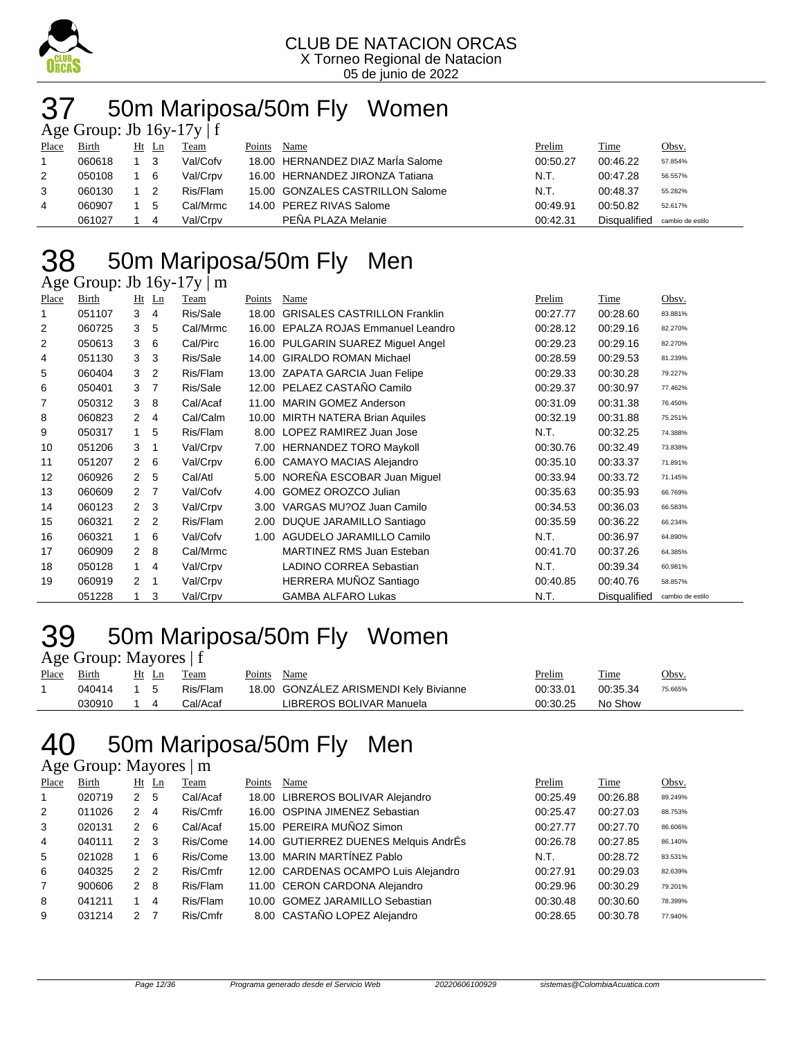CLUB DE NATACION ORCAS
X Torneo Regional de Natacion
05 de junio de 2022

# 37 50m Mariposa/50m Fly Women

Age Group: Jb 16y-17y | f

| Place | Birth | Ht | Ln | Team | Points | Name | Prelim | Time | Obsv. |
|---|---|---|---|---|---|---|---|---|---|
| 1 | 060618 | 1 | 3 | Val/Cofv | 18.00 | HERNANDEZ DIAZ MarÍa Salome | 00:50.27 | 00:46.22 | 57.854% |
| 2 | 050108 | 1 | 6 | Val/Crpv | 16.00 | HERNANDEZ JIRONZA Tatiana | N.T. | 00:47.28 | 56.557% |
| 3 | 060130 | 1 | 2 | Ris/Flam | 15.00 | GONZALES CASTRILLON Salome | N.T. | 00:48.37 | 55.282% |
| 4 | 060907 | 1 | 5 | Cal/Mrmc | 14.00 | PEREZ RIVAS Salome | 00:49.91 | 00:50.82 | 52.617% |
| | 061027 | 1 | 4 | Val/Crpv | | PEÑA PLAZA Melanie | 00:42.31 | Disqualified | cambio de estilo |

# 38 50m Mariposa/50m Fly Men

Age Group: Jb 16y-17y | m

| Place | Birth | Ht | Ln | Team | Points | Name | Prelim | Time | Obsv. |
|---|---|---|---|---|---|---|---|---|---|
| 1 | 051107 | 3 | 4 | Ris/Sale | 18.00 | GRISALES CASTRILLON Franklin | 00:27.77 | 00:28.60 | 83.881% |
| 2 | 060725 | 3 | 5 | Cal/Mrmc | 16.00 | EPALZA ROJAS Emmanuel Leandro | 00:28.12 | 00:29.16 | 82.270% |
| 2 | 050613 | 3 | 6 | Cal/Pirc | 16.00 | PULGARIN SUAREZ Miguel Angel | 00:29.23 | 00:29.16 | 82.270% |
| 4 | 051130 | 3 | 3 | Ris/Sale | 14.00 | GIRALDO ROMAN Michael | 00:28.59 | 00:29.53 | 81.239% |
| 5 | 060404 | 3 | 2 | Ris/Flam | 13.00 | ZAPATA GARCIA Juan Felipe | 00:29.33 | 00:30.28 | 79.227% |
| 6 | 050401 | 3 | 7 | Ris/Sale | 12.00 | PELAEZ CASTAÑO Camilo | 00:29.37 | 00:30.97 | 77.462% |
| 7 | 050312 | 3 | 8 | Cal/Acaf | 11.00 | MARIN GOMEZ Anderson | 00:31.09 | 00:31.38 | 76.450% |
| 8 | 060823 | 2 | 4 | Cal/Calm | 10.00 | MIRTH NATERA Brian Aquiles | 00:32.19 | 00:31.88 | 75.251% |
| 9 | 050317 | 1 | 5 | Ris/Flam | 8.00 | LOPEZ RAMIREZ Juan Jose | N.T. | 00:32.25 | 74.388% |
| 10 | 051206 | 3 | 1 | Val/Crpv | 7.00 | HERNANDEZ TORO Maykoll | 00:30.76 | 00:32.49 | 73.838% |
| 11 | 051207 | 2 | 6 | Val/Crpv | 6.00 | CAMAYO MACIAS Alejandro | 00:35.10 | 00:33.37 | 71.891% |
| 12 | 060926 | 2 | 5 | Cal/Atl | 5.00 | NOREÑA ESCOBAR Juan Miguel | 00:33.94 | 00:33.72 | 71.145% |
| 13 | 060609 | 2 | 7 | Val/Cofv | 4.00 | GOMEZ OROZCO Julian | 00:35.63 | 00:35.93 | 66.769% |
| 14 | 060123 | 2 | 3 | Val/Crpv | 3.00 | VARGAS MU?OZ Juan Camilo | 00:34.53 | 00:36.03 | 66.583% |
| 15 | 060321 | 2 | 2 | Ris/Flam | 2.00 | DUQUE JARAMILLO Santiago | 00:35.59 | 00:36.22 | 66.234% |
| 16 | 060321 | 1 | 6 | Val/Cofv | 1.00 | AGUDELO JARAMILLO Camilo | N.T. | 00:36.97 | 64.890% |
| 17 | 060909 | 2 | 8 | Cal/Mrmc | | MARTINEZ RMS Juan Esteban | 00:41.70 | 00:37.26 | 64.385% |
| 18 | 050128 | 1 | 4 | Val/Crpv | | LADINO CORREA Sebastian | N.T. | 00:39.34 | 60.981% |
| 19 | 060919 | 2 | 1 | Val/Crpv | | HERRERA MUÑOZ Santiago | 00:40.85 | 00:40.76 | 58.857% |
| | 051228 | 1 | 3 | Val/Crpv | | GAMBA ALFARO Lukas | N.T. | Disqualified | cambio de estilo |

# 39 50m Mariposa/50m Fly Women

Age Group: Mayores | f

| Place | Birth | Ht | Ln | Team | Points | Name | Prelim | Time | Obsv. |
|---|---|---|---|---|---|---|---|---|---|
| 1 | 040414 | 1 | 5 | Ris/Flam | 18.00 | GONZÁLEZ ARISMENDI Kely Bivianne | 00:33.01 | 00:35.34 | 75.665% |
| | 030910 | 1 | 4 | Cal/Acaf | | LIBREROS BOLIVAR Manuela | 00:30.25 | No Show | |

# 40 50m Mariposa/50m Fly Men

Age Group: Mayores | m

| Place | Birth | Ht | Ln | Team | Points | Name | Prelim | Time | Obsv. |
|---|---|---|---|---|---|---|---|---|---|
| 1 | 020719 | 2 | 5 | Cal/Acaf | 18.00 | LIBREROS BOLIVAR Alejandro | 00:25.49 | 00:26.88 | 89.249% |
| 2 | 011026 | 2 | 4 | Ris/Cmfr | 16.00 | OSPINA JIMENEZ Sebastian | 00:25.47 | 00:27.03 | 88.753% |
| 3 | 020131 | 2 | 6 | Cal/Acaf | 15.00 | PEREIRA MUÑOZ Simon | 00:27.77 | 00:27.70 | 86.606% |
| 4 | 040111 | 2 | 3 | Ris/Come | 14.00 | GUTIERREZ DUENES Melquis AndrÉs | 00:26.78 | 00:27.85 | 86.140% |
| 5 | 021028 | 1 | 6 | Ris/Come | 13.00 | MARIN MARTÍNEZ Pablo | N.T. | 00:28.72 | 83.531% |
| 6 | 040325 | 2 | 2 | Ris/Cmfr | 12.00 | CARDENAS OCAMPO Luis Alejandro | 00:27.91 | 00:29.03 | 82.639% |
| 7 | 900606 | 2 | 8 | Ris/Flam | 11.00 | CERON CARDONA Alejandro | 00:29.96 | 00:30.29 | 79.201% |
| 8 | 041211 | 1 | 4 | Ris/Flam | 10.00 | GOMEZ JARAMILLO Sebastian | 00:30.48 | 00:30.60 | 78.399% |
| 9 | 031214 | 2 | 7 | Ris/Cmfr | 8.00 | CASTAÑO LOPEZ Alejandro | 00:28.65 | 00:30.78 | 77.940% |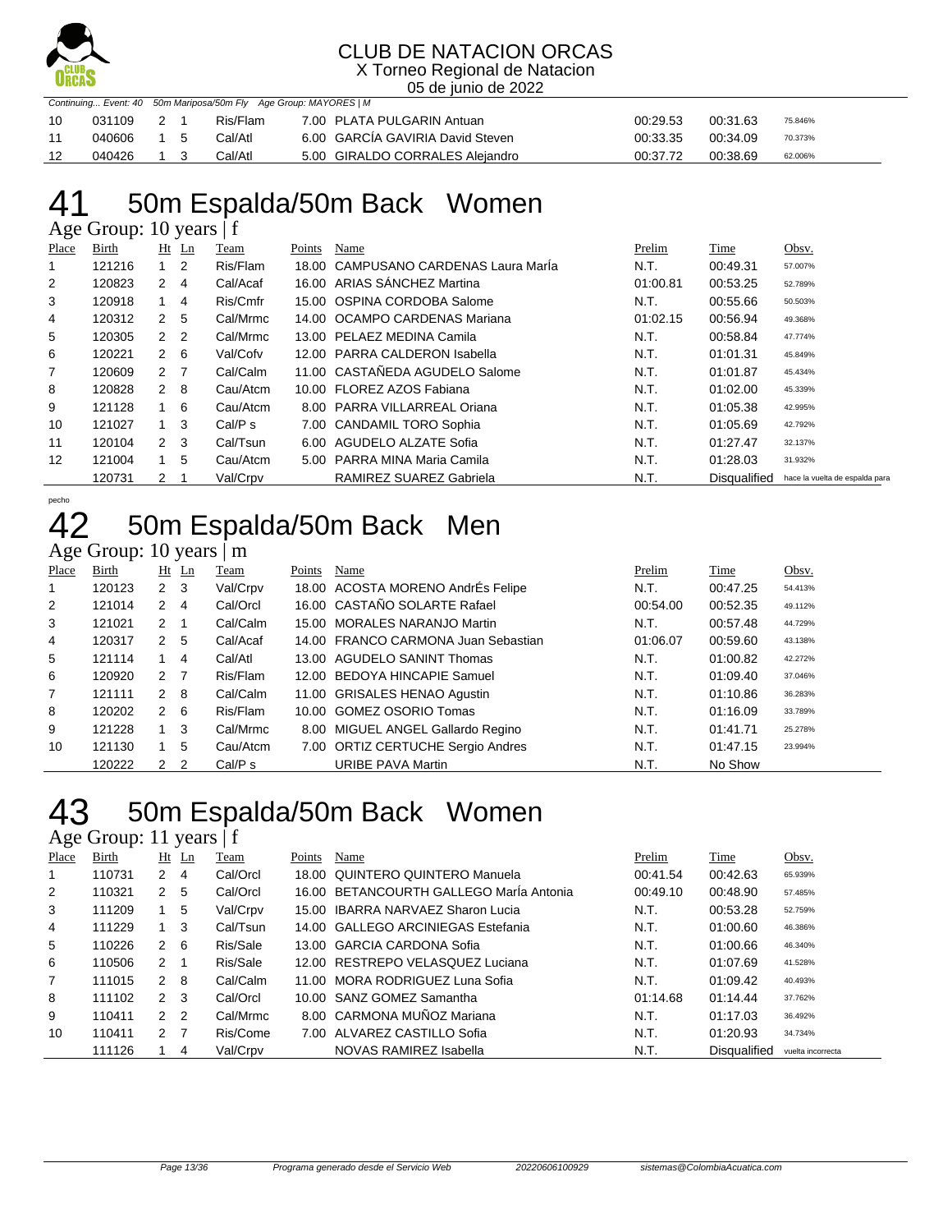Continuing... Event: 40 50m Mariposa/50m Fly Age Group: MAYORES | M

| Place | Birth | Ht | Ln | Team | Points | Name | Prelim | Time | Obsv. |
|---|---|---|---|---|---|---|---|---|---|
| 10 | 031109 | 2 | 1 | Ris/Flam | 7.00 | PLATA PULGARIN Antuan | 00:29.53 | 00:31.63 | 75.846% |
| 11 | 040606 | 1 | 5 | Cal/Atl | 6.00 | GARCÍA GAVIRIA David Steven | 00:33.35 | 00:34.09 | 70.373% |
| 12 | 040426 | 1 | 3 | Cal/Atl | 5.00 | GIRALDO CORRALES Alejandro | 00:37.72 | 00:38.69 | 62.006% |

# 41 50m Espalda/50m Back Women

Age Group: 10 years | f

| Place | Birth | Ht | Ln | Team | Points | Name | Prelim | Time | Obsv. |
|---|---|---|---|---|---|---|---|---|---|
| 1 | 121216 | 1 | 2 | Ris/Flam | 18.00 | CAMPUSANO CARDENAS Laura MarÍa | N.T. | 00:49.31 | 57.007% |
| 2 | 120823 | 2 | 4 | Cal/Acaf | 16.00 | ARIAS SÁNCHEZ Martina | 01:00.81 | 00:53.25 | 52.789% |
| 3 | 120918 | 1 | 4 | Ris/Cmfr | 15.00 | OSPINA CORDOBA Salome | N.T. | 00:55.66 | 50.503% |
| 4 | 120312 | 2 | 5 | Cal/Mrmc | 14.00 | OCAMPO CARDENAS Mariana | 01:02.15 | 00:56.94 | 49.368% |
| 5 | 120305 | 2 | 2 | Cal/Mrmc | 13.00 | PELAEZ MEDINA Camila | N.T. | 00:58.84 | 47.774% |
| 6 | 120221 | 2 | 6 | Val/Cofv | 12.00 | PARRA CALDERON Isabella | N.T. | 01:01.31 | 45.849% |
| 7 | 120609 | 2 | 7 | Cal/Calm | 11.00 | CASTAÑEDA AGUDELO Salome | N.T. | 01:01.87 | 45.434% |
| 8 | 120828 | 2 | 8 | Cau/Atcm | 10.00 | FLOREZ AZOS Fabiana | N.T. | 01:02.00 | 45.339% |
| 9 | 121128 | 1 | 6 | Cau/Atcm | 8.00 | PARRA VILLARREAL Oriana | N.T. | 01:05.38 | 42.995% |
| 10 | 121027 | 1 | 3 | Cal/P s | 7.00 | CANDAMIL TORO Sophia | N.T. | 01:05.69 | 42.792% |
| 11 | 120104 | 2 | 3 | Cal/Tsun | 6.00 | AGUDELO ALZATE Sofia | N.T. | 01:27.47 | 32.137% |
| 12 | 121004 | 1 | 5 | Cau/Atcm | 5.00 | PARRA MINA Maria Camila | N.T. | 01:28.03 | 31.932% |
| | 120731 | 2 | 1 | Val/Crpv | | RAMIREZ SUAREZ Gabriela | N.T. | Disqualified | hace la vuelta de espalda para pecho |

# 42 50m Espalda/50m Back Men

Age Group: 10 years | m

| Place | Birth | Ht | Ln | Team | Points | Name | Prelim | Time | Obsv. |
|---|---|---|---|---|---|---|---|---|---|
| 1 | 120123 | 2 | 3 | Val/Crpv | 18.00 | ACOSTA MORENO AndrÉs Felipe | N.T. | 00:47.25 | 54.413% |
| 2 | 121014 | 2 | 4 | Cal/Orcl | 16.00 | CASTAÑO SOLARTE Rafael | 00:54.00 | 00:52.35 | 49.112% |
| 3 | 121021 | 2 | 1 | Cal/Calm | 15.00 | MORALES NARANJO Martin | N.T. | 00:57.48 | 44.729% |
| 4 | 120317 | 2 | 5 | Cal/Acaf | 14.00 | FRANCO CARMONA Juan Sebastian | 01:06.07 | 00:59.60 | 43.138% |
| 5 | 121114 | 1 | 4 | Cal/Atl | 13.00 | AGUDELO SANINT Thomas | N.T. | 01:00.82 | 42.272% |
| 6 | 120920 | 2 | 7 | Ris/Flam | 12.00 | BEDOYA HINCAPIE Samuel | N.T. | 01:09.40 | 37.046% |
| 7 | 121111 | 2 | 8 | Cal/Calm | 11.00 | GRISALES HENAO Agustin | N.T. | 01:10.86 | 36.283% |
| 8 | 120202 | 2 | 6 | Ris/Flam | 10.00 | GOMEZ OSORIO Tomas | N.T. | 01:16.09 | 33.789% |
| 9 | 121228 | 1 | 3 | Cal/Mrmc | 8.00 | MIGUEL ANGEL Gallardo Regino | N.T. | 01:41.71 | 25.278% |
| 10 | 121130 | 1 | 5 | Cau/Atcm | 7.00 | ORTIZ CERTUCHE Sergio Andres | N.T. | 01:47.15 | 23.994% |
| | 120222 | 2 | 2 | Cal/P s | | URIBE PAVA Martin | N.T. | No Show | |

# 43 50m Espalda/50m Back Women

Age Group: 11 years | f

| Place | Birth | Ht | Ln | Team | Points | Name | Prelim | Time | Obsv. |
|---|---|---|---|---|---|---|---|---|---|
| 1 | 110731 | 2 | 4 | Cal/Orcl | 18.00 | QUINTERO QUINTERO Manuela | 00:41.54 | 00:42.63 | 65.939% |
| 2 | 110321 | 2 | 5 | Cal/Orcl | 16.00 | BETANCOURTH GALLEGO MarÍa Antonia | 00:49.10 | 00:48.90 | 57.485% |
| 3 | 111209 | 1 | 5 | Val/Crpv | 15.00 | IBARRA NARVAEZ Sharon Lucia | N.T. | 00:53.28 | 52.759% |
| 4 | 111229 | 1 | 3 | Cal/Tsun | 14.00 | GALLEGO ARCINIEGAS Estefania | N.T. | 01:00.60 | 46.386% |
| 5 | 110226 | 2 | 6 | Ris/Sale | 13.00 | GARCIA CARDONA Sofia | N.T. | 01:00.66 | 46.340% |
| 6 | 110506 | 2 | 1 | Ris/Sale | 12.00 | RESTREPO VELASQUEZ Luciana | N.T. | 01:07.69 | 41.528% |
| 7 | 111015 | 2 | 8 | Cal/Calm | 11.00 | MORA RODRIGUEZ Luna Sofia | N.T. | 01:09.42 | 40.493% |
| 8 | 111102 | 2 | 3 | Cal/Orcl | 10.00 | SANZ GOMEZ Samantha | 01:14.68 | 01:14.44 | 37.762% |
| 9 | 110411 | 2 | 2 | Cal/Mrmc | 8.00 | CARMONA MUÑOZ Mariana | N.T. | 01:17.03 | 36.492% |
| 10 | 110411 | 2 | 7 | Ris/Come | 7.00 | ALVAREZ CASTILLO Sofia | N.T. | 01:20.93 | 34.734% |
| | 111126 | 1 | 4 | Val/Crpv | | NOVAS RAMIREZ Isabella | N.T. | Disqualified | vuelta incorrecta |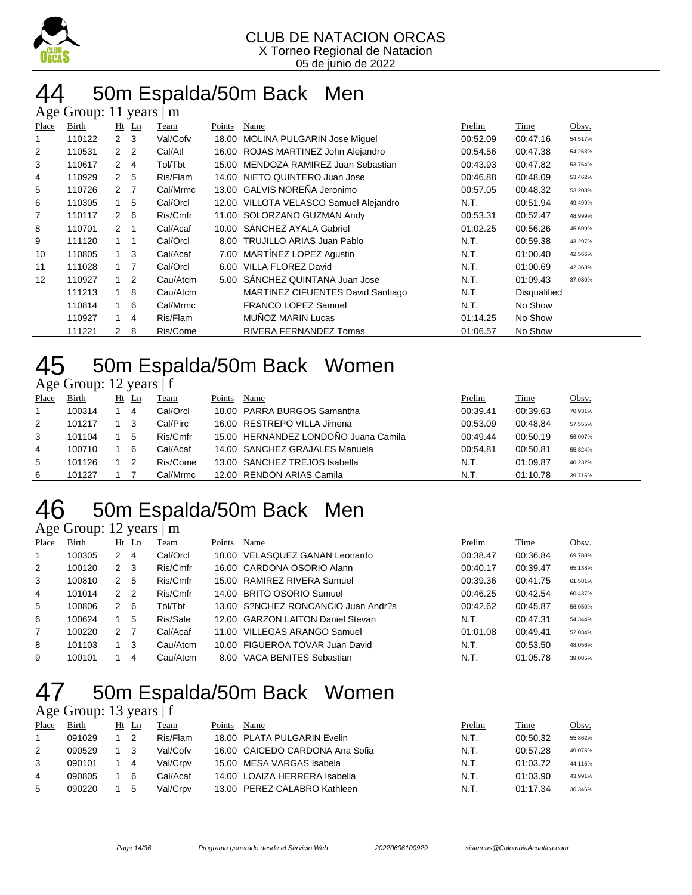CLUB DE NATACION ORCAS
X Torneo Regional de Natacion
05 de junio de 2022

# 44 50m Espalda/50m Back Men

Age Group: 11 years | m

| Place | Birth | Ht | Ln | Team | Points | Name | Prelim | Time | Obsv. |
|---|---|---|---|---|---|---|---|---|---|
| 1 | 110122 | 2 | 3 | Val/Cofv | 18.00 | MOLINA PULGARIN Jose Miguel | 00:52.09 | 00:47.16 | 54.517% |
| 2 | 110531 | 2 | 2 | Cal/Atl | 16.00 | ROJAS MARTINEZ John Alejandro | 00:54.56 | 00:47.38 | 54.263% |
| 3 | 110617 | 2 | 4 | Tol/Tbt | 15.00 | MENDOZA RAMIREZ Juan Sebastian | 00:43.93 | 00:47.82 | 53.764% |
| 4 | 110929 | 2 | 5 | Ris/Flam | 14.00 | NIETO QUINTERO Juan Jose | 00:46.88 | 00:48.09 | 53.462% |
| 5 | 110726 | 2 | 7 | Cal/Mrmc | 13.00 | GALVIS NOREÑA Jeronimo | 00:57.05 | 00:48.32 | 53.208% |
| 6 | 110305 | 1 | 5 | Cal/Orcl | 12.00 | VILLOTA VELASCO Samuel Alejandro | N.T. | 00:51.94 | 49.499% |
| 7 | 110117 | 2 | 6 | Ris/Cmfr | 11.00 | SOLORZANO GUZMAN Andy | 00:53.31 | 00:52.47 | 48.999% |
| 8 | 110701 | 2 | 1 | Cal/Acaf | 10.00 | SÁNCHEZ AYALA Gabriel | 01:02.25 | 00:56.26 | 45.699% |
| 9 | 111120 | 1 | 1 | Cal/Orcl | 8.00 | TRUJILLO ARIAS Juan Pablo | N.T. | 00:59.38 | 43.297% |
| 10 | 110805 | 1 | 3 | Cal/Acaf | 7.00 | MARTÍNEZ LOPEZ Agustin | N.T. | 01:00.40 | 42.566% |
| 11 | 111028 | 1 | 7 | Cal/Orcl | 6.00 | VILLA FLOREZ David | N.T. | 01:00.69 | 42.363% |
| 12 | 110927 | 1 | 2 | Cau/Atcm | 5.00 | SÁNCHEZ QUINTANA Juan Jose | N.T. | 01:09.43 | 37.030% |
| | 111213 | 1 | 8 | Cau/Atcm | | MARTINEZ CIFUENTES David Santiago | N.T. | Disqualified | |
| | 110814 | 1 | 6 | Cal/Mrmc | | FRANCO LOPEZ Samuel | N.T. | No Show | |
| | 110927 | 1 | 4 | Ris/Flam | | MUÑOZ MARIN Lucas | 01:14.25 | No Show | |
| | 111221 | 2 | 8 | Ris/Come | | RIVERA FERNANDEZ Tomas | 01:06.57 | No Show | |

# 45 50m Espalda/50m Back Women

Age Group: 12 years | f

| Place | Birth | Ht | Ln | Team | Points | Name | Prelim | Time | Obsv. |
|---|---|---|---|---|---|---|---|---|---|
| 1 | 100314 | 1 | 4 | Cal/Orcl | 18.00 | PARRA BURGOS Samantha | 00:39.41 | 00:39.63 | 70.931% |
| 2 | 101217 | 1 | 3 | Cal/Pirc | 16.00 | RESTREPO VILLA Jimena | 00:53.09 | 00:48.84 | 57.555% |
| 3 | 101104 | 1 | 5 | Ris/Cmfr | 15.00 | HERNANDEZ LONDOÑO Juana Camila | 00:49.44 | 00:50.19 | 56.007% |
| 4 | 100710 | 1 | 6 | Cal/Acaf | 14.00 | SANCHEZ GRAJALES Manuela | 00:54.81 | 00:50.81 | 55.324% |
| 5 | 101126 | 1 | 2 | Ris/Come | 13.00 | SÁNCHEZ TREJOS Isabella | N.T. | 01:09.87 | 40.232% |
| 6 | 101227 | 1 | 7 | Cal/Mrmc | 12.00 | RENDON ARIAS Camila | N.T. | 01:10.78 | 39.715% |

# 46 50m Espalda/50m Back Men

Age Group: 12 years | m

| Place | Birth | Ht | Ln | Team | Points | Name | Prelim | Time | Obsv. |
|---|---|---|---|---|---|---|---|---|---|
| 1 | 100305 | 2 | 4 | Cal/Orcl | 18.00 | VELASQUEZ GANAN Leonardo | 00:38.47 | 00:36.84 | 69.788% |
| 2 | 100120 | 2 | 3 | Ris/Cmfr | 16.00 | CARDONA OSORIO Alann | 00:40.17 | 00:39.47 | 65.138% |
| 3 | 100810 | 2 | 5 | Ris/Cmfr | 15.00 | RAMIREZ RIVERA Samuel | 00:39.36 | 00:41.75 | 61.581% |
| 4 | 101014 | 2 | 2 | Ris/Cmfr | 14.00 | BRITO OSORIO Samuel | 00:46.25 | 00:42.54 | 60.437% |
| 5 | 100806 | 2 | 6 | Tol/Tbt | 13.00 | S?NCHEZ RONCANCIO Juan Andr?s | 00:42.62 | 00:45.87 | 56.050% |
| 6 | 100624 | 1 | 5 | Ris/Sale | 12.00 | GARZON LAITON Daniel Stevan | N.T. | 00:47.31 | 54.344% |
| 7 | 100220 | 2 | 7 | Cal/Acaf | 11.00 | VILLEGAS ARANGO Samuel | 01:01.08 | 00:49.41 | 52.034% |
| 8 | 101103 | 1 | 3 | Cau/Atcm | 10.00 | FIGUEROA TOVAR Juan David | N.T. | 00:53.50 | 48.056% |
| 9 | 100101 | 1 | 4 | Cau/Atcm | 8.00 | VACA BENITES Sebastian | N.T. | 01:05.78 | 39.085% |

# 47 50m Espalda/50m Back Women

Age Group: 13 years | f

| Place | Birth | Ht | Ln | Team | Points | Name | Prelim | Time | Obsv. |
|---|---|---|---|---|---|---|---|---|---|
| 1 | 091029 | 1 | 2 | Ris/Flam | 18.00 | PLATA PULGARIN Evelin | N.T. | 00:50.32 | 55.862% |
| 2 | 090529 | 1 | 3 | Val/Cofv | 16.00 | CAICEDO CARDONA Ana Sofia | N.T. | 00:57.28 | 49.075% |
| 3 | 090101 | 1 | 4 | Val/Crpv | 15.00 | MESA VARGAS Isabela | N.T. | 01:03.72 | 44.115% |
| 4 | 090805 | 1 | 6 | Cal/Acaf | 14.00 | LOAIZA HERRERA Isabella | N.T. | 01:03.90 | 43.991% |
| 5 | 090220 | 1 | 5 | Val/Crpv | 13.00 | PEREZ CALABRO Kathleen | N.T. | 01:17.34 | 36.346% |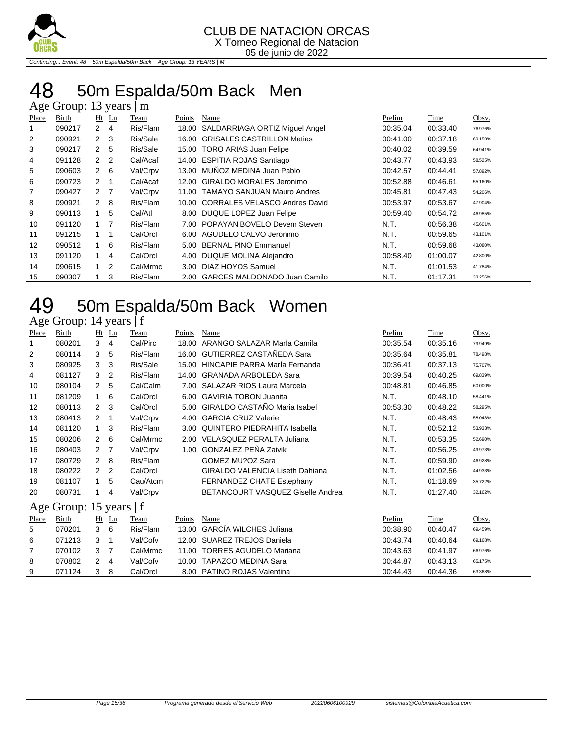# 48 50m Espalda/50m Back Men

Age Group: 13 years | m

| Place | Birth | Ht | Ln | Team | Points | Name | Prelim | Time | Obsv. |
|---|---|---|---|---|---|---|---|---|---|
| 1 | 090217 | 2 | 4 | Ris/Flam | 18.00 | SALDARRIAGA ORTIZ Miguel Angel | 00:35.04 | 00:33.40 | 76.976% |
| 2 | 090921 | 2 | 3 | Ris/Sale | 16.00 | GRISALES CASTRILLON Matias | 00:41.00 | 00:37.18 | 69.150% |
| 3 | 090217 | 2 | 5 | Ris/Sale | 15.00 | TORO ARIAS Juan Felipe | 00:40.02 | 00:39.59 | 64.941% |
| 4 | 091128 | 2 | 2 | Cal/Acaf | 14.00 | ESPITIA ROJAS Santiago | 00:43.77 | 00:43.93 | 58.525% |
| 5 | 090603 | 2 | 6 | Val/Crpv | 13.00 | MUÑOZ MEDINA Juan Pablo | 00:42.57 | 00:44.41 | 57.892% |
| 6 | 090723 | 2 | 1 | Cal/Acaf | 12.00 | GIRALDO MORALES Jeronimo | 00:52.88 | 00:46.61 | 55.160% |
| 7 | 090427 | 2 | 7 | Val/Crpv | 11.00 | TAMAYO SANJUAN Mauro Andres | 00:45.81 | 00:47.43 | 54.206% |
| 8 | 090921 | 2 | 8 | Ris/Flam | 10.00 | CORRALES VELASCO Andres David | 00:53.97 | 00:53.67 | 47.904% |
| 9 | 090113 | 1 | 5 | Cal/Atl | 8.00 | DUQUE LOPEZ Juan Felipe | 00:59.40 | 00:54.72 | 46.985% |
| 10 | 091120 | 1 | 7 | Ris/Flam | 7.00 | POPAYAN BOVELO Devem Steven | N.T. | 00:56.38 | 45.601% |
| 11 | 091215 | 1 | 1 | Cal/Orcl | 6.00 | AGUDELO CALVO Jeronimo | N.T. | 00:59.65 | 43.101% |
| 12 | 090512 | 1 | 6 | Ris/Flam | 5.00 | BERNAL PINO Emmanuel | N.T. | 00:59.68 | 43.080% |
| 13 | 091120 | 1 | 4 | Cal/Orcl | 4.00 | DUQUE MOLINA Alejandro | 00:58.40 | 01:00.07 | 42.800% |
| 14 | 090615 | 1 | 2 | Cal/Mrmc | 3.00 | DIAZ HOYOS Samuel | N.T. | 01:01.53 | 41.784% |
| 15 | 090307 | 1 | 3 | Ris/Flam | 2.00 | GARCES MALDONADO Juan Camilo | N.T. | 01:17.31 | 33.256% |

# 49 50m Espalda/50m Back Women

Age Group: 14 years | f

| Place | Birth | Ht | Ln | Team | Points | Name | Prelim | Time | Obsv. |
|---|---|---|---|---|---|---|---|---|---|
| 1 | 080201 | 3 | 4 | Cal/Pirc | 18.00 | ARANGO SALAZAR MarÍa Camila | 00:35.54 | 00:35.16 | 79.949% |
| 2 | 080114 | 3 | 5 | Ris/Flam | 16.00 | GUTIERREZ CASTAÑEDA Sara | 00:35.64 | 00:35.81 | 78.498% |
| 3 | 080925 | 3 | 3 | Ris/Sale | 15.00 | HINCAPIE PARRA MarÍa Fernanda | 00:36.41 | 00:37.13 | 75.707% |
| 4 | 081127 | 3 | 2 | Ris/Flam | 14.00 | GRANADA ARBOLEDA Sara | 00:39.54 | 00:40.25 | 69.839% |
| 10 | 080104 | 2 | 5 | Cal/Calm | 7.00 | SALAZAR RIOS Laura Marcela | 00:48.81 | 00:46.85 | 60.000% |
| 11 | 081209 | 1 | 6 | Cal/Orcl | 6.00 | GAVIRIA TOBON Juanita | N.T. | 00:48.10 | 58.441% |
| 12 | 080113 | 2 | 3 | Cal/Orcl | 5.00 | GIRALDO CASTAÑO Maria Isabel | 00:53.30 | 00:48.22 | 58.295% |
| 13 | 080413 | 2 | 1 | Val/Crpv | 4.00 | GARCIA CRUZ Valerie | N.T. | 00:48.43 | 58.043% |
| 14 | 081120 | 1 | 3 | Ris/Flam | 3.00 | QUINTERO PIEDRAHITA Isabella | N.T. | 00:52.12 | 53.933% |
| 15 | 080206 | 2 | 6 | Cal/Mrmc | 2.00 | VELASQUEZ PERALTA Juliana | N.T. | 00:53.35 | 52.690% |
| 16 | 080403 | 2 | 7 | Val/Crpv | 1.00 | GONZALEZ PEÑA Zaivik | N.T. | 00:56.25 | 49.973% |
| 17 | 080729 | 2 | 8 | Ris/Flam | | GOMEZ MU?OZ Sara | N.T. | 00:59.90 | 46.928% |
| 18 | 080222 | 2 | 2 | Cal/Orcl | | GIRALDO VALENCIA Liseth Dahiana | N.T. | 01:02.56 | 44.933% |
| 19 | 081107 | 1 | 5 | Cau/Atcm | | FERNANDEZ CHATE Estephany | N.T. | 01:18.69 | 35.722% |
| 20 | 080731 | 1 | 4 | Val/Crpv | | BETANCOURT VASQUEZ Giselle Andrea | N.T. | 01:27.40 | 32.162% |

Age Group: 15 years | f

| Place | Birth | Ht | Ln | Team | Points | Name | Prelim | Time | Obsv. |
|---|---|---|---|---|---|---|---|---|---|
| 5 | 070201 | 3 | 6 | Ris/Flam | 13.00 | GARCÍA WILCHES Juliana | 00:38.90 | 00:40.47 | 69.459% |
| 6 | 071213 | 3 | 1 | Val/Cofv | 12.00 | SUAREZ TREJOS Daniela | 00:43.74 | 00:40.64 | 69.168% |
| 7 | 070102 | 3 | 7 | Cal/Mrmc | 11.00 | TORRES AGUDELO Mariana | 00:43.63 | 00:41.97 | 66.976% |
| 8 | 070802 | 2 | 4 | Val/Cofv | 10.00 | TAPAZCO MEDINA Sara | 00:44.87 | 00:43.13 | 65.175% |
| 9 | 071124 | 3 | 8 | Cal/Orcl | 8.00 | PATINO ROJAS Valentina | 00:44.43 | 00:44.36 | 63.368% |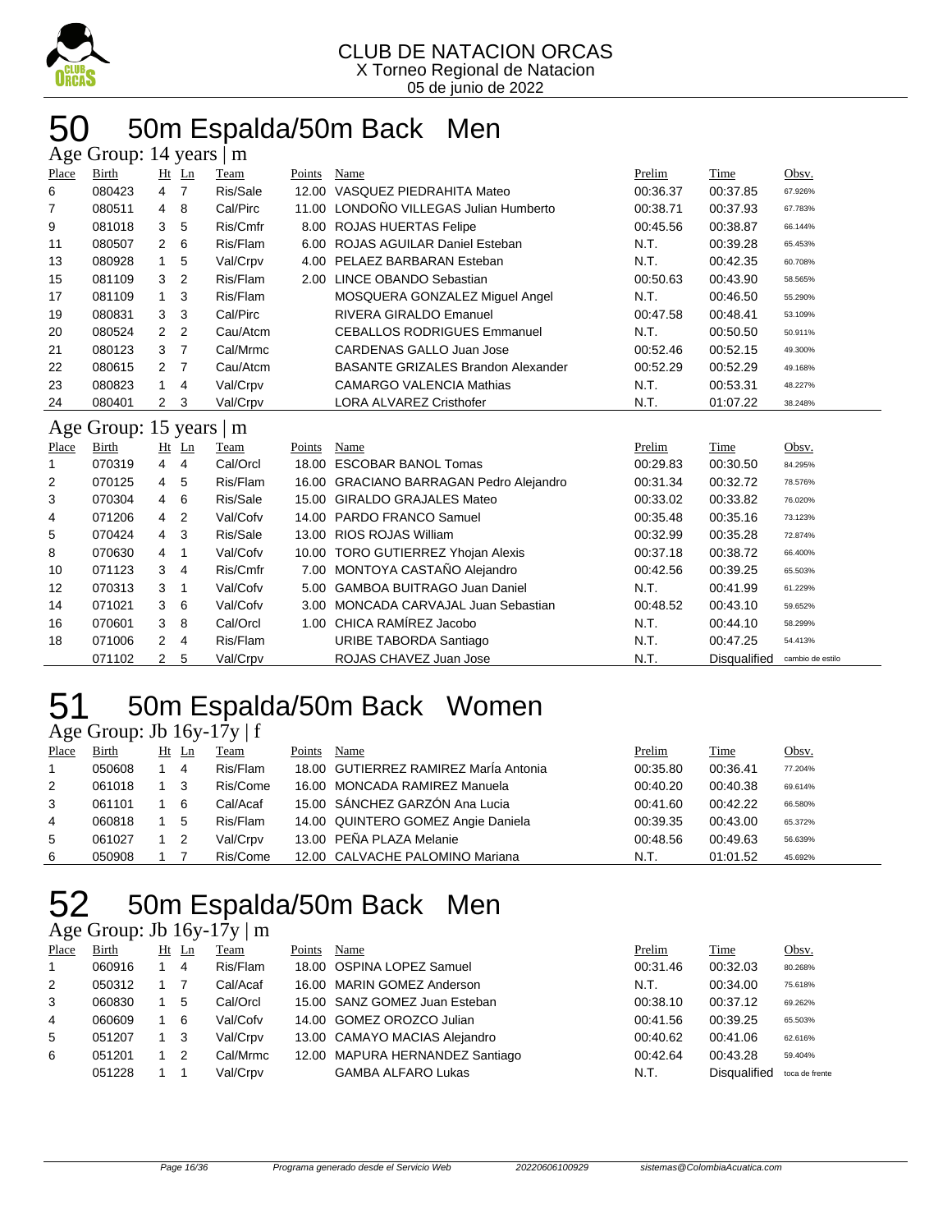CLUB DE NATACION ORCAS
X Torneo Regional de Natacion
05 de junio de 2022

# 50 50m Espalda/50m Back Men

## Age Group: 14 years | m

| Place | Birth | Ht | Ln | Team | Points | Name | Prelim | Time | Obsv. |
|---|---|---|---|---|---|---|---|---|---|
| 6 | 080423 | 4 | 7 | Ris/Sale | 12.00 | VASQUEZ PIEDRAHITA Mateo | 00:36.37 | 00:37.85 | 67.926% |
| 7 | 080511 | 4 | 8 | Cal/Pirc | 11.00 | LONDOÑO VILLEGAS Julian Humberto | 00:38.71 | 00:37.93 | 67.783% |
| 9 | 081018 | 3 | 5 | Ris/Cmfr | 8.00 | ROJAS HUERTAS Felipe | 00:45.56 | 00:38.87 | 66.144% |
| 11 | 080507 | 2 | 6 | Ris/Flam | 6.00 | ROJAS AGUILAR Daniel Esteban | N.T. | 00:39.28 | 65.453% |
| 13 | 080928 | 1 | 5 | Val/Crpv | 4.00 | PELAEZ BARBARAN Esteban | N.T. | 00:42.35 | 60.708% |
| 15 | 081109 | 3 | 2 | Ris/Flam | 2.00 | LINCE OBANDO Sebastian | 00:50.63 | 00:43.90 | 58.565% |
| 17 | 081109 | 1 | 3 | Ris/Flam | | MOSQUERA GONZALEZ Miguel Angel | N.T. | 00:46.50 | 55.290% |
| 19 | 080831 | 3 | 3 | Cal/Pirc | | RIVERA GIRALDO Emanuel | 00:47.58 | 00:48.41 | 53.109% |
| 20 | 080524 | 2 | 2 | Cau/Atcm | | CEBALLOS RODRIGUES Emmanuel | N.T. | 00:50.50 | 50.911% |
| 21 | 080123 | 3 | 7 | Cal/Mrmc | | CARDENAS GALLO Juan Jose | 00:52.46 | 00:52.15 | 49.300% |
| 22 | 080615 | 2 | 7 | Cau/Atcm | | BASANTE GRIZALES Brandon Alexander | 00:52.29 | 00:52.29 | 49.168% |
| 23 | 080823 | 1 | 4 | Val/Crpv | | CAMARGO VALENCIA Mathias | N.T. | 00:53.31 | 48.227% |
| 24 | 080401 | 2 | 3 | Val/Crpv | | LORA ALVAREZ Cristhofer | N.T. | 01:07.22 | 38.248% |

## Age Group: 15 years | m

| Place | Birth | Ht | Ln | Team | Points | Name | Prelim | Time | Obsv. |
|---|---|---|---|---|---|---|---|---|---|
| 1 | 070319 | 4 | 4 | Cal/Orcl | 18.00 | ESCOBAR BANOL Tomas | 00:29.83 | 00:30.50 | 84.295% |
| 2 | 070125 | 4 | 5 | Ris/Flam | 16.00 | GRACIANO BARRAGAN Pedro Alejandro | 00:31.34 | 00:32.72 | 78.576% |
| 3 | 070304 | 4 | 6 | Ris/Sale | 15.00 | GIRALDO GRAJALES Mateo | 00:33.02 | 00:33.82 | 76.020% |
| 4 | 071206 | 4 | 2 | Val/Cofv | 14.00 | PARDO FRANCO Samuel | 00:35.48 | 00:35.16 | 73.123% |
| 5 | 070424 | 4 | 3 | Ris/Sale | 13.00 | RIOS ROJAS William | 00:32.99 | 00:35.28 | 72.874% |
| 8 | 070630 | 4 | 1 | Val/Cofv | 10.00 | TORO GUTIERREZ Yhojan Alexis | 00:37.18 | 00:38.72 | 66.400% |
| 10 | 071123 | 3 | 4 | Ris/Cmfr | 7.00 | MONTOYA CASTAÑO Alejandro | 00:42.56 | 00:39.25 | 65.503% |
| 12 | 070313 | 3 | 1 | Val/Cofv | 5.00 | GAMBOA BUITRAGO Juan Daniel | N.T. | 00:41.99 | 61.229% |
| 14 | 071021 | 3 | 6 | Val/Cofv | 3.00 | MONCADA CARVAJAL Juan Sebastian | 00:48.52 | 00:43.10 | 59.652% |
| 16 | 070601 | 3 | 8 | Cal/Orcl | 1.00 | CHICA RAMÍREZ Jacobo | N.T. | 00:44.10 | 58.299% |
| 18 | 071006 | 2 | 4 | Ris/Flam | | URIBE TABORDA Santiago | N.T. | 00:47.25 | 54.413% |
| | 071102 | 2 | 5 | Val/Crpv | | ROJAS CHAVEZ Juan Jose | N.T. | Disqualified | cambio de estilo |

# 51 50m Espalda/50m Back Women

## Age Group: Jb 16y-17y | f

| Place | Birth | Ht | Ln | Team | Points | Name | Prelim | Time | Obsv. |
|---|---|---|---|---|---|---|---|---|---|
| 1 | 050608 | 1 | 4 | Ris/Flam | 18.00 | GUTIERREZ RAMIREZ MarÍa Antonia | 00:35.80 | 00:36.41 | 77.204% |
| 2 | 061018 | 1 | 3 | Ris/Come | 16.00 | MONCADA RAMIREZ Manuela | 00:40.20 | 00:40.38 | 69.614% |
| 3 | 061101 | 1 | 6 | Cal/Acaf | 15.00 | SÁNCHEZ GARZÓN Ana Lucia | 00:41.60 | 00:42.22 | 66.580% |
| 4 | 060818 | 1 | 5 | Ris/Flam | 14.00 | QUINTERO GOMEZ Angie Daniela | 00:39.35 | 00:43.00 | 65.372% |
| 5 | 061027 | 1 | 2 | Val/Crpv | 13.00 | PEÑA PLAZA Melanie | 00:48.56 | 00:49.63 | 56.639% |
| 6 | 050908 | 1 | 7 | Ris/Come | 12.00 | CALVACHE PALOMINO Mariana | N.T. | 01:01.52 | 45.692% |

# 52 50m Espalda/50m Back Men

## Age Group: Jb 16y-17y | m

| Place | Birth | Ht | Ln | Team | Points | Name | Prelim | Time | Obsv. |
|---|---|---|---|---|---|---|---|---|---|
| 1 | 060916 | 1 | 4 | Ris/Flam | 18.00 | OSPINA LOPEZ Samuel | 00:31.46 | 00:32.03 | 80.268% |
| 2 | 050312 | 1 | 7 | Cal/Acaf | 16.00 | MARIN GOMEZ Anderson | N.T. | 00:34.00 | 75.618% |
| 3 | 060830 | 1 | 5 | Cal/Orcl | 15.00 | SANZ GOMEZ Juan Esteban | 00:38.10 | 00:37.12 | 69.262% |
| 4 | 060609 | 1 | 6 | Val/Cofv | 14.00 | GOMEZ OROZCO Julian | 00:41.56 | 00:39.25 | 65.503% |
| 5 | 051207 | 1 | 3 | Val/Crpv | 13.00 | CAMAYO MACIAS Alejandro | 00:40.62 | 00:41.06 | 62.616% |
| 6 | 051201 | 1 | 2 | Cal/Mrmc | 12.00 | MAPURA HERNANDEZ Santiago | 00:42.64 | 00:43.28 | 59.404% |
| | 051228 | 1 | 1 | Val/Crpv | | GAMBA ALFARO Lukas | N.T. | Disqualified | toca de frente |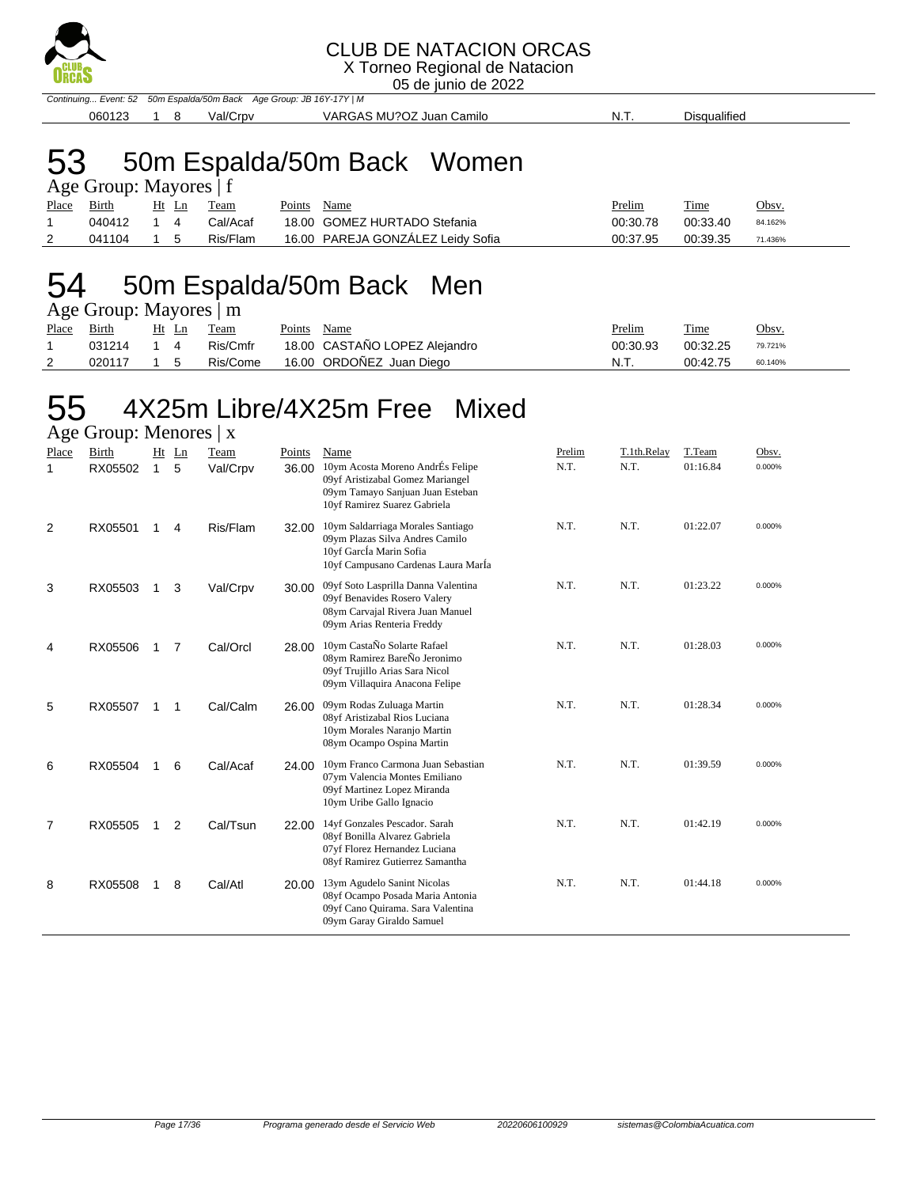CLUB DE NATACION ORCAS
X Torneo Regional de Natacion
05 de junio de 2022

*Continuing... Event: 52 50m Espalda/50m Back Age Group: JB 16Y-17Y | M*

| Place | Birth | Ht | Ln | Team | Points | Name | Prelim | Time | Obsv. |
|---|---|---|---|---|---|---|---|---|---|
| | 060123 | 1 | 8 | Val/Crpv | | VARGAS MU?OZ Juan Camilo | N.T. | Disqualified | |

# 53 50m Espalda/50m Back Women

Age Group: Mayores | f

| Place | Birth | Ht | Ln | Team | Points | Name | Prelim | Time | Obsv. |
|---|---|---|---|---|---|---|---|---|---|
| 1 | 040412 | 1 | 4 | Cal/Acaf | 18.00 | GOMEZ HURTADO Stefania | 00:30.78 | 00:33.40 | 84.162% |
| 2 | 041104 | 1 | 5 | Ris/Flam | 16.00 | PAREJA GONZÁLEZ Leidy Sofia | 00:37.95 | 00:39.35 | 71.436% |

# 54 50m Espalda/50m Back Men

Age Group: Mayores | m

| Place | Birth | Ht | Ln | Team | Points | Name | Prelim | Time | Obsv. |
|---|---|---|---|---|---|---|---|---|---|
| 1 | 031214 | 1 | 4 | Ris/Cmfr | 18.00 | CASTAÑO LOPEZ Alejandro | 00:30.93 | 00:32.25 | 79.721% |
| 2 | 020117 | 1 | 5 | Ris/Come | 16.00 | ORDOÑEZ Juan Diego | N.T. | 00:42.75 | 60.140% |

# 55 4X25m Libre/4X25m Free Mixed

Age Group: Menores | x

| Place | Birth | Ht | Ln | Team | Points | Name | Prelim | T.1th.Relay | T.Team | Obsv. |
|---|---|---|---|---|---|---|---|---|---|---|
| 1 | RX05502 | 1 | 5 | Val/Crpv | 36.00 | 10ym Acosta Moreno AndrÉs Felipe<br>09yf Aristizabal Gomez Mariangel<br>09ym Tamayo Sanjuan Juan Esteban<br>10yf Ramirez Suarez Gabriela | N.T. | N.T. | 01:16.84 | 0.000% |
| 2 | RX05501 | 1 | 4 | Ris/Flam | 32.00 | 10ym Saldarriaga Morales Santiago<br>09ym Plazas Silva Andres Camilo<br>10yf GarcÍa Marin Sofia<br>10yf Campusano Cardenas Laura MarÍa | N.T. | N.T. | 01:22.07 | 0.000% |
| 3 | RX05503 | 1 | 3 | Val/Crpv | 30.00 | 09yf Soto Lasprilla Danna Valentina<br>09yf Benavides Rosero Valery<br>08ym Carvajal Rivera Juan Manuel<br>09ym Arias Renteria Freddy | N.T. | N.T. | 01:23.22 | 0.000% |
| 4 | RX05506 | 1 | 7 | Cal/Orcl | 28.00 | 10ym CastaÑo Solarte Rafael<br>08ym Ramirez BareÑo Jeronimo<br>09yf Trujillo Arias Sara Nicol<br>09ym Villaquira Anacona Felipe | N.T. | N.T. | 01:28.03 | 0.000% |
| 5 | RX05507 | 1 | 1 | Cal/Calm | 26.00 | 09ym Rodas Zuluaga Martin<br>08yf Aristizabal Rios Luciana<br>10ym Morales Naranjo Martin<br>08ym Ocampo Ospina Martin | N.T. | N.T. | 01:28.34 | 0.000% |
| 6 | RX05504 | 1 | 6 | Cal/Acaf | 24.00 | 10ym Franco Carmona Juan Sebastian<br>07ym Valencia Montes Emiliano<br>09yf Martinez Lopez Miranda<br>10ym Uribe Gallo Ignacio | N.T. | N.T. | 01:39.59 | 0.000% |
| 7 | RX05505 | 1 | 2 | Cal/Tsun | 22.00 | 14yf Gonzales Pescador. Sarah<br>08yf Bonilla Alvarez Gabriela<br>07yf Florez Hernandez Luciana<br>08yf Ramirez Gutierrez Samantha | N.T. | N.T. | 01:42.19 | 0.000% |
| 8 | RX05508 | 1 | 8 | Cal/Atl | 20.00 | 13ym Agudelo Sanint Nicolas<br>08yf Ocampo Posada Maria Antonia<br>09yf Cano Quirama. Sara Valentina<br>09ym Garay Giraldo Samuel | N.T. | N.T. | 01:44.18 | 0.000% |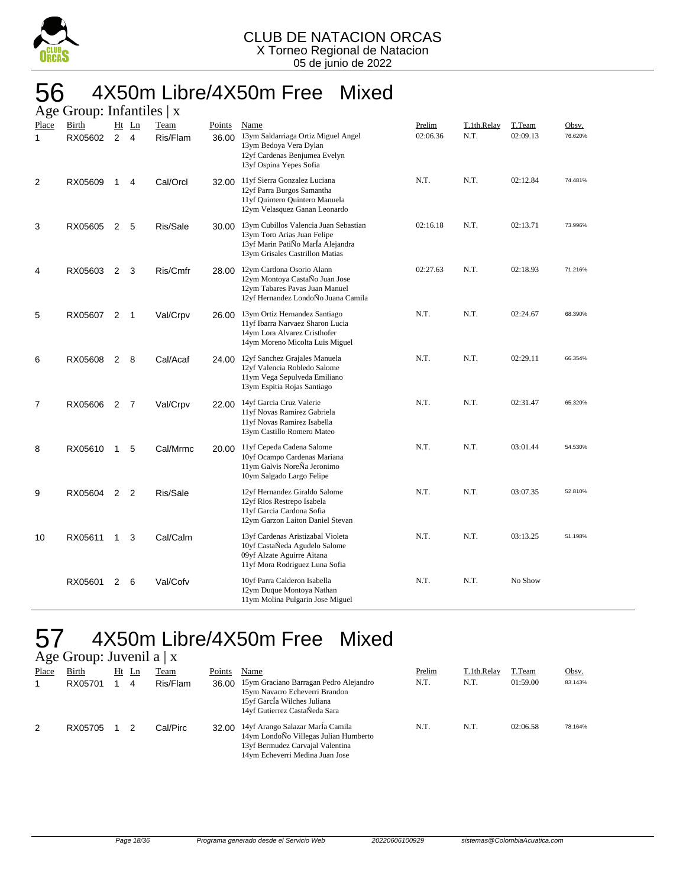CLUB DE NATACION ORCAS
X Torneo Regional de Natacion
05 de junio de 2022

# 56 4X50m Libre/4X50m Free Mixed

## Age Group: Infantiles | x

| Place | Birth | Ht | Ln | Team | Points | Name | Prelim | T.1th.Relay | T.Team | Obsv. |
|---|---|---|---|---|---|---|---|---|---|---|
| 1 | RX05602 | 2 | 4 | Ris/Flam | 36.00 | 13ym Saldarriaga Ortiz Miguel Angel<br>13ym Bedoya Vera Dylan<br>12yf Cardenas Benjumea Evelyn<br>13yf Ospina Yepes Sofia | 02:06.36 | N.T. | 02:09.13 | 76.620% |
| 2 | RX05609 | 1 | 4 | Cal/Orcl | 32.00 | 11yf Sierra Gonzalez Luciana<br>12yf Parra Burgos Samantha<br>11yf Quintero Quintero Manuela<br>12ym Velasquez Ganan Leonardo | N.T. | N.T. | 02:12.84 | 74.481% |
| 3 | RX05605 | 2 | 5 | Ris/Sale | 30.00 | 13ym Cubillos Valencia Juan Sebastian<br>13ym Toro Arias Juan Felipe<br>13yf Marin PatiÑo MarÍa Alejandra<br>13ym Grisales Castrillon Matias | 02:16.18 | N.T. | 02:13.71 | 73.996% |
| 4 | RX05603 | 2 | 3 | Ris/Cmfr | 28.00 | 12ym Cardona Osorio Alann<br>12ym Montoya CastaÑo Juan Jose<br>12ym Tabares Pavas Juan Manuel<br>12yf Hernandez LondoÑo Juana Camila | 02:27.63 | N.T. | 02:18.93 | 71.216% |
| 5 | RX05607 | 2 | 1 | Val/Crpv | 26.00 | 13ym Ortiz Hernandez Santiago<br>11yf Ibarra Narvaez Sharon Lucia<br>14ym Lora Alvarez Cristhofer<br>14ym Moreno Micolta Luis Miguel | N.T. | N.T. | 02:24.67 | 68.390% |
| 6 | RX05608 | 2 | 8 | Cal/Acaf | 24.00 | 12yf Sanchez Grajales Manuela<br>12yf Valencia Robledo Salome<br>11ym Vega Sepulveda Emiliano<br>13ym Espitia Rojas Santiago | N.T. | N.T. | 02:29.11 | 66.354% |
| 7 | RX05606 | 2 | 7 | Val/Crpv | 22.00 | 14yf Garcia Cruz Valerie<br>11yf Novas Ramirez Gabriela<br>11yf Novas Ramirez Isabella<br>13ym Castillo Romero Mateo | N.T. | N.T. | 02:31.47 | 65.320% |
| 8 | RX05610 | 1 | 5 | Cal/Mrmc | 20.00 | 11yf Cepeda Cadena Salome<br>10yf Ocampo Cardenas Mariana<br>11ym Galvis NoreÑa Jeronimo<br>10ym Salgado Largo Felipe | N.T. | N.T. | 03:01.44 | 54.530% |
| 9 | RX05604 | 2 | 2 | Ris/Sale | | 12yf Hernandez Giraldo Salome<br>12yf Rios Restrepo Isabela<br>11yf Garcia Cardona Sofia<br>12ym Garzon Laiton Daniel Stevan | N.T. | N.T. | 03:07.35 | 52.810% |
| 10 | RX05611 | 1 | 3 | Cal/Calm | | 13yf Cardenas Aristizabal Violeta<br>10yf CastaÑeda Agudelo Salome<br>09yf Alzate Aguirre Aitana<br>11yf Mora Rodriguez Luna Sofia | N.T. | N.T. | 03:13.25 | 51.198% |
| | RX05601 | 2 | 6 | Val/Cofv | | 10yf Parra Calderon Isabella<br>12ym Duque Montoya Nathan<br>11ym Molina Pulgarin Jose Miguel | N.T. | N.T. | No Show | |

# 57 4X50m Libre/4X50m Free Mixed

## Age Group: Juvenil a | x

| Place | Birth | Ht | Ln | Team | Points | Name | Prelim | T.1th.Relay | T.Team | Obsv. |
|---|---|---|---|---|---|---|---|---|---|---|
| 1 | RX05701 | 1 | 4 | Ris/Flam | 36.00 | 15ym Graciano Barragan Pedro Alejandro<br>15ym Navarro Echeverri Brandon<br>15yf GarcÍa Wilches Juliana<br>14yf Gutierrez CastaÑeda Sara | N.T. | N.T. | 01:59.00 | 83.143% |
| 2 | RX05705 | 1 | 2 | Cal/Pirc | 32.00 | 14yf Arango Salazar MarÍa Camila<br>14ym LondoÑo Villegas Julian Humberto<br>13yf Bermudez Carvajal Valentina<br>14ym Echeverri Medina Juan Jose | N.T. | N.T. | 02:06.58 | 78.164% |

Programa generado desde el Servicio Web 20220606100929 sistemas@ColombiaAcuatica.com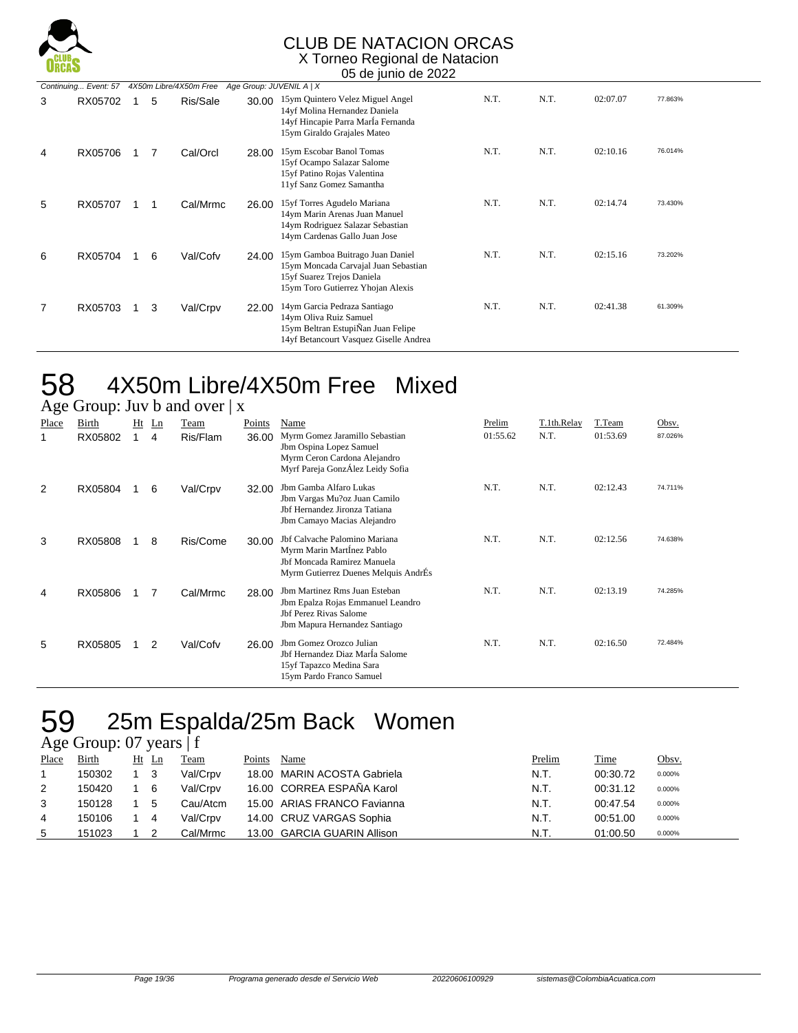Continuing... Event: 57 4X50m Libre/4X50m Free Age Group: JUVENIL A | X

| Place | Birth | Ht | Ln | Team | Points | Name | Prelim | T.1th.Relay | T.Team | Obsv. |
|---|---|---|---|---|---|---|---|---|---|---|
| 3 | RX05702 | 1 | 5 | Ris/Sale | 30.00 | 15ym Quintero Velez Miguel Angel<br>14yf Molina Hernandez Daniela<br>14yf Hincapie Parra MarÍa Fernanda<br>15ym Giraldo Grajales Mateo | N.T. | N.T. | 02:07.07 | 77.863% |
| 4 | RX05706 | 1 | 7 | Cal/Orcl | 28.00 | 15ym Escobar Banol Tomas<br>15yf Ocampo Salazar Salome<br>15yf Patino Rojas Valentina<br>11yf Sanz Gomez Samantha | N.T. | N.T. | 02:10.16 | 76.014% |
| 5 | RX05707 | 1 | 1 | Cal/Mrmc | 26.00 | 15yf Torres Agudelo Mariana<br>14ym Marin Arenas Juan Manuel<br>14ym Rodriguez Salazar Sebastian<br>14ym Cardenas Gallo Juan Jose | N.T. | N.T. | 02:14.74 | 73.430% |
| 6 | RX05704 | 1 | 6 | Val/Cofv | 24.00 | 15ym Gamboa Buitrago Juan Daniel<br>15ym Moncada Carvajal Juan Sebastian<br>15yf Suarez Trejos Daniela<br>15ym Toro Gutierrez Yhojan Alexis | N.T. | N.T. | 02:15.16 | 73.202% |
| 7 | RX05703 | 1 | 3 | Val/Crpv | 22.00 | 14ym Garcia Pedraza Santiago<br>14ym Oliva Ruiz Samuel<br>15ym Beltran EstupiÑan Juan Felipe<br>14yf Betancourt Vasquez Giselle Andrea | N.T. | N.T. | 02:41.38 | 61.309% |

# 58 4X50m Libre/4X50m Free Mixed

Age Group: Juv b and over | x

| Place | Birth | Ht | Ln | Team | Points | Name | Prelim | T.1th.Relay | T.Team | Obsv. |
|---|---|---|---|---|---|---|---|---|---|---|
| 1 | RX05802 | 1 | 4 | Ris/Flam | 36.00 | Myrm Gomez Jaramillo Sebastian<br>Jbm Ospina Lopez Samuel<br>Myrm Ceron Cardona Alejandro<br>Myrf Pareja GonzÁlez Leidy Sofia | 01:55.62 | N.T. | 01:53.69 | 87.026% |
| 2 | RX05804 | 1 | 6 | Val/Crpv | 32.00 | Jbm Gamba Alfaro Lukas<br>Jbm Vargas Mu?oz Juan Camilo<br>Jbf Hernandez Jironza Tatiana<br>Jbm Camayo Macias Alejandro | N.T. | N.T. | 02:12.43 | 74.711% |
| 3 | RX05808 | 1 | 8 | Ris/Come | 30.00 | Jbf Calvache Palomino Mariana<br>Myrm Marin MartÍnez Pablo<br>Jbf Moncada Ramirez Manuela<br>Myrm Gutierrez Duenes Melquis AndrÉs | N.T. | N.T. | 02:12.56 | 74.638% |
| 4 | RX05806 | 1 | 7 | Cal/Mrmc | 28.00 | Jbm Martinez Rms Juan Esteban<br>Jbm Epalza Rojas Emmanuel Leandro<br>Jbf Perez Rivas Salome<br>Jbm Mapura Hernandez Santiago | N.T. | N.T. | 02:13.19 | 74.285% |
| 5 | RX05805 | 1 | 2 | Val/Cofv | 26.00 | Jbm Gomez Orozco Julian<br>Jbf Hernandez Diaz MarÍa Salome<br>15yf Tapazco Medina Sara<br>15ym Pardo Franco Samuel | N.T. | N.T. | 02:16.50 | 72.484% |

# 59 25m Espalda/25m Back Women

Age Group: 07 years | f

| Place | Birth | Ht | Ln | Team | Points | Name | Prelim | Time | Obsv. |
|---|---|---|---|---|---|---|---|---|---|
| 1 | 150302 | 1 | 3 | Val/Crpv | 18.00 | MARIN ACOSTA Gabriela | N.T. | 00:30.72 | 0.000% |
| 2 | 150420 | 1 | 6 | Val/Crpv | 16.00 | CORREA ESPAÑA Karol | N.T. | 00:31.12 | 0.000% |
| 3 | 150128 | 1 | 5 | Cau/Atcm | 15.00 | ARIAS FRANCO Favianna | N.T. | 00:47.54 | 0.000% |
| 4 | 150106 | 1 | 4 | Val/Crpv | 14.00 | CRUZ VARGAS Sophia | N.T. | 00:51.00 | 0.000% |
| 5 | 151023 | 1 | 2 | Cal/Mrmc | 13.00 | GARCIA GUARIN Allison | N.T. | 01:00.50 | 0.000% |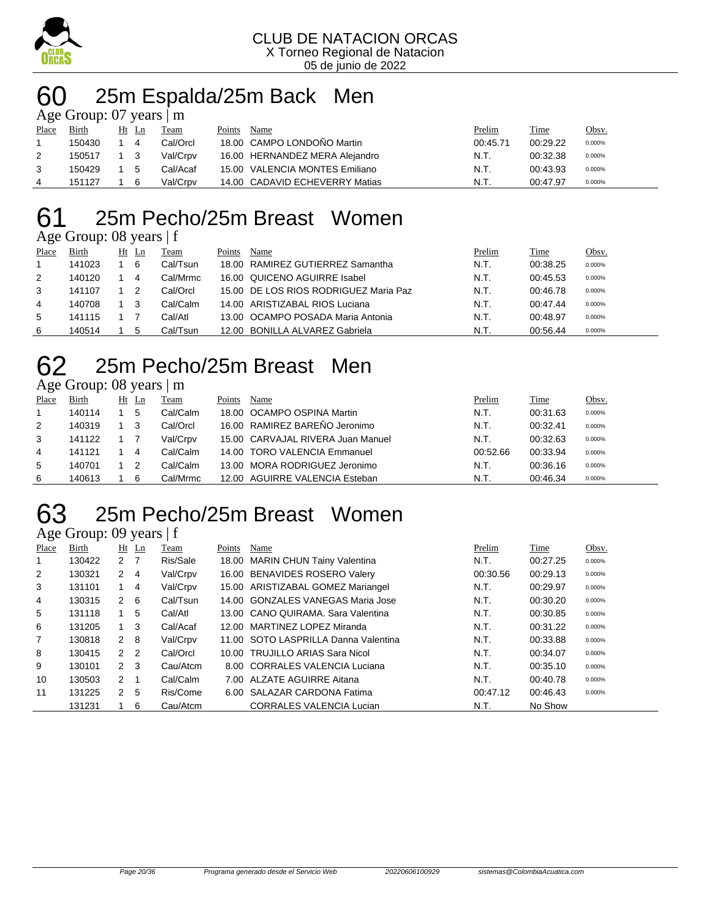CLUB DE NATACION ORCAS
X Torneo Regional de Natacion
05 de junio de 2022

# 60 25m Espalda/25m Back Men

Age Group: 07 years | m

| Place | Birth | Ht | Ln | Team | Points | Name | Prelim | Time | Obsv. |
|---|---|---|---|---|---|---|---|---|---|
| 1 | 150430 | 1 | 4 | Cal/Orcl | 18.00 | CAMPO LONDOÑO Martin | 00:45.71 | 00:29.22 | 0.000% |
| 2 | 150517 | 1 | 3 | Val/Crpv | 16.00 | HERNANDEZ MERA Alejandro | N.T. | 00:32.38 | 0.000% |
| 3 | 150429 | 1 | 5 | Cal/Acaf | 15.00 | VALENCIA MONTES Emiliano | N.T. | 00:43.93 | 0.000% |
| 4 | 151127 | 1 | 6 | Val/Crpv | 14.00 | CADAVID ECHEVERRY Matias | N.T. | 00:47.97 | 0.000% |

# 61 25m Pecho/25m Breast Women

Age Group: 08 years | f

| Place | Birth | Ht | Ln | Team | Points | Name | Prelim | Time | Obsv. |
|---|---|---|---|---|---|---|---|---|---|
| 1 | 141023 | 1 | 6 | Cal/Tsun | 18.00 | RAMIREZ GUTIERREZ Samantha | N.T. | 00:38.25 | 0.000% |
| 2 | 140120 | 1 | 4 | Cal/Mrmc | 16.00 | QUICENO AGUIRRE Isabel | N.T. | 00:45.53 | 0.000% |
| 3 | 141107 | 1 | 2 | Cal/Orcl | 15.00 | DE LOS RIOS RODRIGUEZ Maria Paz | N.T. | 00:46.78 | 0.000% |
| 4 | 140708 | 1 | 3 | Cal/Calm | 14.00 | ARISTIZABAL RIOS Luciana | N.T. | 00:47.44 | 0.000% |
| 5 | 141115 | 1 | 7 | Cal/Atl | 13.00 | OCAMPO POSADA Maria Antonia | N.T. | 00:48.97 | 0.000% |
| 6 | 140514 | 1 | 5 | Cal/Tsun | 12.00 | BONILLA ALVAREZ Gabriela | N.T. | 00:56.44 | 0.000% |

# 62 25m Pecho/25m Breast Men

Age Group: 08 years | m

| Place | Birth | Ht | Ln | Team | Points | Name | Prelim | Time | Obsv. |
|---|---|---|---|---|---|---|---|---|---|
| 1 | 140114 | 1 | 5 | Cal/Calm | 18.00 | OCAMPO OSPINA Martin | N.T. | 00:31.63 | 0.000% |
| 2 | 140319 | 1 | 3 | Cal/Orcl | 16.00 | RAMIREZ BAREÑO Jeronimo | N.T. | 00:32.41 | 0.000% |
| 3 | 141122 | 1 | 7 | Val/Crpv | 15.00 | CARVAJAL RIVERA Juan Manuel | N.T. | 00:32.63 | 0.000% |
| 4 | 141121 | 1 | 4 | Cal/Calm | 14.00 | TORO VALENCIA Emmanuel | 00:52.66 | 00:33.94 | 0.000% |
| 5 | 140701 | 1 | 2 | Cal/Calm | 13.00 | MORA RODRIGUEZ Jeronimo | N.T. | 00:36.16 | 0.000% |
| 6 | 140613 | 1 | 6 | Cal/Mrmc | 12.00 | AGUIRRE VALENCIA Esteban | N.T. | 00:46.34 | 0.000% |

# 63 25m Pecho/25m Breast Women

Age Group: 09 years | f

| Place | Birth | Ht | Ln | Team | Points | Name | Prelim | Time | Obsv. |
|---|---|---|---|---|---|---|---|---|---|
| 1 | 130422 | 2 | 7 | Ris/Sale | 18.00 | MARIN CHUN Tainy Valentina | N.T. | 00:27.25 | 0.000% |
| 2 | 130321 | 2 | 4 | Val/Crpv | 16.00 | BENAVIDES ROSERO Valery | 00:30.56 | 00:29.13 | 0.000% |
| 3 | 131101 | 1 | 4 | Val/Crpv | 15.00 | ARISTIZABAL GOMEZ Mariangel | N.T. | 00:29.97 | 0.000% |
| 4 | 130315 | 2 | 6 | Cal/Tsun | 14.00 | GONZALES VANEGAS Maria Jose | N.T. | 00:30.20 | 0.000% |
| 5 | 131118 | 1 | 5 | Cal/Atl | 13.00 | CANO QUIRAMA. Sara Valentina | N.T. | 00:30.85 | 0.000% |
| 6 | 131205 | 1 | 3 | Cal/Acaf | 12.00 | MARTINEZ LOPEZ Miranda | N.T. | 00:31.22 | 0.000% |
| 7 | 130818 | 2 | 8 | Val/Crpv | 11.00 | SOTO LASPRILLA Danna Valentina | N.T. | 00:33.88 | 0.000% |
| 8 | 130415 | 2 | 2 | Cal/Orcl | 10.00 | TRUJILLO ARIAS Sara Nicol | N.T. | 00:34.07 | 0.000% |
| 9 | 130101 | 2 | 3 | Cau/Atcm | 8.00 | CORRALES VALENCIA Luciana | N.T. | 00:35.10 | 0.000% |
| 10 | 130503 | 2 | 1 | Cal/Calm | 7.00 | ALZATE AGUIRRE Aitana | N.T. | 00:40.78 | 0.000% |
| 11 | 131225 | 2 | 5 | Ris/Come | 6.00 | SALAZAR CARDONA Fatima | 00:47.12 | 00:46.43 | 0.000% |
| | 131231 | 1 | 6 | Cau/Atcm | | CORRALES VALENCIA Lucian | N.T. | No Show | |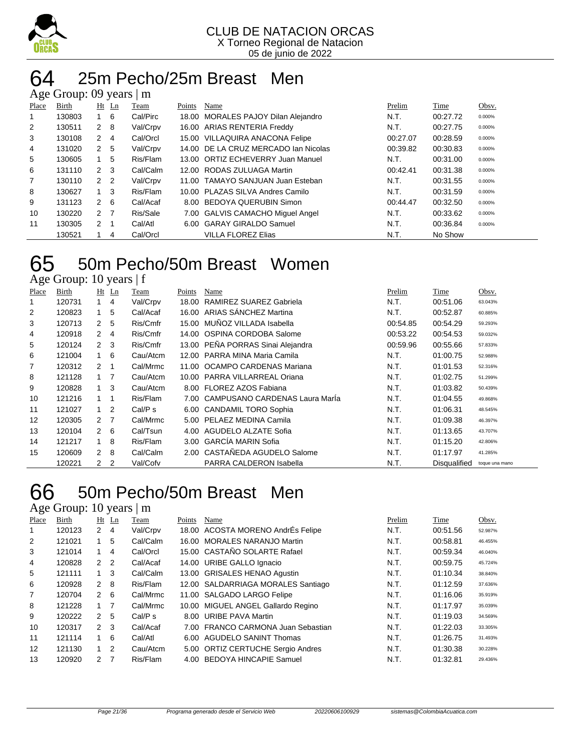CLUB DE NATACION ORCAS
X Torneo Regional de Natacion
05 de junio de 2022

# 64 25m Pecho/25m Breast Men

## Age Group: 09 years | m

| Place | Birth | Ht | Ln | Team | Points | Name | Prelim | Time | Obsv. |
|---|---|---|---|---|---|---|---|---|---|
| 1 | 130803 | 1 | 6 | Cal/Pirc | 18.00 | MORALES PAJOY Dilan Alejandro | N.T. | 00:27.72 | 0.000% |
| 2 | 130511 | 2 | 8 | Val/Crpv | 16.00 | ARIAS RENTERIA Freddy | N.T. | 00:27.75 | 0.000% |
| 3 | 130108 | 2 | 4 | Cal/Orcl | 15.00 | VILLAQUIRA ANACONA Felipe | 00:27.07 | 00:28.59 | 0.000% |
| 4 | 131020 | 2 | 5 | Val/Crpv | 14.00 | DE LA CRUZ MERCADO Ian Nicolas | 00:39.82 | 00:30.83 | 0.000% |
| 5 | 130605 | 1 | 5 | Ris/Flam | 13.00 | ORTIZ ECHEVERRY Juan Manuel | N.T. | 00:31.00 | 0.000% |
| 6 | 131110 | 2 | 3 | Cal/Calm | 12.00 | RODAS ZULUAGA Martin | 00:42.41 | 00:31.38 | 0.000% |
| 7 | 130110 | 2 | 2 | Val/Crpv | 11.00 | TAMAYO SANJUAN Juan Esteban | N.T. | 00:31.55 | 0.000% |
| 8 | 130627 | 1 | 3 | Ris/Flam | 10.00 | PLAZAS SILVA Andres Camilo | N.T. | 00:31.59 | 0.000% |
| 9 | 131123 | 2 | 6 | Cal/Acaf | 8.00 | BEDOYA QUERUBIN Simon | 00:44.47 | 00:32.50 | 0.000% |
| 10 | 130220 | 2 | 7 | Ris/Sale | 7.00 | GALVIS CAMACHO Miguel Angel | N.T. | 00:33.62 | 0.000% |
| 11 | 130305 | 2 | 1 | Cal/Atl | 6.00 | GARAY GIRALDO Samuel | N.T. | 00:36.84 | 0.000% |
| | 130521 | 1 | 4 | Cal/Orcl | | VILLA FLOREZ Elias | N.T. | No Show | |

# 65 50m Pecho/50m Breast Women

## Age Group: 10 years | f

| Place | Birth | Ht | Ln | Team | Points | Name | Prelim | Time | Obsv. |
|---|---|---|---|---|---|---|---|---|---|
| 1 | 120731 | 1 | 4 | Val/Crpv | 18.00 | RAMIREZ SUAREZ Gabriela | N.T. | 00:51.06 | 63.043% |
| 2 | 120823 | 1 | 5 | Cal/Acaf | 16.00 | ARIAS SÁNCHEZ Martina | N.T. | 00:52.87 | 60.885% |
| 3 | 120713 | 2 | 5 | Ris/Cmfr | 15.00 | MUÑOZ VILLADA Isabella | 00:54.85 | 00:54.29 | 59.293% |
| 4 | 120918 | 2 | 4 | Ris/Cmfr | 14.00 | OSPINA CORDOBA Salome | 00:53.22 | 00:54.53 | 59.032% |
| 5 | 120124 | 2 | 3 | Ris/Cmfr | 13.00 | PEÑA PORRAS Sinai Alejandra | 00:59.96 | 00:55.66 | 57.833% |
| 6 | 121004 | 1 | 6 | Cau/Atcm | 12.00 | PARRA MINA Maria Camila | N.T. | 01:00.75 | 52.988% |
| 7 | 120312 | 2 | 1 | Cal/Mrmc | 11.00 | OCAMPO CARDENAS Mariana | N.T. | 01:01.53 | 52.316% |
| 8 | 121128 | 1 | 7 | Cau/Atcm | 10.00 | PARRA VILLARREAL Oriana | N.T. | 01:02.75 | 51.299% |
| 9 | 120828 | 1 | 3 | Cau/Atcm | 8.00 | FLOREZ AZOS Fabiana | N.T. | 01:03.82 | 50.439% |
| 10 | 121216 | 1 | 1 | Ris/Flam | 7.00 | CAMPUSANO CARDENAS Laura MarÍa | N.T. | 01:04.55 | 49.868% |
| 11 | 121027 | 1 | 2 | Cal/P s | 6.00 | CANDAMIL TORO Sophia | N.T. | 01:06.31 | 48.545% |
| 12 | 120305 | 2 | 7 | Cal/Mrmc | 5.00 | PELAEZ MEDINA Camila | N.T. | 01:09.38 | 46.397% |
| 13 | 120104 | 2 | 6 | Cal/Tsun | 4.00 | AGUDELO ALZATE Sofia | N.T. | 01:13.65 | 43.707% |
| 14 | 121217 | 1 | 8 | Ris/Flam | 3.00 | GARCÍA MARIN Sofia | N.T. | 01:15.20 | 42.806% |
| 15 | 120609 | 2 | 8 | Cal/Calm | 2.00 | CASTAÑEDA AGUDELO Salome | N.T. | 01:17.97 | 41.285% |
| | 120221 | 2 | 2 | Val/Cofv | | PARRA CALDERON Isabella | N.T. | Disqualified | toque una mano |

# 66 50m Pecho/50m Breast Men

## Age Group: 10 years | m

| Place | Birth | Ht | Ln | Team | Points | Name | Prelim | Time | Obsv. |
|---|---|---|---|---|---|---|---|---|---|
| 1 | 120123 | 2 | 4 | Val/Crpv | 18.00 | ACOSTA MORENO AndrÉs Felipe | N.T. | 00:51.56 | 52.987% |
| 2 | 121021 | 1 | 5 | Cal/Calm | 16.00 | MORALES NARANJO Martin | N.T. | 00:58.81 | 46.455% |
| 3 | 121014 | 1 | 4 | Cal/Orcl | 15.00 | CASTAÑO SOLARTE Rafael | N.T. | 00:59.34 | 46.040% |
| 4 | 120828 | 2 | 2 | Cal/Acaf | 14.00 | URIBE GALLO Ignacio | N.T. | 00:59.75 | 45.724% |
| 5 | 121111 | 1 | 3 | Cal/Calm | 13.00 | GRISALES HENAO Agustin | N.T. | 01:10.34 | 38.840% |
| 6 | 120928 | 2 | 8 | Ris/Flam | 12.00 | SALDARRIAGA MORALES Santiago | N.T. | 01:12.59 | 37.636% |
| 7 | 120704 | 2 | 6 | Cal/Mrmc | 11.00 | SALGADO LARGO Felipe | N.T. | 01:16.06 | 35.919% |
| 8 | 121228 | 1 | 7 | Cal/Mrmc | 10.00 | MIGUEL ANGEL Gallardo Regino | N.T. | 01:17.97 | 35.039% |
| 9 | 120222 | 2 | 5 | Cal/P s | 8.00 | URIBE PAVA Martin | N.T. | 01:19.03 | 34.569% |
| 10 | 120317 | 2 | 3 | Cal/Acaf | 7.00 | FRANCO CARMONA Juan Sebastian | N.T. | 01:22.03 | 33.305% |
| 11 | 121114 | 1 | 6 | Cal/Atl | 6.00 | AGUDELO SANINT Thomas | N.T. | 01:26.75 | 31.493% |
| 12 | 121130 | 1 | 2 | Cau/Atcm | 5.00 | ORTIZ CERTUCHE Sergio Andres | N.T. | 01:30.38 | 30.228% |
| 13 | 120920 | 2 | 7 | Ris/Flam | 4.00 | BEDOYA HINCAPIE Samuel | N.T. | 01:32.81 | 29.436% |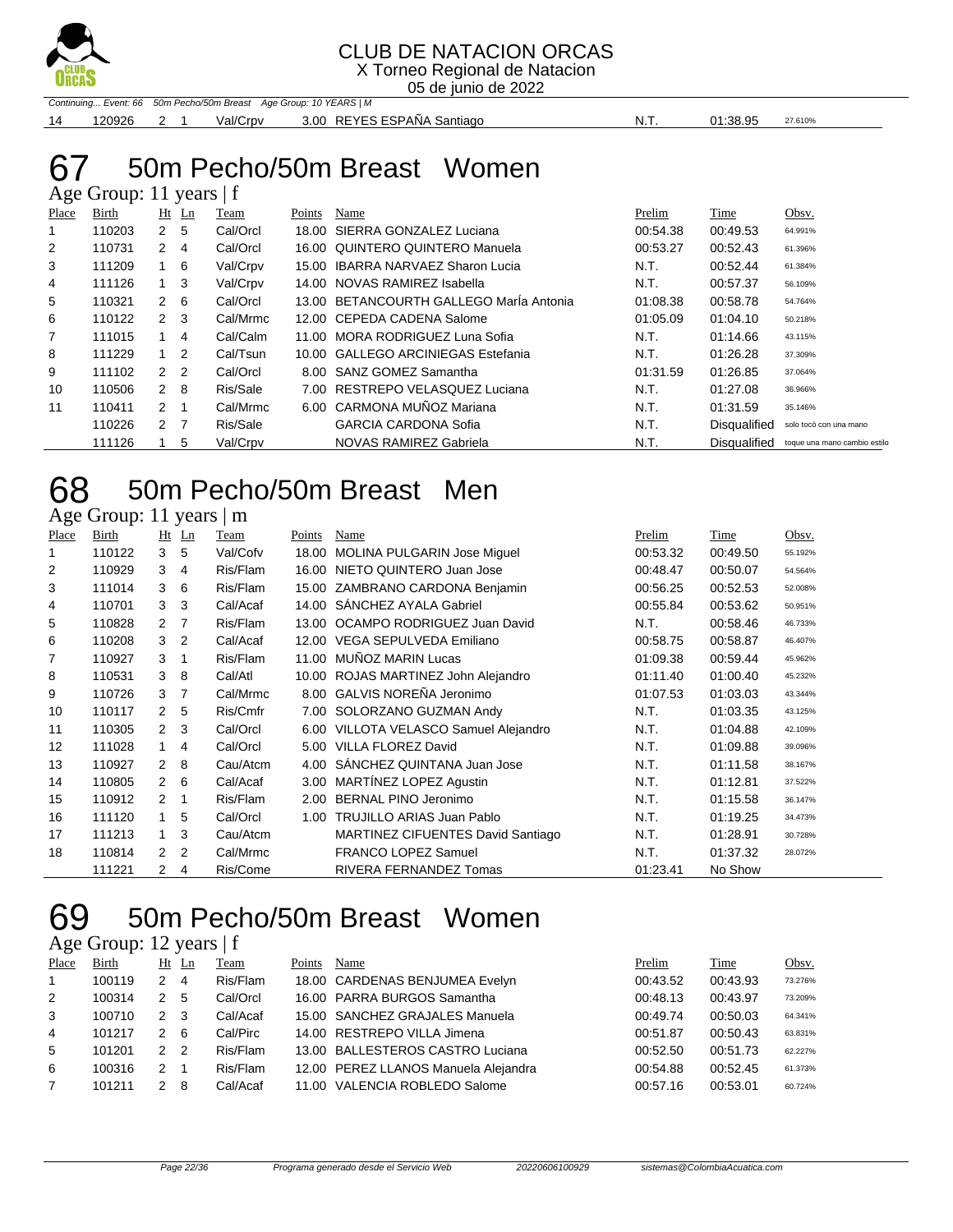CLUB DE NATACION ORCAS
X Torneo Regional de Natacion
05 de junio de 2022

Continuing... Event: 66 50m Pecho/50m Breast Age Group: 10 YEARS | M

| 14 | 120926 | 2 | 1 | Val/Crpv | 3.00 | REYES ESPAÑA Santiago | N.T. | 01:38.95 | 27.610% |
|---|---|---|---|---|---|---|---|---|---|

# 67 50m Pecho/50m Breast Women

Age Group: 11 years | f

| Place | Birth | Ht | Ln | Team | Points | Name | Prelim | Time | Obsv. |
|---|---|---|---|---|---|---|---|---|---|
| 1 | 110203 | 2 | 5 | Cal/Orcl | 18.00 | SIERRA GONZALEZ Luciana | 00:54.38 | 00:49.53 | 64.991% |
| 2 | 110731 | 2 | 4 | Cal/Orcl | 16.00 | QUINTERO QUINTERO Manuela | 00:53.27 | 00:52.43 | 61.396% |
| 3 | 111209 | 1 | 6 | Val/Crpv | 15.00 | IBARRA NARVAEZ Sharon Lucia | N.T. | 00:52.44 | 61.384% |
| 4 | 111126 | 1 | 3 | Val/Crpv | 14.00 | NOVAS RAMIREZ Isabella | N.T. | 00:57.37 | 56.109% |
| 5 | 110321 | 2 | 6 | Cal/Orcl | 13.00 | BETANCOURTH GALLEGO MarÍa Antonia | 01:08.38 | 00:58.78 | 54.764% |
| 6 | 110122 | 2 | 3 | Cal/Mrmc | 12.00 | CEPEDA CADENA Salome | 01:05.09 | 01:04.10 | 50.218% |
| 7 | 111015 | 1 | 4 | Cal/Calm | 11.00 | MORA RODRIGUEZ Luna Sofia | N.T. | 01:14.66 | 43.115% |
| 8 | 111229 | 1 | 2 | Cal/Tsun | 10.00 | GALLEGO ARCINIEGAS Estefania | N.T. | 01:26.28 | 37.309% |
| 9 | 111102 | 2 | 2 | Cal/Orcl | 8.00 | SANZ GOMEZ Samantha | 01:31.59 | 01:26.85 | 37.064% |
| 10 | 110506 | 2 | 8 | Ris/Sale | 7.00 | RESTREPO VELASQUEZ Luciana | N.T. | 01:27.08 | 36.966% |
| 11 | 110411 | 2 | 1 | Cal/Mrmc | 6.00 | CARMONA MUÑOZ Mariana | N.T. | 01:31.59 | 35.146% |
| | 110226 | 2 | 7 | Ris/Sale | | GARCIA CARDONA Sofia | N.T. | Disqualified | solo tocó con una mano |
| | 111126 | 1 | 5 | Val/Crpv | | NOVAS RAMIREZ Gabriela | N.T. | Disqualified | toque una mano cambio estilo |

# 68 50m Pecho/50m Breast Men

Age Group: 11 years | m

| Place | Birth | Ht | Ln | Team | Points | Name | Prelim | Time | Obsv. |
|---|---|---|---|---|---|---|---|---|---|
| 1 | 110122 | 3 | 5 | Val/Cofv | 18.00 | MOLINA PULGARIN Jose Miguel | 00:53.32 | 00:49.50 | 55.192% |
| 2 | 110929 | 3 | 4 | Ris/Flam | 16.00 | NIETO QUINTERO Juan Jose | 00:48.47 | 00:50.07 | 54.564% |
| 3 | 111014 | 3 | 6 | Ris/Flam | 15.00 | ZAMBRANO CARDONA Benjamin | 00:56.25 | 00:52.53 | 52.008% |
| 4 | 110701 | 3 | 3 | Cal/Acaf | 14.00 | SÁNCHEZ AYALA Gabriel | 00:55.84 | 00:53.62 | 50.951% |
| 5 | 110828 | 2 | 7 | Ris/Flam | 13.00 | OCAMPO RODRIGUEZ Juan David | N.T. | 00:58.46 | 46.733% |
| 6 | 110208 | 3 | 2 | Cal/Acaf | 12.00 | VEGA SEPULVEDA Emiliano | 00:58.75 | 00:58.87 | 46.407% |
| 7 | 110927 | 3 | 1 | Ris/Flam | 11.00 | MUÑOZ MARIN Lucas | 01:09.38 | 00:59.44 | 45.962% |
| 8 | 110531 | 3 | 8 | Cal/Atl | 10.00 | ROJAS MARTINEZ John Alejandro | 01:11.40 | 01:00.40 | 45.232% |
| 9 | 110726 | 3 | 7 | Cal/Mrmc | 8.00 | GALVIS NOREÑA Jeronimo | 01:07.53 | 01:03.03 | 43.344% |
| 10 | 110117 | 2 | 5 | Ris/Cmfr | 7.00 | SOLORZANO GUZMAN Andy | N.T. | 01:03.35 | 43.125% |
| 11 | 110305 | 2 | 3 | Cal/Orcl | 6.00 | VILLOTA VELASCO Samuel Alejandro | N.T. | 01:04.88 | 42.109% |
| 12 | 111028 | 1 | 4 | Cal/Orcl | 5.00 | VILLA FLOREZ David | N.T. | 01:09.88 | 39.096% |
| 13 | 110927 | 2 | 8 | Cau/Atcm | 4.00 | SÁNCHEZ QUINTANA Juan Jose | N.T. | 01:11.58 | 38.167% |
| 14 | 110805 | 2 | 6 | Cal/Acaf | 3.00 | MARTÍNEZ LOPEZ Agustin | N.T. | 01:12.81 | 37.522% |
| 15 | 110912 | 2 | 1 | Ris/Flam | 2.00 | BERNAL PINO Jeronimo | N.T. | 01:15.58 | 36.147% |
| 16 | 111120 | 1 | 5 | Cal/Orcl | 1.00 | TRUJILLO ARIAS Juan Pablo | N.T. | 01:19.25 | 34.473% |
| 17 | 111213 | 1 | 3 | Cau/Atcm | | MARTINEZ CIFUENTES David Santiago | N.T. | 01:28.91 | 30.728% |
| 18 | 110814 | 2 | 2 | Cal/Mrmc | | FRANCO LOPEZ Samuel | N.T. | 01:37.32 | 28.072% |
| | 111221 | 2 | 4 | Ris/Come | | RIVERA FERNANDEZ Tomas | 01:23.41 | No Show | |

# 69 50m Pecho/50m Breast Women

Age Group: 12 years | f

| Place | Birth | Ht | Ln | Team | Points | Name | Prelim | Time | Obsv. |
|---|---|---|---|---|---|---|---|---|---|
| 1 | 100119 | 2 | 4 | Ris/Flam | 18.00 | CARDENAS BENJUMEA Evelyn | 00:43.52 | 00:43.93 | 73.276% |
| 2 | 100314 | 2 | 5 | Cal/Orcl | 16.00 | PARRA BURGOS Samantha | 00:48.13 | 00:43.97 | 73.209% |
| 3 | 100710 | 2 | 3 | Cal/Acaf | 15.00 | SANCHEZ GRAJALES Manuela | 00:49.74 | 00:50.03 | 64.341% |
| 4 | 101217 | 2 | 6 | Cal/Pirc | 14.00 | RESTREPO VILLA Jimena | 00:51.87 | 00:50.43 | 63.831% |
| 5 | 101201 | 2 | 2 | Ris/Flam | 13.00 | BALLESTEROS CASTRO Luciana | 00:52.50 | 00:51.73 | 62.227% |
| 6 | 100316 | 2 | 1 | Ris/Flam | 12.00 | PEREZ LLANOS Manuela Alejandra | 00:54.88 | 00:52.45 | 61.373% |
| 7 | 101211 | 2 | 8 | Cal/Acaf | 11.00 | VALENCIA ROBLEDO Salome | 00:57.16 | 00:53.01 | 60.724% |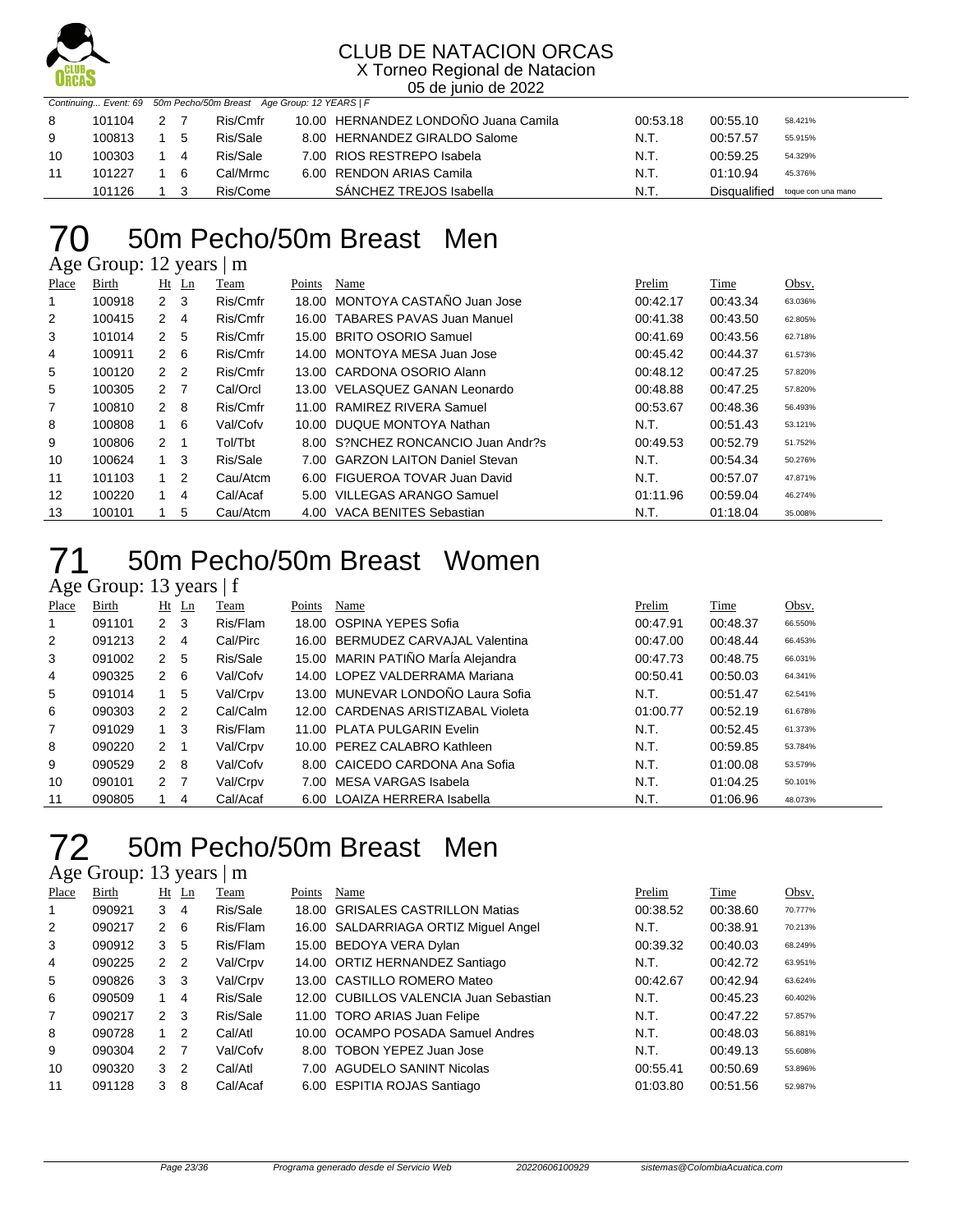# CLUB DE NATACION ORCAS

X Torneo Regional de Natacion

05 de junio de 2022

Continuing... Event: 69 50m Pecho/50m Breast Age Group: 12 YEARS | F

| Place | Birth | Ht | Ln | Team | Points | Name | Prelim | Time | Obsv. |
|---|---|---|---|---|---|---|---|---|---|
| 8 | 101104 | 2 | 7 | Ris/Cmfr | 10.00 | HERNANDEZ LONDOÑO Juana Camila | 00:53.18 | 00:55.10 | 58.421% |
| 9 | 100813 | 1 | 5 | Ris/Sale | 8.00 | HERNANDEZ GIRALDO Salome | N.T. | 00:57.57 | 55.915% |
| 10 | 100303 | 1 | 4 | Ris/Sale | 7.00 | RIOS RESTREPO Isabela | N.T. | 00:59.25 | 54.329% |
| 11 | 101227 | 1 | 6 | Cal/Mrmc | 6.00 | RENDON ARIAS Camila | N.T. | 01:10.94 | 45.376% |
|  | 101126 | 1 | 3 | Ris/Come |  | SÁNCHEZ TREJOS Isabella | N.T. | Disqualified | toque con una mano |

# 70 50m Pecho/50m Breast Men

Age Group: 12 years | m

| Place | Birth | Ht | Ln | Team | Points | Name | Prelim | Time | Obsv. |
|---|---|---|---|---|---|---|---|---|---|
| 1 | 100918 | 2 | 3 | Ris/Cmfr | 18.00 | MONTOYA CASTAÑO Juan Jose | 00:42.17 | 00:43.34 | 63.036% |
| 2 | 100415 | 2 | 4 | Ris/Cmfr | 16.00 | TABARES PAVAS Juan Manuel | 00:41.38 | 00:43.50 | 62.805% |
| 3 | 101014 | 2 | 5 | Ris/Cmfr | 15.00 | BRITO OSORIO Samuel | 00:41.69 | 00:43.56 | 62.718% |
| 4 | 100911 | 2 | 6 | Ris/Cmfr | 14.00 | MONTOYA MESA Juan Jose | 00:45.42 | 00:44.37 | 61.573% |
| 5 | 100120 | 2 | 2 | Ris/Cmfr | 13.00 | CARDONA OSORIO Alann | 00:48.12 | 00:47.25 | 57.820% |
| 5 | 100305 | 2 | 7 | Cal/Orcl | 13.00 | VELASQUEZ GANAN Leonardo | 00:48.88 | 00:47.25 | 57.820% |
| 7 | 100810 | 2 | 8 | Ris/Cmfr | 11.00 | RAMIREZ RIVERA Samuel | 00:53.67 | 00:48.36 | 56.493% |
| 8 | 100808 | 1 | 6 | Val/Cofv | 10.00 | DUQUE MONTOYA Nathan | N.T. | 00:51.43 | 53.121% |
| 9 | 100806 | 2 | 1 | Tol/Tbt | 8.00 | S?NCHEZ RONCANCIO Juan Andr?s | 00:49.53 | 00:52.79 | 51.752% |
| 10 | 100624 | 1 | 3 | Ris/Sale | 7.00 | GARZON LAITON Daniel Stevan | N.T. | 00:54.34 | 50.276% |
| 11 | 101103 | 1 | 2 | Cau/Atcm | 6.00 | FIGUEROA TOVAR Juan David | N.T. | 00:57.07 | 47.871% |
| 12 | 100220 | 1 | 4 | Cal/Acaf | 5.00 | VILLEGAS ARANGO Samuel | 01:11.96 | 00:59.04 | 46.274% |
| 13 | 100101 | 1 | 5 | Cau/Atcm | 4.00 | VACA BENITES Sebastian | N.T. | 01:18.04 | 35.008% |

# 71 50m Pecho/50m Breast Women

Age Group: 13 years | f

| Place | Birth | Ht | Ln | Team | Points | Name | Prelim | Time | Obsv. |
|---|---|---|---|---|---|---|---|---|---|
| 1 | 091101 | 2 | 3 | Ris/Flam | 18.00 | OSPINA YEPES Sofia | 00:47.91 | 00:48.37 | 66.550% |
| 2 | 091213 | 2 | 4 | Cal/Pirc | 16.00 | BERMUDEZ CARVAJAL Valentina | 00:47.00 | 00:48.44 | 66.453% |
| 3 | 091002 | 2 | 5 | Ris/Sale | 15.00 | MARIN PATIÑO MarÍa Alejandra | 00:47.73 | 00:48.75 | 66.031% |
| 4 | 090325 | 2 | 6 | Val/Cofv | 14.00 | LOPEZ VALDERRAMA Mariana | 00:50.41 | 00:50.03 | 64.341% |
| 5 | 091014 | 1 | 5 | Val/Crpv | 13.00 | MUNEVAR LONDOÑO Laura Sofia | N.T. | 00:51.47 | 62.541% |
| 6 | 090303 | 2 | 2 | Cal/Calm | 12.00 | CARDENAS ARISTIZABAL Violeta | 01:00.77 | 00:52.19 | 61.678% |
| 7 | 091029 | 1 | 3 | Ris/Flam | 11.00 | PLATA PULGARIN Evelin | N.T. | 00:52.45 | 61.373% |
| 8 | 090220 | 2 | 1 | Val/Crpv | 10.00 | PEREZ CALABRO Kathleen | N.T. | 00:59.85 | 53.784% |
| 9 | 090529 | 2 | 8 | Val/Cofv | 8.00 | CAICEDO CARDONA Ana Sofia | N.T. | 01:00.08 | 53.579% |
| 10 | 090101 | 2 | 7 | Val/Crpv | 7.00 | MESA VARGAS Isabela | N.T. | 01:04.25 | 50.101% |
| 11 | 090805 | 1 | 4 | Cal/Acaf | 6.00 | LOAIZA HERRERA Isabella | N.T. | 01:06.96 | 48.073% |

# 72 50m Pecho/50m Breast Men

Age Group: 13 years | m

| Place | Birth | Ht | Ln | Team | Points | Name | Prelim | Time | Obsv. |
|---|---|---|---|---|---|---|---|---|---|
| 1 | 090921 | 3 | 4 | Ris/Sale | 18.00 | GRISALES CASTRILLON Matias | 00:38.52 | 00:38.60 | 70.777% |
| 2 | 090217 | 2 | 6 | Ris/Flam | 16.00 | SALDARRIAGA ORTIZ Miguel Angel | N.T. | 00:38.91 | 70.213% |
| 3 | 090912 | 3 | 5 | Ris/Flam | 15.00 | BEDOYA VERA Dylan | 00:39.32 | 00:40.03 | 68.249% |
| 4 | 090225 | 2 | 2 | Val/Crpv | 14.00 | ORTIZ HERNANDEZ Santiago | N.T. | 00:42.72 | 63.951% |
| 5 | 090826 | 3 | 3 | Val/Crpv | 13.00 | CASTILLO ROMERO Mateo | 00:42.67 | 00:42.94 | 63.624% |
| 6 | 090509 | 1 | 4 | Ris/Sale | 12.00 | CUBILLOS VALENCIA Juan Sebastian | N.T. | 00:45.23 | 60.402% |
| 7 | 090217 | 2 | 3 | Ris/Sale | 11.00 | TORO ARIAS Juan Felipe | N.T. | 00:47.22 | 57.857% |
| 8 | 090728 | 1 | 2 | Cal/Atl | 10.00 | OCAMPO POSADA Samuel Andres | N.T. | 00:48.03 | 56.881% |
| 9 | 090304 | 2 | 7 | Val/Cofv | 8.00 | TOBON YEPEZ Juan Jose | N.T. | 00:49.13 | 55.608% |
| 10 | 090320 | 3 | 2 | Cal/Atl | 7.00 | AGUDELO SANINT Nicolas | 00:55.41 | 00:50.69 | 53.896% |
| 11 | 091128 | 3 | 8 | Cal/Acaf | 6.00 | ESPITIA ROJAS Santiago | 01:03.80 | 00:51.56 | 52.987% |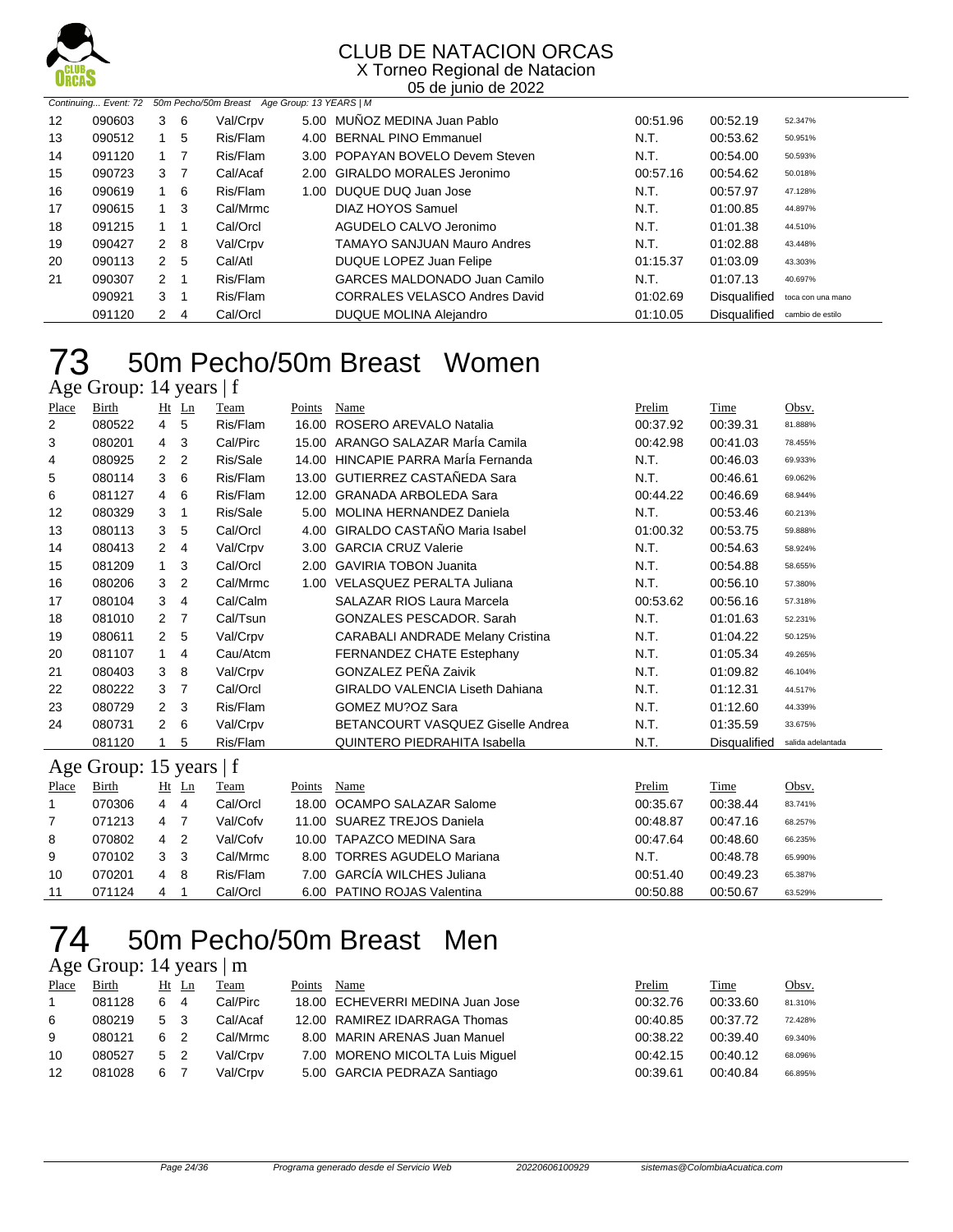Continuing... Event: 72 50m Pecho/50m Breast Age Group: 13 YEARS | M

| Place | Birth | Ht | Ln | Team | Points | Name | Prelim | Time | Obsv. |
|---|---|---|---|---|---|---|---|---|---|
| 12 | 090603 | 3 | 6 | Val/Crpv | 5.00 | MUÑOZ MEDINA Juan Pablo | 00:51.96 | 00:52.19 | 52.347% |
| 13 | 090512 | 1 | 5 | Ris/Flam | 4.00 | BERNAL PINO Emmanuel | N.T. | 00:53.62 | 50.951% |
| 14 | 091120 | 1 | 7 | Ris/Flam | 3.00 | POPAYAN BOVELO Devem Steven | N.T. | 00:54.00 | 50.593% |
| 15 | 090723 | 3 | 7 | Cal/Acaf | 2.00 | GIRALDO MORALES Jeronimo | 00:57.16 | 00:54.62 | 50.018% |
| 16 | 090619 | 1 | 6 | Ris/Flam | 1.00 | DUQUE DUQ Juan Jose | N.T. | 00:57.97 | 47.128% |
| 17 | 090615 | 1 | 3 | Cal/Mrmc | | DIAZ HOYOS Samuel | N.T. | 01:00.85 | 44.897% |
| 18 | 091215 | 1 | 1 | Cal/Orcl | | AGUDELO CALVO Jeronimo | N.T. | 01:01.38 | 44.510% |
| 19 | 090427 | 2 | 8 | Val/Crpv | | TAMAYO SANJUAN Mauro Andres | N.T. | 01:02.88 | 43.448% |
| 20 | 090113 | 2 | 5 | Cal/Atl | | DUQUE LOPEZ Juan Felipe | 01:15.37 | 01:03.09 | 43.303% |
| 21 | 090307 | 2 | 1 | Ris/Flam | | GARCES MALDONADO Juan Camilo | N.T. | 01:07.13 | 40.697% |
| | 090921 | 3 | 1 | Ris/Flam | | CORRALES VELASCO Andres David | 01:02.69 | Disqualified | toca con una mano |
| | 091120 | 2 | 4 | Cal/Orcl | | DUQUE MOLINA Alejandro | 01:10.05 | Disqualified | cambio de estilo |

# 73 50m Pecho/50m Breast Women

## Age Group: 14 years | f

| Place | Birth | Ht | Ln | Team | Points | Name | Prelim | Time | Obsv. |
|---|---|---|---|---|---|---|---|---|---|
| 2 | 080522 | 4 | 5 | Ris/Flam | 16.00 | ROSERO AREVALO Natalia | 00:37.92 | 00:39.31 | 81.888% |
| 3 | 080201 | 4 | 3 | Cal/Pirc | 15.00 | ARANGO SALAZAR MarÍa Camila | 00:42.98 | 00:41.03 | 78.455% |
| 4 | 080925 | 2 | 2 | Ris/Sale | 14.00 | HINCAPIE PARRA MarÍa Fernanda | N.T. | 00:46.03 | 69.933% |
| 5 | 080114 | 3 | 6 | Ris/Flam | 13.00 | GUTIERREZ CASTAÑEDA Sara | N.T. | 00:46.61 | 69.062% |
| 6 | 081127 | 4 | 6 | Ris/Flam | 12.00 | GRANADA ARBOLEDA Sara | 00:44.22 | 00:46.69 | 68.944% |
| 12 | 080329 | 3 | 1 | Ris/Sale | 5.00 | MOLINA HERNANDEZ Daniela | N.T. | 00:53.46 | 60.213% |
| 13 | 080113 | 3 | 5 | Cal/Orcl | 4.00 | GIRALDO CASTAÑO Maria Isabel | 01:00.32 | 00:53.75 | 59.888% |
| 14 | 080413 | 2 | 4 | Val/Crpv | 3.00 | GARCIA CRUZ Valerie | N.T. | 00:54.63 | 58.924% |
| 15 | 081209 | 1 | 3 | Cal/Orcl | 2.00 | GAVIRIA TOBON Juanita | N.T. | 00:54.88 | 58.655% |
| 16 | 080206 | 3 | 2 | Cal/Mrmc | 1.00 | VELASQUEZ PERALTA Juliana | N.T. | 00:56.10 | 57.380% |
| 17 | 080104 | 3 | 4 | Cal/Calm | | SALAZAR RIOS Laura Marcela | 00:53.62 | 00:56.16 | 57.318% |
| 18 | 081010 | 2 | 7 | Cal/Tsun | | GONZALES PESCADOR. Sarah | N.T. | 01:01.63 | 52.231% |
| 19 | 080611 | 2 | 5 | Val/Crpv | | CARABALI ANDRADE Melany Cristina | N.T. | 01:04.22 | 50.125% |
| 20 | 081107 | 1 | 4 | Cau/Atcm | | FERNANDEZ CHATE Estephany | N.T. | 01:05.34 | 49.265% |
| 21 | 080403 | 3 | 8 | Val/Crpv | | GONZALEZ PEÑA Zaivik | N.T. | 01:09.82 | 46.104% |
| 22 | 080222 | 3 | 7 | Cal/Orcl | | GIRALDO VALENCIA Liseth Dahiana | N.T. | 01:12.31 | 44.517% |
| 23 | 080729 | 2 | 3 | Ris/Flam | | GOMEZ MU?OZ Sara | N.T. | 01:12.60 | 44.339% |
| 24 | 080731 | 2 | 6 | Val/Crpv | | BETANCOURT VASQUEZ Giselle Andrea | N.T. | 01:35.59 | 33.675% |
| | 081120 | 1 | 5 | Ris/Flam | | QUINTERO PIEDRAHITA Isabella | N.T. | Disqualified | salida adelantada |

## Age Group: 15 years | f

| Place | Birth | Ht | Ln | Team | Points | Name | Prelim | Time | Obsv. |
|---|---|---|---|---|---|---|---|---|---|
| 1 | 070306 | 4 | 4 | Cal/Orcl | 18.00 | OCAMPO SALAZAR Salome | 00:35.67 | 00:38.44 | 83.741% |
| 7 | 071213 | 4 | 7 | Val/Cofv | 11.00 | SUAREZ TREJOS Daniela | 00:48.87 | 00:47.16 | 68.257% |
| 8 | 070802 | 4 | 2 | Val/Cofv | 10.00 | TAPAZCO MEDINA Sara | 00:47.64 | 00:48.60 | 66.235% |
| 9 | 070102 | 3 | 3 | Cal/Mrmc | 8.00 | TORRES AGUDELO Mariana | N.T. | 00:48.78 | 65.990% |
| 10 | 070201 | 4 | 8 | Ris/Flam | 7.00 | GARCÍA WILCHES Juliana | 00:51.40 | 00:49.23 | 65.387% |
| 11 | 071124 | 4 | 1 | Cal/Orcl | 6.00 | PATINO ROJAS Valentina | 00:50.88 | 00:50.67 | 63.529% |

# 74 50m Pecho/50m Breast Men

## Age Group: 14 years | m

| Place | Birth | Ht | Ln | Team | Points | Name | Prelim | Time | Obsv. |
|---|---|---|---|---|---|---|---|---|---|
| 1 | 081128 | 6 | 4 | Cal/Pirc | 18.00 | ECHEVERRI MEDINA Juan Jose | 00:32.76 | 00:33.60 | 81.310% |
| 6 | 080219 | 5 | 3 | Cal/Acaf | 12.00 | RAMIREZ IDARRAGA Thomas | 00:40.85 | 00:37.72 | 72.428% |
| 9 | 080121 | 6 | 2 | Cal/Mrmc | 8.00 | MARIN ARENAS Juan Manuel | 00:38.22 | 00:39.40 | 69.340% |
| 10 | 080527 | 5 | 2 | Val/Crpv | 7.00 | MORENO MICOLTA Luis Miguel | 00:42.15 | 00:40.12 | 68.096% |
| 12 | 081028 | 6 | 7 | Val/Crpv | 5.00 | GARCIA PEDRAZA Santiago | 00:39.61 | 00:40.84 | 66.895% |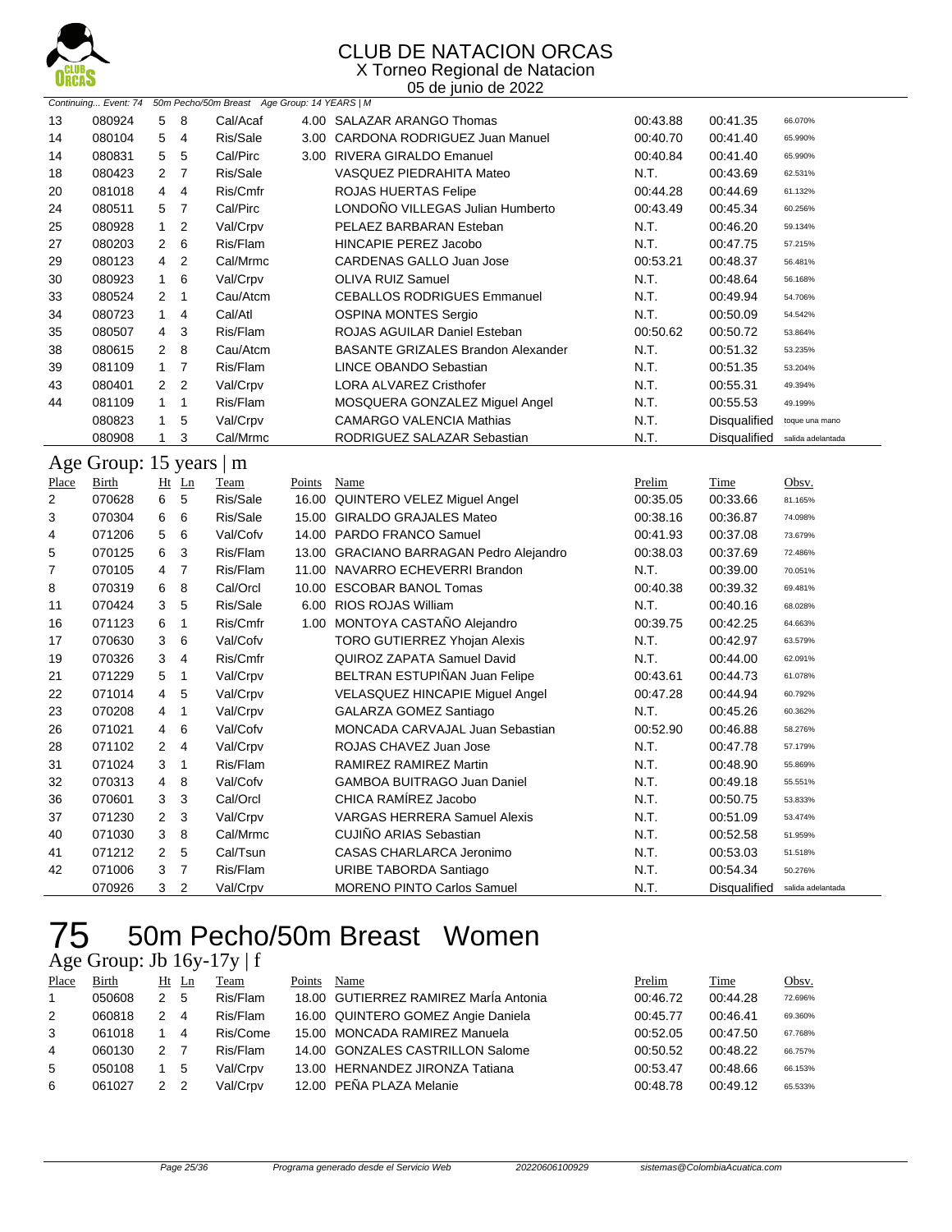# CLUB DE NATACION ORCAS

X Torneo Regional de Natacion

05 de junio de 2022

Continuing... Event: 74 50m Pecho/50m Breast Age Group: 14 YEARS | M

| Place | Birth | Ht | Ln | Team | Points | Name | Prelim | Time | Obsv. |
|---|---|---|---|---|---|---|---|---|---|
| 13 | 080924 | 5 | 8 | Cal/Acaf | 4.00 | SALAZAR ARANGO Thomas | 00:43.88 | 00:41.35 | 66.070% |
| 14 | 080104 | 5 | 4 | Ris/Sale | 3.00 | CARDONA RODRIGUEZ Juan Manuel | 00:40.70 | 00:41.40 | 65.990% |
| 14 | 080831 | 5 | 5 | Cal/Pirc | 3.00 | RIVERA GIRALDO Emanuel | 00:40.84 | 00:41.40 | 65.990% |
| 18 | 080423 | 2 | 7 | Ris/Sale | | VASQUEZ PIEDRAHITA Mateo | N.T. | 00:43.69 | 62.531% |
| 20 | 081018 | 4 | 4 | Ris/Cmfr | | ROJAS HUERTAS Felipe | 00:44.28 | 00:44.69 | 61.132% |
| 24 | 080511 | 5 | 7 | Cal/Pirc | | LONDOÑO VILLEGAS Julian Humberto | 00:43.49 | 00:45.34 | 60.256% |
| 25 | 080928 | 1 | 2 | Val/Crpv | | PELAEZ BARBARAN Esteban | N.T. | 00:46.20 | 59.134% |
| 27 | 080203 | 2 | 6 | Ris/Flam | | HINCAPIE PEREZ Jacobo | N.T. | 00:47.75 | 57.215% |
| 29 | 080123 | 4 | 2 | Cal/Mrmc | | CARDENAS GALLO Juan Jose | 00:53.21 | 00:48.37 | 56.481% |
| 30 | 080923 | 1 | 6 | Val/Crpv | | OLIVA RUIZ Samuel | N.T. | 00:48.64 | 56.168% |
| 33 | 080524 | 2 | 1 | Cau/Atcm | | CEBALLOS RODRIGUES Emmanuel | N.T. | 00:49.94 | 54.706% |
| 34 | 080723 | 1 | 4 | Cal/Atl | | OSPINA MONTES Sergio | N.T. | 00:50.09 | 54.542% |
| 35 | 080507 | 4 | 3 | Ris/Flam | | ROJAS AGUILAR Daniel Esteban | 00:50.62 | 00:50.72 | 53.864% |
| 38 | 080615 | 2 | 8 | Cau/Atcm | | BASANTE GRIZALES Brandon Alexander | N.T. | 00:51.32 | 53.235% |
| 39 | 081109 | 1 | 7 | Ris/Flam | | LINCE OBANDO Sebastian | N.T. | 00:51.35 | 53.204% |
| 43 | 080401 | 2 | 2 | Val/Crpv | | LORA ALVAREZ Cristhofer | N.T. | 00:55.31 | 49.394% |
| 44 | 081109 | 1 | 1 | Ris/Flam | | MOSQUERA GONZALEZ Miguel Angel | N.T. | 00:55.53 | 49.199% |
| | 080823 | 1 | 5 | Val/Crpv | | CAMARGO VALENCIA Mathias | N.T. | Disqualified | toque una mano |
| | 080908 | 1 | 3 | Cal/Mrmc | | RODRIGUEZ SALAZAR Sebastian | N.T. | Disqualified | salida adelantada |

## Age Group: 15 years | m

| Place | Birth | Ht | Ln | Team | Points | Name | Prelim | Time | Obsv. |
|---|---|---|---|---|---|---|---|---|---|
| 2 | 070628 | 6 | 5 | Ris/Sale | 16.00 | QUINTERO VELEZ Miguel Angel | 00:35.05 | 00:33.66 | 81.165% |
| 3 | 070304 | 6 | 6 | Ris/Sale | 15.00 | GIRALDO GRAJALES Mateo | 00:38.16 | 00:36.87 | 74.098% |
| 4 | 071206 | 5 | 6 | Val/Cofv | 14.00 | PARDO FRANCO Samuel | 00:41.93 | 00:37.08 | 73.679% |
| 5 | 070125 | 6 | 3 | Ris/Flam | 13.00 | GRACIANO BARRAGAN Pedro Alejandro | 00:38.03 | 00:37.69 | 72.486% |
| 7 | 070105 | 4 | 7 | Ris/Flam | 11.00 | NAVARRO ECHEVERRI Brandon | N.T. | 00:39.00 | 70.051% |
| 8 | 070319 | 6 | 8 | Cal/Orcl | 10.00 | ESCOBAR BANOL Tomas | 00:40.38 | 00:39.32 | 69.481% |
| 11 | 070424 | 3 | 5 | Ris/Sale | 6.00 | RIOS ROJAS William | N.T. | 00:40.16 | 68.028% |
| 16 | 071123 | 6 | 1 | Ris/Cmfr | 1.00 | MONTOYA CASTAÑO Alejandro | 00:39.75 | 00:42.25 | 64.663% |
| 17 | 070630 | 3 | 6 | Val/Cofv | | TORO GUTIERREZ Yhojan Alexis | N.T. | 00:42.97 | 63.579% |
| 19 | 070326 | 3 | 4 | Ris/Cmfr | | QUIROZ ZAPATA Samuel David | N.T. | 00:44.00 | 62.091% |
| 21 | 071229 | 5 | 1 | Val/Crpv | | BELTRAN ESTUPIÑAN Juan Felipe | 00:43.61 | 00:44.73 | 61.078% |
| 22 | 071014 | 4 | 5 | Val/Crpv | | VELASQUEZ HINCAPIE Miguel Angel | 00:47.28 | 00:44.94 | 60.792% |
| 23 | 070208 | 4 | 1 | Val/Crpv | | GALARZA GOMEZ Santiago | N.T. | 00:45.26 | 60.362% |
| 26 | 071021 | 4 | 6 | Val/Cofv | | MONCADA CARVAJAL Juan Sebastian | 00:52.90 | 00:46.88 | 58.276% |
| 28 | 071102 | 2 | 4 | Val/Crpv | | ROJAS CHAVEZ Juan Jose | N.T. | 00:47.78 | 57.179% |
| 31 | 071024 | 3 | 1 | Ris/Flam | | RAMIREZ RAMIREZ Martin | N.T. | 00:48.90 | 55.869% |
| 32 | 070313 | 4 | 8 | Val/Cofv | | GAMBOA BUITRAGO Juan Daniel | N.T. | 00:49.18 | 55.551% |
| 36 | 070601 | 3 | 3 | Cal/Orcl | | CHICA RAMÍREZ Jacobo | N.T. | 00:50.75 | 53.833% |
| 37 | 071230 | 2 | 3 | Val/Crpv | | VARGAS HERRERA Samuel Alexis | N.T. | 00:51.09 | 53.474% |
| 40 | 071030 | 3 | 8 | Cal/Mrmc | | CUJIÑO ARIAS Sebastian | N.T. | 00:52.58 | 51.959% |
| 41 | 071212 | 2 | 5 | Cal/Tsun | | CASAS CHARLARCA Jeronimo | N.T. | 00:53.03 | 51.518% |
| 42 | 071006 | 3 | 7 | Ris/Flam | | URIBE TABORDA Santiago | N.T. | 00:54.34 | 50.276% |
| | 070926 | 3 | 2 | Val/Crpv | | MORENO PINTO Carlos Samuel | N.T. | Disqualified | salida adelantada |

# 75 50m Pecho/50m Breast Women

## Age Group: Jb 16y-17y | f

| Place | Birth | Ht | Ln | Team | Points | Name | Prelim | Time | Obsv. |
|---|---|---|---|---|---|---|---|---|---|
| 1 | 050608 | 2 | 5 | Ris/Flam | 18.00 | GUTIERREZ RAMIREZ MarÍa Antonia | 00:46.72 | 00:44.28 | 72.696% |
| 2 | 060818 | 2 | 4 | Ris/Flam | 16.00 | QUINTERO GOMEZ Angie Daniela | 00:45.77 | 00:46.41 | 69.360% |
| 3 | 061018 | 1 | 4 | Ris/Come | 15.00 | MONCADA RAMIREZ Manuela | 00:52.05 | 00:47.50 | 67.768% |
| 4 | 060130 | 2 | 7 | Ris/Flam | 14.00 | GONZALES CASTRILLON Salome | 00:50.52 | 00:48.22 | 66.757% |
| 5 | 050108 | 1 | 5 | Val/Crpv | 13.00 | HERNANDEZ JIRONZA Tatiana | 00:53.47 | 00:48.66 | 66.153% |
| 6 | 061027 | 2 | 2 | Val/Crpv | 12.00 | PEÑA PLAZA Melanie | 00:48.78 | 00:49.12 | 65.533% |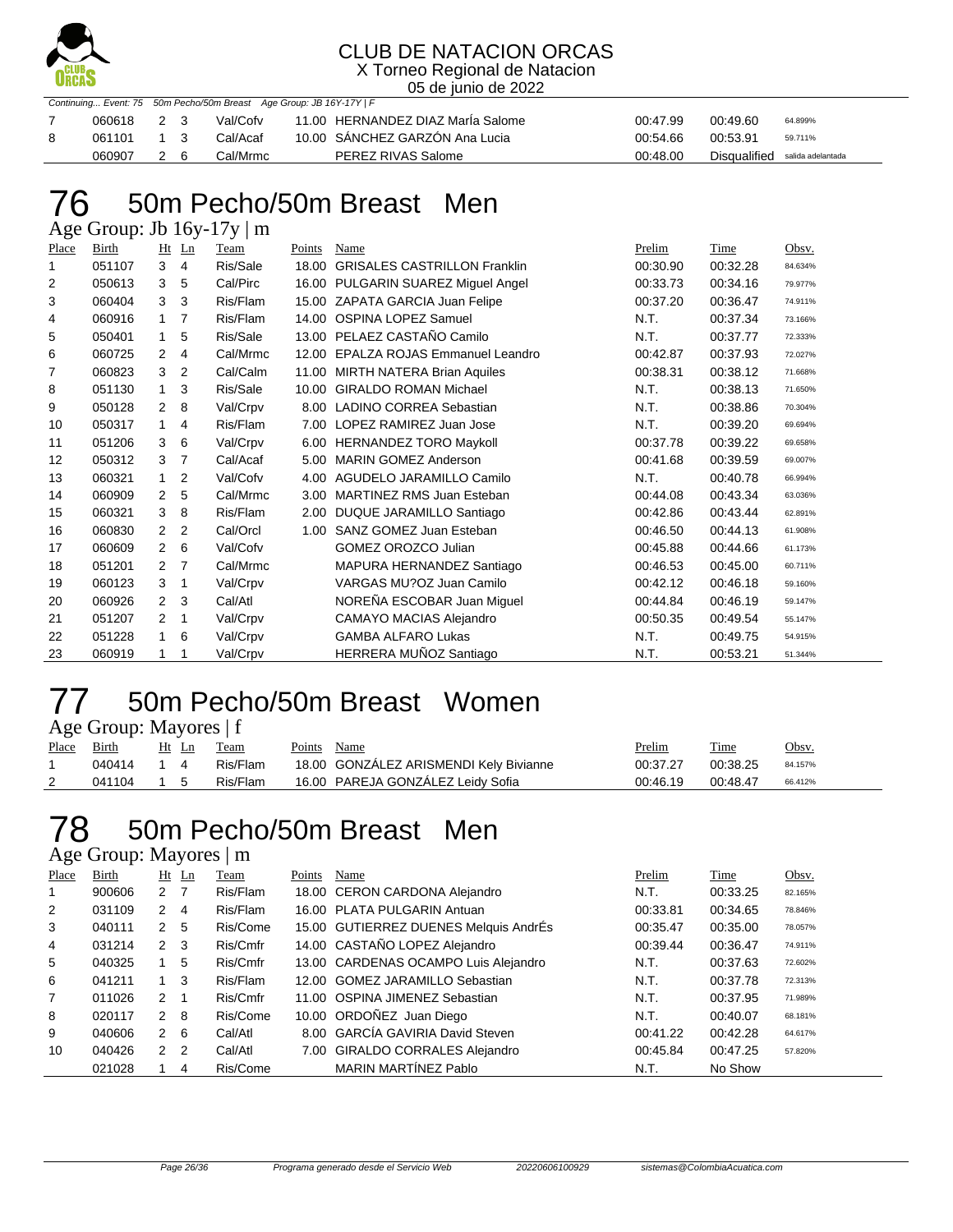Continuing... Event: 75 50m Pecho/50m Breast Age Group: JB 16Y-17Y | F

| Place | Birth | Ht | Ln | Team | Points | Name | Prelim | Time | Obsv. |
|---|---|---|---|---|---|---|---|---|---|
| 7 | 060618 | 2 | 3 | Val/Cofv | 11.00 | HERNANDEZ DIAZ MarÍa Salome | 00:47.99 | 00:49.60 | 64.899% |
| 8 | 061101 | 1 | 3 | Cal/Acaf | 10.00 | SÁNCHEZ GARZÓN Ana Lucia | 00:54.66 | 00:53.91 | 59.711% |
| | 060907 | 2 | 6 | Cal/Mrmc | | PEREZ RIVAS Salome | 00:48.00 | Disqualified | salida adelantada |

# 76 50m Pecho/50m Breast Men

Age Group: Jb 16y-17y | m

| Place | Birth | Ht | Ln | Team | Points | Name | Prelim | Time | Obsv. |
|---|---|---|---|---|---|---|---|---|---|
| 1 | 051107 | 3 | 4 | Ris/Sale | 18.00 | GRISALES CASTRILLON Franklin | 00:30.90 | 00:32.28 | 84.634% |
| 2 | 050613 | 3 | 5 | Cal/Pirc | 16.00 | PULGARIN SUAREZ Miguel Angel | 00:33.73 | 00:34.16 | 79.977% |
| 3 | 060404 | 3 | 3 | Ris/Flam | 15.00 | ZAPATA GARCIA Juan Felipe | 00:37.20 | 00:36.47 | 74.911% |
| 4 | 060916 | 1 | 7 | Ris/Flam | 14.00 | OSPINA LOPEZ Samuel | N.T. | 00:37.34 | 73.166% |
| 5 | 050401 | 1 | 5 | Ris/Sale | 13.00 | PELAEZ CASTAÑO Camilo | N.T. | 00:37.77 | 72.333% |
| 6 | 060725 | 2 | 4 | Cal/Mrmc | 12.00 | EPALZA ROJAS Emmanuel Leandro | 00:42.87 | 00:37.93 | 72.027% |
| 7 | 060823 | 3 | 2 | Cal/Calm | 11.00 | MIRTH NATERA Brian Aquiles | 00:38.31 | 00:38.12 | 71.668% |
| 8 | 051130 | 1 | 3 | Ris/Sale | 10.00 | GIRALDO ROMAN Michael | N.T. | 00:38.13 | 71.650% |
| 9 | 050128 | 2 | 8 | Val/Crpv | 8.00 | LADINO CORREA Sebastian | N.T. | 00:38.86 | 70.304% |
| 10 | 050317 | 1 | 4 | Ris/Flam | 7.00 | LOPEZ RAMIREZ Juan Jose | N.T. | 00:39.20 | 69.694% |
| 11 | 051206 | 3 | 6 | Val/Crpv | 6.00 | HERNANDEZ TORO Maykoll | 00:37.78 | 00:39.22 | 69.658% |
| 12 | 050312 | 3 | 7 | Cal/Acaf | 5.00 | MARIN GOMEZ Anderson | 00:41.68 | 00:39.59 | 69.007% |
| 13 | 060321 | 1 | 2 | Val/Cofv | 4.00 | AGUDELO JARAMILLO Camilo | N.T. | 00:40.78 | 66.994% |
| 14 | 060909 | 2 | 5 | Cal/Mrmc | 3.00 | MARTINEZ RMS Juan Esteban | 00:44.08 | 00:43.34 | 63.036% |
| 15 | 060321 | 3 | 8 | Ris/Flam | 2.00 | DUQUE JARAMILLO Santiago | 00:42.86 | 00:43.44 | 62.891% |
| 16 | 060830 | 2 | 2 | Cal/Orcl | 1.00 | SANZ GOMEZ Juan Esteban | 00:46.50 | 00:44.13 | 61.908% |
| 17 | 060609 | 2 | 6 | Val/Cofv | | GOMEZ OROZCO Julian | 00:45.88 | 00:44.66 | 61.173% |
| 18 | 051201 | 2 | 7 | Cal/Mrmc | | MAPURA HERNANDEZ Santiago | 00:46.53 | 00:45.00 | 60.711% |
| 19 | 060123 | 3 | 1 | Val/Crpv | | VARGAS MU?OZ Juan Camilo | 00:42.12 | 00:46.18 | 59.160% |
| 20 | 060926 | 2 | 3 | Cal/Atl | | NOREÑA ESCOBAR Juan Miguel | 00:44.84 | 00:46.19 | 59.147% |
| 21 | 051207 | 2 | 1 | Val/Crpv | | CAMAYO MACIAS Alejandro | 00:50.35 | 00:49.54 | 55.147% |
| 22 | 051228 | 1 | 6 | Val/Crpv | | GAMBA ALFARO Lukas | N.T. | 00:49.75 | 54.915% |
| 23 | 060919 | 1 | 1 | Val/Crpv | | HERRERA MUÑOZ Santiago | N.T. | 00:53.21 | 51.344% |

# 77 50m Pecho/50m Breast Women

Age Group: Mayores | f

| Place | Birth | Ht | Ln | Team | Points | Name | Prelim | Time | Obsv. |
|---|---|---|---|---|---|---|---|---|---|
| 1 | 040414 | 1 | 4 | Ris/Flam | 18.00 | GONZÁLEZ ARISMENDI Kely Bivianne | 00:37.27 | 00:38.25 | 84.157% |
| 2 | 041104 | 1 | 5 | Ris/Flam | 16.00 | PAREJA GONZÁLEZ Leidy Sofia | 00:46.19 | 00:48.47 | 66.412% |

# 78 50m Pecho/50m Breast Men

Age Group: Mayores | m

| Place | Birth | Ht | Ln | Team | Points | Name | Prelim | Time | Obsv. |
|---|---|---|---|---|---|---|---|---|---|
| 1 | 900606 | 2 | 7 | Ris/Flam | 18.00 | CERON CARDONA Alejandro | N.T. | 00:33.25 | 82.165% |
| 2 | 031109 | 2 | 4 | Ris/Flam | 16.00 | PLATA PULGARIN Antuan | 00:33.81 | 00:34.65 | 78.846% |
| 3 | 040111 | 2 | 5 | Ris/Come | 15.00 | GUTIERREZ DUENES Melquis AndrÉs | 00:35.47 | 00:35.00 | 78.057% |
| 4 | 031214 | 2 | 3 | Ris/Cmfr | 14.00 | CASTAÑO LOPEZ Alejandro | 00:39.44 | 00:36.47 | 74.911% |
| 5 | 040325 | 1 | 5 | Ris/Cmfr | 13.00 | CARDENAS OCAMPO Luis Alejandro | N.T. | 00:37.63 | 72.602% |
| 6 | 041211 | 1 | 3 | Ris/Flam | 12.00 | GOMEZ JARAMILLO Sebastian | N.T. | 00:37.78 | 72.313% |
| 7 | 011026 | 2 | 1 | Ris/Cmfr | 11.00 | OSPINA JIMENEZ Sebastian | N.T. | 00:37.95 | 71.989% |
| 8 | 020117 | 2 | 8 | Ris/Come | 10.00 | ORDOÑEZ Juan Diego | N.T. | 00:40.07 | 68.181% |
| 9 | 040606 | 2 | 6 | Cal/Atl | 8.00 | GARCÍA GAVIRIA David Steven | 00:41.22 | 00:42.28 | 64.617% |
| 10 | 040426 | 2 | 2 | Cal/Atl | 7.00 | GIRALDO CORRALES Alejandro | 00:45.84 | 00:47.25 | 57.820% |
| | 021028 | 1 | 4 | Ris/Come | | MARIN MARTÍNEZ Pablo | N.T. | No Show | |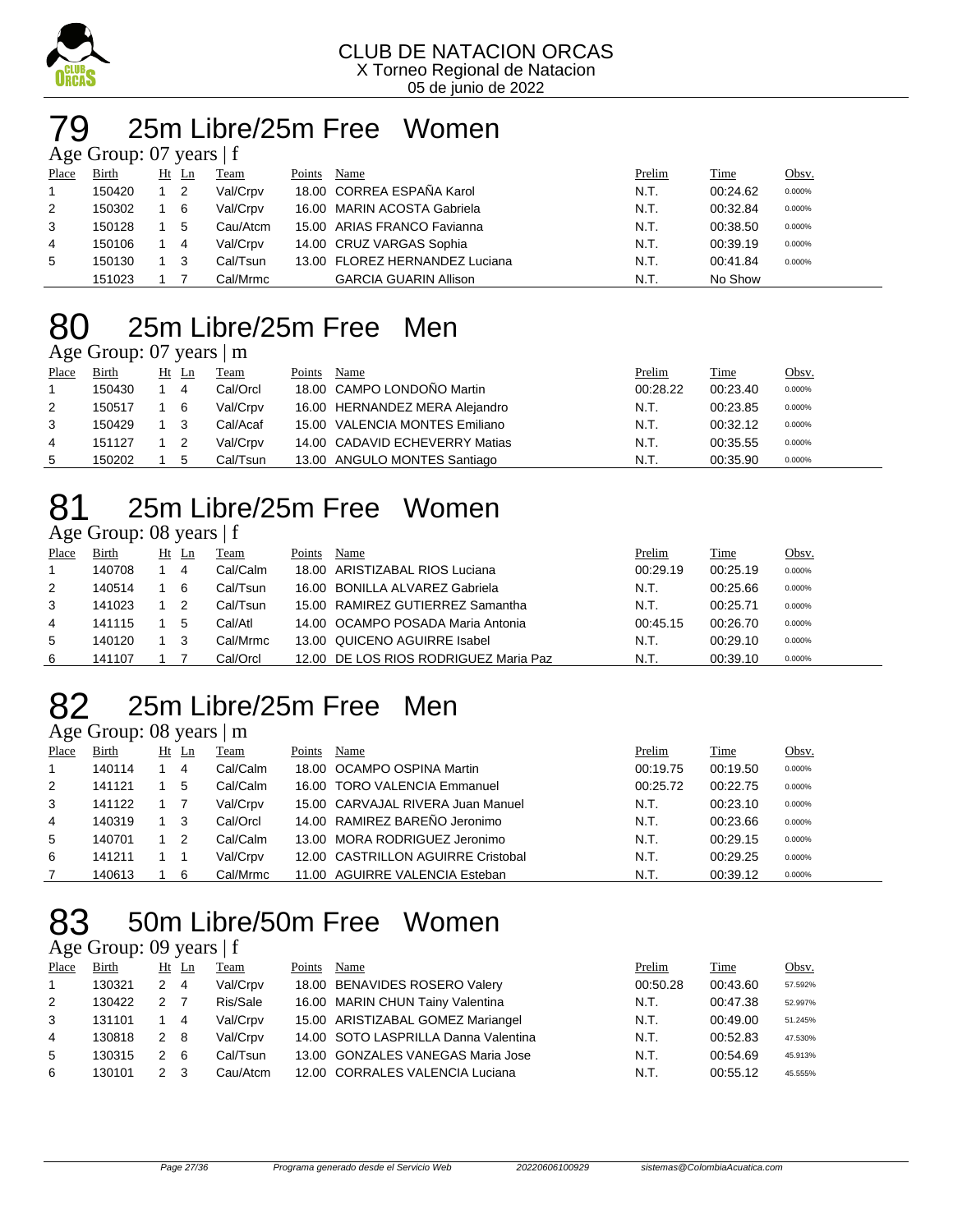CLUB DE NATACION ORCAS
X Torneo Regional de Natacion
05 de junio de 2022

# 79 25m Libre/25m Free Women

Age Group: 07 years | f

| Place | Birth | Ht | Ln | Team | Points | Name | Prelim | Time | Obsv. |
|---|---|---|---|---|---|---|---|---|---|
| 1 | 150420 | 1 | 2 | Val/Crpv | 18.00 | CORREA ESPAÑA Karol | N.T. | 00:24.62 | 0.000% |
| 2 | 150302 | 1 | 6 | Val/Crpv | 16.00 | MARIN ACOSTA Gabriela | N.T. | 00:32.84 | 0.000% |
| 3 | 150128 | 1 | 5 | Cau/Atcm | 15.00 | ARIAS FRANCO Favianna | N.T. | 00:38.50 | 0.000% |
| 4 | 150106 | 1 | 4 | Val/Crpv | 14.00 | CRUZ VARGAS Sophia | N.T. | 00:39.19 | 0.000% |
| 5 | 150130 | 1 | 3 | Cal/Tsun | 13.00 | FLOREZ HERNANDEZ Luciana | N.T. | 00:41.84 | 0.000% |
| | 151023 | 1 | 7 | Cal/Mrmc | | GARCIA GUARIN Allison | N.T. | No Show | |

# 80 25m Libre/25m Free Men

Age Group: 07 years | m

| Place | Birth | Ht | Ln | Team | Points | Name | Prelim | Time | Obsv. |
|---|---|---|---|---|---|---|---|---|---|
| 1 | 150430 | 1 | 4 | Cal/Orcl | 18.00 | CAMPO LONDOÑO Martin | 00:28.22 | 00:23.40 | 0.000% |
| 2 | 150517 | 1 | 6 | Val/Crpv | 16.00 | HERNANDEZ MERA Alejandro | N.T. | 00:23.85 | 0.000% |
| 3 | 150429 | 1 | 3 | Cal/Acaf | 15.00 | VALENCIA MONTES Emiliano | N.T. | 00:32.12 | 0.000% |
| 4 | 151127 | 1 | 2 | Val/Crpv | 14.00 | CADAVID ECHEVERRY Matias | N.T. | 00:35.55 | 0.000% |
| 5 | 150202 | 1 | 5 | Cal/Tsun | 13.00 | ANGULO MONTES Santiago | N.T. | 00:35.90 | 0.000% |

# 81 25m Libre/25m Free Women

Age Group: 08 years | f

| Place | Birth | Ht | Ln | Team | Points | Name | Prelim | Time | Obsv. |
|---|---|---|---|---|---|---|---|---|---|
| 1 | 140708 | 1 | 4 | Cal/Calm | 18.00 | ARISTIZABAL RIOS Luciana | 00:29.19 | 00:25.19 | 0.000% |
| 2 | 140514 | 1 | 6 | Cal/Tsun | 16.00 | BONILLA ALVAREZ Gabriela | N.T. | 00:25.66 | 0.000% |
| 3 | 141023 | 1 | 2 | Cal/Tsun | 15.00 | RAMIREZ GUTIERREZ Samantha | N.T. | 00:25.71 | 0.000% |
| 4 | 141115 | 1 | 5 | Cal/Atl | 14.00 | OCAMPO POSADA Maria Antonia | 00:45.15 | 00:26.70 | 0.000% |
| 5 | 140120 | 1 | 3 | Cal/Mrmc | 13.00 | QUICENO AGUIRRE Isabel | N.T. | 00:29.10 | 0.000% |
| 6 | 141107 | 1 | 7 | Cal/Orcl | 12.00 | DE LOS RIOS RODRIGUEZ Maria Paz | N.T. | 00:39.10 | 0.000% |

# 82 25m Libre/25m Free Men

Age Group: 08 years | m

| Place | Birth | Ht | Ln | Team | Points | Name | Prelim | Time | Obsv. |
|---|---|---|---|---|---|---|---|---|---|
| 1 | 140114 | 1 | 4 | Cal/Calm | 18.00 | OCAMPO OSPINA Martin | 00:19.75 | 00:19.50 | 0.000% |
| 2 | 141121 | 1 | 5 | Cal/Calm | 16.00 | TORO VALENCIA Emmanuel | 00:25.72 | 00:22.75 | 0.000% |
| 3 | 141122 | 1 | 7 | Val/Crpv | 15.00 | CARVAJAL RIVERA Juan Manuel | N.T. | 00:23.10 | 0.000% |
| 4 | 140319 | 1 | 3 | Cal/Orcl | 14.00 | RAMIREZ BAREÑO Jeronimo | N.T. | 00:23.66 | 0.000% |
| 5 | 140701 | 1 | 2 | Cal/Calm | 13.00 | MORA RODRIGUEZ Jeronimo | N.T. | 00:29.15 | 0.000% |
| 6 | 141211 | 1 | 1 | Val/Crpv | 12.00 | CASTRILLON AGUIRRE Cristobal | N.T. | 00:29.25 | 0.000% |
| 7 | 140613 | 1 | 6 | Cal/Mrmc | 11.00 | AGUIRRE VALENCIA Esteban | N.T. | 00:39.12 | 0.000% |

# 83 50m Libre/50m Free Women

Age Group: 09 years | f

| Place | Birth | Ht | Ln | Team | Points | Name | Prelim | Time | Obsv. |
|---|---|---|---|---|---|---|---|---|---|
| 1 | 130321 | 2 | 4 | Val/Crpv | 18.00 | BENAVIDES ROSERO Valery | 00:50.28 | 00:43.60 | 57.592% |
| 2 | 130422 | 2 | 7 | Ris/Sale | 16.00 | MARIN CHUN Tainy Valentina | N.T. | 00:47.38 | 52.997% |
| 3 | 131101 | 1 | 4 | Val/Crpv | 15.00 | ARISTIZABAL GOMEZ Mariangel | N.T. | 00:49.00 | 51.245% |
| 4 | 130818 | 2 | 8 | Val/Crpv | 14.00 | SOTO LASPRILLA Danna Valentina | N.T. | 00:52.83 | 47.530% |
| 5 | 130315 | 2 | 6 | Cal/Tsun | 13.00 | GONZALES VANEGAS Maria Jose | N.T. | 00:54.69 | 45.913% |
| 6 | 130101 | 2 | 3 | Cau/Atcm | 12.00 | CORRALES VALENCIA Luciana | N.T. | 00:55.12 | 45.555% |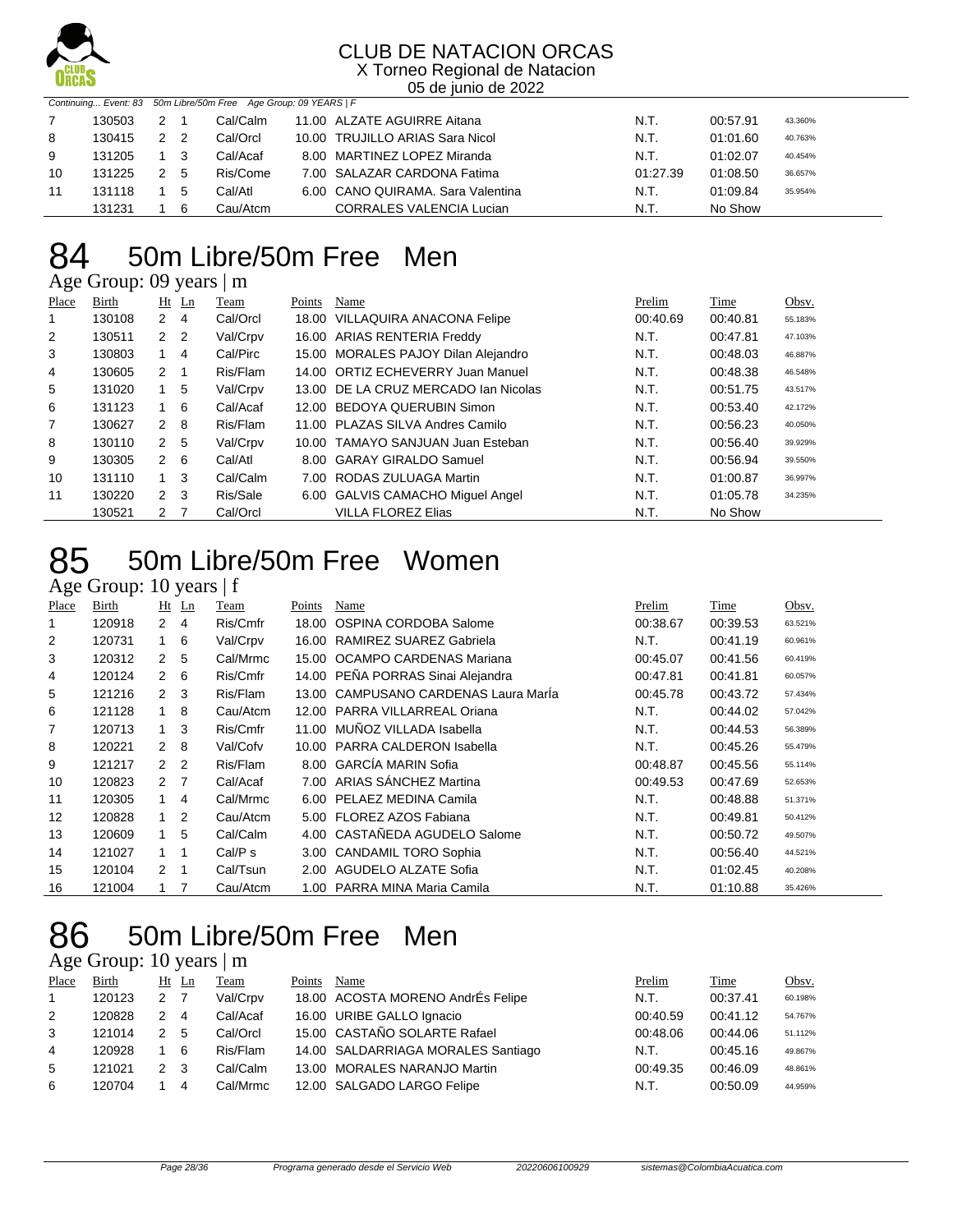CLUB DE NATACION ORCAS
X Torneo Regional de Natacion
05 de junio de 2022

Continuing... Event: 83 50m Libre/50m Free Age Group: 09 YEARS | F

| Place | Birth | Ht | Ln | Team | Points | Name | Prelim | Time | Obsv. |
|---|---|---|---|---|---|---|---|---|---|
| 7 | 130503 | 2 | 1 | Cal/Calm | 11.00 | ALZATE AGUIRRE Aitana | N.T. | 00:57.91 | 43.360% |
| 8 | 130415 | 2 | 2 | Cal/Orcl | 10.00 | TRUJILLO ARIAS Sara Nicol | N.T. | 01:01.60 | 40.763% |
| 9 | 131205 | 1 | 3 | Cal/Acaf | 8.00 | MARTINEZ LOPEZ Miranda | N.T. | 01:02.07 | 40.454% |
| 10 | 131225 | 2 | 5 | Ris/Come | 7.00 | SALAZAR CARDONA Fatima | 01:27.39 | 01:08.50 | 36.657% |
| 11 | 131118 | 1 | 5 | Cal/Atl | 6.00 | CANO QUIRAMA. Sara Valentina | N.T. | 01:09.84 | 35.954% |
|  | 131231 | 1 | 6 | Cau/Atcm |  | CORRALES VALENCIA Lucian | N.T. | No Show |  |

# 84 50m Libre/50m Free Men

Age Group: 09 years | m

| Place | Birth | Ht | Ln | Team | Points | Name | Prelim | Time | Obsv. |
|---|---|---|---|---|---|---|---|---|---|
| 1 | 130108 | 2 | 4 | Cal/Orcl | 18.00 | VILLAQUIRA ANACONA Felipe | 00:40.69 | 00:40.81 | 55.183% |
| 2 | 130511 | 2 | 2 | Val/Crpv | 16.00 | ARIAS RENTERIA Freddy | N.T. | 00:47.81 | 47.103% |
| 3 | 130803 | 1 | 4 | Cal/Pirc | 15.00 | MORALES PAJOY Dilan Alejandro | N.T. | 00:48.03 | 46.887% |
| 4 | 130605 | 2 | 1 | Ris/Flam | 14.00 | ORTIZ ECHEVERRY Juan Manuel | N.T. | 00:48.38 | 46.548% |
| 5 | 131020 | 1 | 5 | Val/Crpv | 13.00 | DE LA CRUZ MERCADO Ian Nicolas | N.T. | 00:51.75 | 43.517% |
| 6 | 131123 | 1 | 6 | Cal/Acaf | 12.00 | BEDOYA QUERUBIN Simon | N.T. | 00:53.40 | 42.172% |
| 7 | 130627 | 2 | 8 | Ris/Flam | 11.00 | PLAZAS SILVA Andres Camilo | N.T. | 00:56.23 | 40.050% |
| 8 | 130110 | 2 | 5 | Val/Crpv | 10.00 | TAMAYO SANJUAN Juan Esteban | N.T. | 00:56.40 | 39.929% |
| 9 | 130305 | 2 | 6 | Cal/Atl | 8.00 | GARAY GIRALDO Samuel | N.T. | 00:56.94 | 39.550% |
| 10 | 131110 | 1 | 3 | Cal/Calm | 7.00 | RODAS ZULUAGA Martin | N.T. | 01:00.87 | 36.997% |
| 11 | 130220 | 2 | 3 | Ris/Sale | 6.00 | GALVIS CAMACHO Miguel Angel | N.T. | 01:05.78 | 34.235% |
|  | 130521 | 2 | 7 | Cal/Orcl |  | VILLA FLOREZ Elias | N.T. | No Show |  |

# 85 50m Libre/50m Free Women

Age Group: 10 years | f

| Place | Birth | Ht | Ln | Team | Points | Name | Prelim | Time | Obsv. |
|---|---|---|---|---|---|---|---|---|---|
| 1 | 120918 | 2 | 4 | Ris/Cmfr | 18.00 | OSPINA CORDOBA Salome | 00:38.67 | 00:39.53 | 63.521% |
| 2 | 120731 | 1 | 6 | Val/Crpv | 16.00 | RAMIREZ SUAREZ Gabriela | N.T. | 00:41.19 | 60.961% |
| 3 | 120312 | 2 | 5 | Cal/Mrmc | 15.00 | OCAMPO CARDENAS Mariana | 00:45.07 | 00:41.56 | 60.419% |
| 4 | 120124 | 2 | 6 | Ris/Cmfr | 14.00 | PEÑA PORRAS Sinai Alejandra | 00:47.81 | 00:41.81 | 60.057% |
| 5 | 121216 | 2 | 3 | Ris/Flam | 13.00 | CAMPUSANO CARDENAS Laura MarÍa | 00:45.78 | 00:43.72 | 57.434% |
| 6 | 121128 | 1 | 8 | Cau/Atcm | 12.00 | PARRA VILLARREAL Oriana | N.T. | 00:44.02 | 57.042% |
| 7 | 120713 | 1 | 3 | Ris/Cmfr | 11.00 | MUÑOZ VILLADA Isabella | N.T. | 00:44.53 | 56.389% |
| 8 | 120221 | 2 | 8 | Val/Cofv | 10.00 | PARRA CALDERON Isabella | N.T. | 00:45.26 | 55.479% |
| 9 | 121217 | 2 | 2 | Ris/Flam | 8.00 | GARCÍA MARIN Sofia | 00:48.87 | 00:45.56 | 55.114% |
| 10 | 120823 | 2 | 7 | Cal/Acaf | 7.00 | ARIAS SÁNCHEZ Martina | 00:49.53 | 00:47.69 | 52.653% |
| 11 | 120305 | 1 | 4 | Cal/Mrmc | 6.00 | PELAEZ MEDINA Camila | N.T. | 00:48.88 | 51.371% |
| 12 | 120828 | 1 | 2 | Cau/Atcm | 5.00 | FLOREZ AZOS Fabiana | N.T. | 00:49.81 | 50.412% |
| 13 | 120609 | 1 | 5 | Cal/Calm | 4.00 | CASTAÑEDA AGUDELO Salome | N.T. | 00:50.72 | 49.507% |
| 14 | 121027 | 1 | 1 | Cal/P s | 3.00 | CANDAMIL TORO Sophia | N.T. | 00:56.40 | 44.521% |
| 15 | 120104 | 2 | 1 | Cal/Tsun | 2.00 | AGUDELO ALZATE Sofia | N.T. | 01:02.45 | 40.208% |
| 16 | 121004 | 1 | 7 | Cau/Atcm | 1.00 | PARRA MINA Maria Camila | N.T. | 01:10.88 | 35.426% |

# 86 50m Libre/50m Free Men

Age Group: 10 years | m

| Place | Birth | Ht | Ln | Team | Points | Name | Prelim | Time | Obsv. |
|---|---|---|---|---|---|---|---|---|---|
| 1 | 120123 | 2 | 7 | Val/Crpv | 18.00 | ACOSTA MORENO AndrÉs Felipe | N.T. | 00:37.41 | 60.198% |
| 2 | 120828 | 2 | 4 | Cal/Acaf | 16.00 | URIBE GALLO Ignacio | 00:40.59 | 00:41.12 | 54.767% |
| 3 | 121014 | 2 | 5 | Cal/Orcl | 15.00 | CASTAÑO SOLARTE Rafael | 00:48.06 | 00:44.06 | 51.112% |
| 4 | 120928 | 1 | 6 | Ris/Flam | 14.00 | SALDARRIAGA MORALES Santiago | N.T. | 00:45.16 | 49.867% |
| 5 | 121021 | 2 | 3 | Cal/Calm | 13.00 | MORALES NARANJO Martin | 00:49.35 | 00:46.09 | 48.861% |
| 6 | 120704 | 1 | 4 | Cal/Mrmc | 12.00 | SALGADO LARGO Felipe | N.T. | 00:50.09 | 44.959% |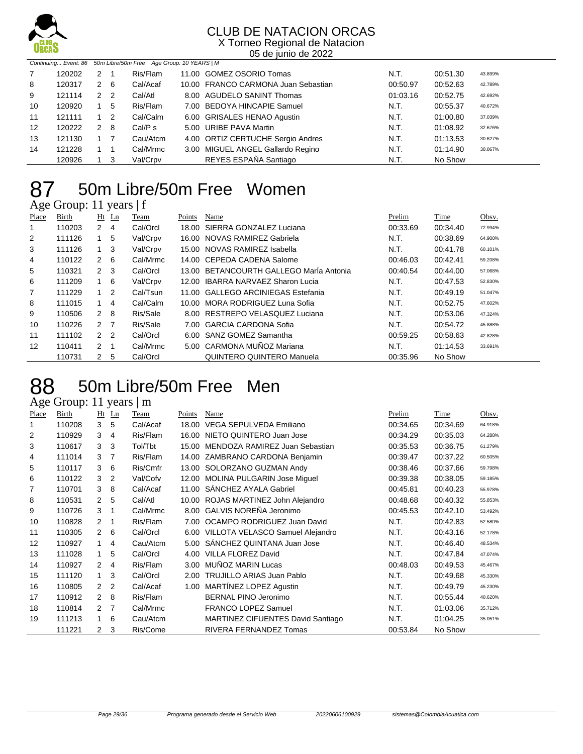Continuing... Event: 86 50m Libre/50m Free Age Group: 10 YEARS | M

| Place | Birth | Ht | Ln | Team | Points | Name | Prelim | Time | Obsv. |
|---|---|---|---|---|---|---|---|---|---|
| 7 | 120202 | 2 | 1 | Ris/Flam | 11.00 | GOMEZ OSORIO Tomas | N.T. | 00:51.30 | 43.899% |
| 8 | 120317 | 2 | 6 | Cal/Acaf | 10.00 | FRANCO CARMONA Juan Sebastian | 00:50.97 | 00:52.63 | 42.789% |
| 9 | 121114 | 2 | 2 | Cal/Atl | 8.00 | AGUDELO SANINT Thomas | 01:03.16 | 00:52.75 | 42.692% |
| 10 | 120920 | 1 | 5 | Ris/Flam | 7.00 | BEDOYA HINCAPIE Samuel | N.T. | 00:55.37 | 40.672% |
| 11 | 121111 | 1 | 2 | Cal/Calm | 6.00 | GRISALES HENAO Agustin | N.T. | 01:00.80 | 37.039% |
| 12 | 120222 | 2 | 8 | Cal/P s | 5.00 | URIBE PAVA Martin | N.T. | 01:08.92 | 32.676% |
| 13 | 121130 | 1 | 7 | Cau/Atcm | 4.00 | ORTIZ CERTUCHE Sergio Andres | N.T. | 01:13.53 | 30.627% |
| 14 | 121228 | 1 | 1 | Cal/Mrmc | 3.00 | MIGUEL ANGEL Gallardo Regino | N.T. | 01:14.90 | 30.067% |
|  | 120926 | 1 | 3 | Val/Crpv |  | REYES ESPAÑA Santiago | N.T. | No Show |  |

# 87 50m Libre/50m Free Women

Age Group: 11 years | f

| Place | Birth | Ht | Ln | Team | Points | Name | Prelim | Time | Obsv. |
|---|---|---|---|---|---|---|---|---|---|
| 1 | 110203 | 2 | 4 | Cal/Orcl | 18.00 | SIERRA GONZALEZ Luciana | 00:33.69 | 00:34.40 | 72.994% |
| 2 | 111126 | 1 | 5 | Val/Crpv | 16.00 | NOVAS RAMIREZ Gabriela | N.T. | 00:38.69 | 64.900% |
| 3 | 111126 | 1 | 3 | Val/Crpv | 15.00 | NOVAS RAMIREZ Isabella | N.T. | 00:41.78 | 60.101% |
| 4 | 110122 | 2 | 6 | Cal/Mrmc | 14.00 | CEPEDA CADENA Salome | 00:46.03 | 00:42.41 | 59.208% |
| 5 | 110321 | 2 | 3 | Cal/Orcl | 13.00 | BETANCOURTH GALLEGO MarÍa Antonia | 00:40.54 | 00:44.00 | 57.068% |
| 6 | 111209 | 1 | 6 | Val/Crpv | 12.00 | IBARRA NARVAEZ Sharon Lucia | N.T. | 00:47.53 | 52.830% |
| 7 | 111229 | 1 | 2 | Cal/Tsun | 11.00 | GALLEGO ARCINIEGAS Estefania | N.T. | 00:49.19 | 51.047% |
| 8 | 111015 | 1 | 4 | Cal/Calm | 10.00 | MORA RODRIGUEZ Luna Sofia | N.T. | 00:52.75 | 47.602% |
| 9 | 110506 | 2 | 8 | Ris/Sale | 8.00 | RESTREPO VELASQUEZ Luciana | N.T. | 00:53.06 | 47.324% |
| 10 | 110226 | 2 | 7 | Ris/Sale | 7.00 | GARCIA CARDONA Sofia | N.T. | 00:54.72 | 45.888% |
| 11 | 111102 | 2 | 2 | Cal/Orcl | 6.00 | SANZ GOMEZ Samantha | 00:59.25 | 00:58.63 | 42.828% |
| 12 | 110411 | 2 | 1 | Cal/Mrmc | 5.00 | CARMONA MUÑOZ Mariana | N.T. | 01:14.53 | 33.691% |
|  | 110731 | 2 | 5 | Cal/Orcl |  | QUINTERO QUINTERO Manuela | 00:35.96 | No Show |  |

# 88 50m Libre/50m Free Men

Age Group: 11 years | m

| Place | Birth | Ht | Ln | Team | Points | Name | Prelim | Time | Obsv. |
|---|---|---|---|---|---|---|---|---|---|
| 1 | 110208 | 3 | 5 | Cal/Acaf | 18.00 | VEGA SEPULVEDA Emiliano | 00:34.65 | 00:34.69 | 64.918% |
| 2 | 110929 | 3 | 4 | Ris/Flam | 16.00 | NIETO QUINTERO Juan Jose | 00:34.29 | 00:35.03 | 64.288% |
| 3 | 110617 | 3 | 3 | Tol/Tbt | 15.00 | MENDOZA RAMIREZ Juan Sebastian | 00:35.53 | 00:36.75 | 61.279% |
| 4 | 111014 | 3 | 7 | Ris/Flam | 14.00 | ZAMBRANO CARDONA Benjamin | 00:39.47 | 00:37.22 | 60.505% |
| 5 | 110117 | 3 | 6 | Ris/Cmfr | 13.00 | SOLORZANO GUZMAN Andy | 00:38.46 | 00:37.66 | 59.798% |
| 6 | 110122 | 3 | 2 | Val/Cofv | 12.00 | MOLINA PULGARIN Jose Miguel | 00:39.38 | 00:38.05 | 59.185% |
| 7 | 110701 | 3 | 8 | Cal/Acaf | 11.00 | SÁNCHEZ AYALA Gabriel | 00:45.81 | 00:40.23 | 55.978% |
| 8 | 110531 | 2 | 5 | Cal/Atl | 10.00 | ROJAS MARTINEZ John Alejandro | 00:48.68 | 00:40.32 | 55.853% |
| 9 | 110726 | 3 | 1 | Cal/Mrmc | 8.00 | GALVIS NOREÑA Jeronimo | 00:45.53 | 00:42.10 | 53.492% |
| 10 | 110828 | 2 | 1 | Ris/Flam | 7.00 | OCAMPO RODRIGUEZ Juan David | N.T. | 00:42.83 | 52.580% |
| 11 | 110305 | 2 | 6 | Cal/Orcl | 6.00 | VILLOTA VELASCO Samuel Alejandro | N.T. | 00:43.16 | 52.178% |
| 12 | 110927 | 1 | 4 | Cau/Atcm | 5.00 | SÁNCHEZ QUINTANA Juan Jose | N.T. | 00:46.40 | 48.534% |
| 13 | 111028 | 1 | 5 | Cal/Orcl | 4.00 | VILLA FLOREZ David | N.T. | 00:47.84 | 47.074% |
| 14 | 110927 | 2 | 4 | Ris/Flam | 3.00 | MUÑOZ MARIN Lucas | 00:48.03 | 00:49.53 | 45.467% |
| 15 | 111120 | 1 | 3 | Cal/Orcl | 2.00 | TRUJILLO ARIAS Juan Pablo | N.T. | 00:49.68 | 45.330% |
| 16 | 110805 | 2 | 2 | Cal/Acaf | 1.00 | MARTÍNEZ LOPEZ Agustin | N.T. | 00:49.79 | 45.230% |
| 17 | 110912 | 2 | 8 | Ris/Flam |  | BERNAL PINO Jeronimo | N.T. | 00:55.44 | 40.620% |
| 18 | 110814 | 2 | 7 | Cal/Mrmc |  | FRANCO LOPEZ Samuel | N.T. | 01:03.06 | 35.712% |
| 19 | 111213 | 1 | 6 | Cau/Atcm |  | MARTINEZ CIFUENTES David Santiago | N.T. | 01:04.25 | 35.051% |
|  | 111221 | 2 | 3 | Ris/Come |  | RIVERA FERNANDEZ Tomas | 00:53.84 | No Show |  |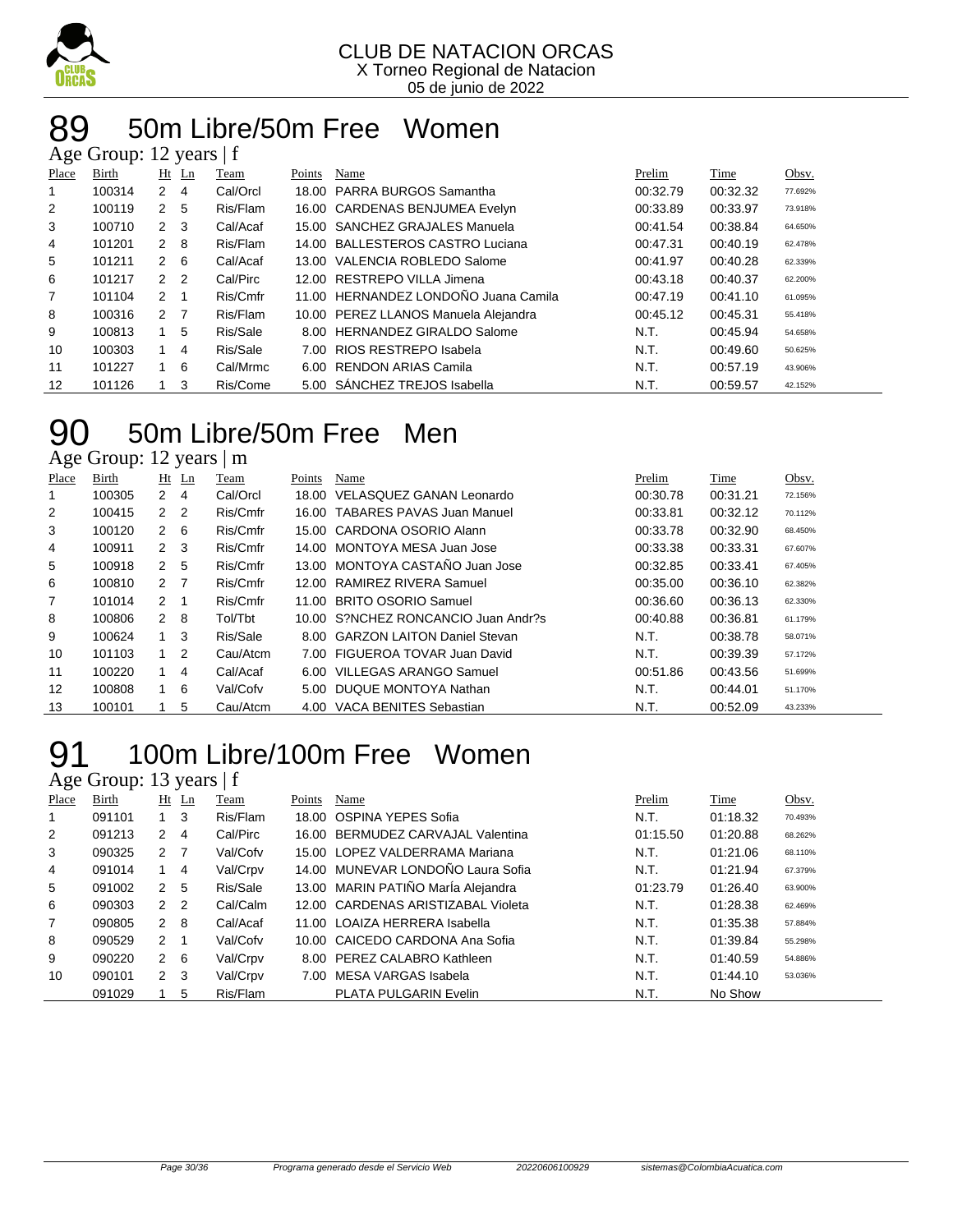CLUB DE NATACION ORCAS
X Torneo Regional de Natacion
05 de junio de 2022

# 89 50m Libre/50m Free Women

Age Group: 12 years | f

| Place | Birth | Ht | Ln | Team | Points | Name | Prelim | Time | Obsv. |
|---|---|---|---|---|---|---|---|---|---|
| 1 | 100314 | 2 | 4 | Cal/Orcl | 18.00 | PARRA BURGOS Samantha | 00:32.79 | 00:32.32 | 77.692% |
| 2 | 100119 | 2 | 5 | Ris/Flam | 16.00 | CARDENAS BENJUMEA Evelyn | 00:33.89 | 00:33.97 | 73.918% |
| 3 | 100710 | 2 | 3 | Cal/Acaf | 15.00 | SANCHEZ GRAJALES Manuela | 00:41.54 | 00:38.84 | 64.650% |
| 4 | 101201 | 2 | 8 | Ris/Flam | 14.00 | BALLESTEROS CASTRO Luciana | 00:47.31 | 00:40.19 | 62.478% |
| 5 | 101211 | 2 | 6 | Cal/Acaf | 13.00 | VALENCIA ROBLEDO Salome | 00:41.97 | 00:40.28 | 62.339% |
| 6 | 101217 | 2 | 2 | Cal/Pirc | 12.00 | RESTREPO VILLA Jimena | 00:43.18 | 00:40.37 | 62.200% |
| 7 | 101104 | 2 | 1 | Ris/Cmfr | 11.00 | HERNANDEZ LONDOÑO Juana Camila | 00:47.19 | 00:41.10 | 61.095% |
| 8 | 100316 | 2 | 7 | Ris/Flam | 10.00 | PEREZ LLANOS Manuela Alejandra | 00:45.12 | 00:45.31 | 55.418% |
| 9 | 100813 | 1 | 5 | Ris/Sale | 8.00 | HERNANDEZ GIRALDO Salome | N.T. | 00:45.94 | 54.658% |
| 10 | 100303 | 1 | 4 | Ris/Sale | 7.00 | RIOS RESTREPO Isabela | N.T. | 00:49.60 | 50.625% |
| 11 | 101227 | 1 | 6 | Cal/Mrmc | 6.00 | RENDON ARIAS Camila | N.T. | 00:57.19 | 43.906% |
| 12 | 101126 | 1 | 3 | Ris/Come | 5.00 | SÁNCHEZ TREJOS Isabella | N.T. | 00:59.57 | 42.152% |

# 90 50m Libre/50m Free Men

Age Group: 12 years | m

| Place | Birth | Ht | Ln | Team | Points | Name | Prelim | Time | Obsv. |
|---|---|---|---|---|---|---|---|---|---|
| 1 | 100305 | 2 | 4 | Cal/Orcl | 18.00 | VELASQUEZ GANAN Leonardo | 00:30.78 | 00:31.21 | 72.156% |
| 2 | 100415 | 2 | 2 | Ris/Cmfr | 16.00 | TABARES PAVAS Juan Manuel | 00:33.81 | 00:32.12 | 70.112% |
| 3 | 100120 | 2 | 6 | Ris/Cmfr | 15.00 | CARDONA OSORIO Alann | 00:33.78 | 00:32.90 | 68.450% |
| 4 | 100911 | 2 | 3 | Ris/Cmfr | 14.00 | MONTOYA MESA Juan Jose | 00:33.38 | 00:33.31 | 67.607% |
| 5 | 100918 | 2 | 5 | Ris/Cmfr | 13.00 | MONTOYA CASTAÑO Juan Jose | 00:32.85 | 00:33.41 | 67.405% |
| 6 | 100810 | 2 | 7 | Ris/Cmfr | 12.00 | RAMIREZ RIVERA Samuel | 00:35.00 | 00:36.10 | 62.382% |
| 7 | 101014 | 2 | 1 | Ris/Cmfr | 11.00 | BRITO OSORIO Samuel | 00:36.60 | 00:36.13 | 62.330% |
| 8 | 100806 | 2 | 8 | Tol/Tbt | 10.00 | S?NCHEZ RONCANCIO Juan Andr?s | 00:40.88 | 00:36.81 | 61.179% |
| 9 | 100624 | 1 | 3 | Ris/Sale | 8.00 | GARZON LAITON Daniel Stevan | N.T. | 00:38.78 | 58.071% |
| 10 | 101103 | 1 | 2 | Cau/Atcm | 7.00 | FIGUEROA TOVAR Juan David | N.T. | 00:39.39 | 57.172% |
| 11 | 100220 | 1 | 4 | Cal/Acaf | 6.00 | VILLEGAS ARANGO Samuel | 00:51.86 | 00:43.56 | 51.699% |
| 12 | 100808 | 1 | 6 | Val/Cofv | 5.00 | DUQUE MONTOYA Nathan | N.T. | 00:44.01 | 51.170% |
| 13 | 100101 | 1 | 5 | Cau/Atcm | 4.00 | VACA BENITES Sebastian | N.T. | 00:52.09 | 43.233% |

# 91 100m Libre/100m Free Women

Age Group: 13 years | f

| Place | Birth | Ht | Ln | Team | Points | Name | Prelim | Time | Obsv. |
|---|---|---|---|---|---|---|---|---|---|
| 1 | 091101 | 1 | 3 | Ris/Flam | 18.00 | OSPINA YEPES Sofia | N.T. | 01:18.32 | 70.493% |
| 2 | 091213 | 2 | 4 | Cal/Pirc | 16.00 | BERMUDEZ CARVAJAL Valentina | 01:15.50 | 01:20.88 | 68.262% |
| 3 | 090325 | 2 | 7 | Val/Cofv | 15.00 | LOPEZ VALDERRAMA Mariana | N.T. | 01:21.06 | 68.110% |
| 4 | 091014 | 1 | 4 | Val/Crpv | 14.00 | MUNEVAR LONDOÑO Laura Sofia | N.T. | 01:21.94 | 67.379% |
| 5 | 091002 | 2 | 5 | Ris/Sale | 13.00 | MARIN PATIÑO MarÍa Alejandra | 01:23.79 | 01:26.40 | 63.900% |
| 6 | 090303 | 2 | 2 | Cal/Calm | 12.00 | CARDENAS ARISTIZABAL Violeta | N.T. | 01:28.38 | 62.469% |
| 7 | 090805 | 2 | 8 | Cal/Acaf | 11.00 | LOAIZA HERRERA Isabella | N.T. | 01:35.38 | 57.884% |
| 8 | 090529 | 2 | 1 | Val/Cofv | 10.00 | CAICEDO CARDONA Ana Sofia | N.T. | 01:39.84 | 55.298% |
| 9 | 090220 | 2 | 6 | Val/Crpv | 8.00 | PEREZ CALABRO Kathleen | N.T. | 01:40.59 | 54.886% |
| 10 | 090101 | 2 | 3 | Val/Crpv | 7.00 | MESA VARGAS Isabela | N.T. | 01:44.10 | 53.036% |
| | 091029 | 1 | 5 | Ris/Flam | | PLATA PULGARIN Evelin | N.T. | No Show | |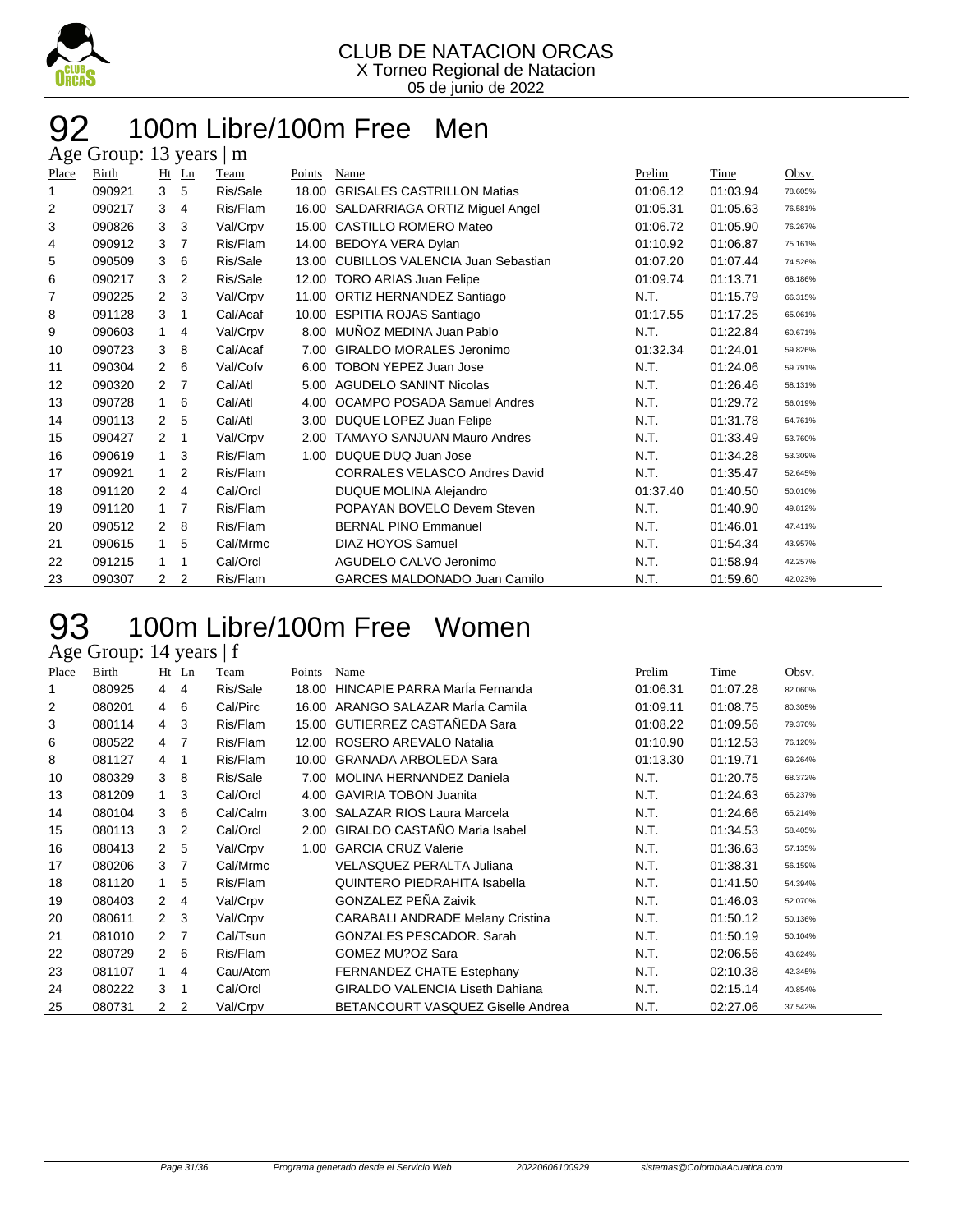CLUB DE NATACION ORCAS
X Torneo Regional de Natacion
05 de junio de 2022

# 92 100m Libre/100m Free Men

Age Group: 13 years | m

| Place | Birth | Ht | Ln | Team | Points | Name | Prelim | Time | Obsv. |
|---|---|---|---|---|---|---|---|---|---|
| 1 | 090921 | 3 | 5 | Ris/Sale | 18.00 | GRISALES CASTRILLON Matias | 01:06.12 | 01:03.94 | 78.605% |
| 2 | 090217 | 3 | 4 | Ris/Flam | 16.00 | SALDARRIAGA ORTIZ Miguel Angel | 01:05.31 | 01:05.63 | 76.581% |
| 3 | 090826 | 3 | 3 | Val/Crpv | 15.00 | CASTILLO ROMERO Mateo | 01:06.72 | 01:05.90 | 76.267% |
| 4 | 090912 | 3 | 7 | Ris/Flam | 14.00 | BEDOYA VERA Dylan | 01:10.92 | 01:06.87 | 75.161% |
| 5 | 090509 | 3 | 6 | Ris/Sale | 13.00 | CUBILLOS VALENCIA Juan Sebastian | 01:07.20 | 01:07.44 | 74.526% |
| 6 | 090217 | 3 | 2 | Ris/Sale | 12.00 | TORO ARIAS Juan Felipe | 01:09.74 | 01:13.71 | 68.186% |
| 7 | 090225 | 2 | 3 | Val/Crpv | 11.00 | ORTIZ HERNANDEZ Santiago | N.T. | 01:15.79 | 66.315% |
| 8 | 091128 | 3 | 1 | Cal/Acaf | 10.00 | ESPITIA ROJAS Santiago | 01:17.55 | 01:17.25 | 65.061% |
| 9 | 090603 | 1 | 4 | Val/Crpv | 8.00 | MUÑOZ MEDINA Juan Pablo | N.T. | 01:22.84 | 60.671% |
| 10 | 090723 | 3 | 8 | Cal/Acaf | 7.00 | GIRALDO MORALES Jeronimo | 01:32.34 | 01:24.01 | 59.826% |
| 11 | 090304 | 2 | 6 | Val/Cofv | 6.00 | TOBON YEPEZ Juan Jose | N.T. | 01:24.06 | 59.791% |
| 12 | 090320 | 2 | 7 | Cal/Atl | 5.00 | AGUDELO SANINT Nicolas | N.T. | 01:26.46 | 58.131% |
| 13 | 090728 | 1 | 6 | Cal/Atl | 4.00 | OCAMPO POSADA Samuel Andres | N.T. | 01:29.72 | 56.019% |
| 14 | 090113 | 2 | 5 | Cal/Atl | 3.00 | DUQUE LOPEZ Juan Felipe | N.T. | 01:31.78 | 54.761% |
| 15 | 090427 | 2 | 1 | Val/Crpv | 2.00 | TAMAYO SANJUAN Mauro Andres | N.T. | 01:33.49 | 53.760% |
| 16 | 090619 | 1 | 3 | Ris/Flam | 1.00 | DUQUE DUQ Juan Jose | N.T. | 01:34.28 | 53.309% |
| 17 | 090921 | 1 | 2 | Ris/Flam | | CORRALES VELASCO Andres David | N.T. | 01:35.47 | 52.645% |
| 18 | 091120 | 2 | 4 | Cal/Orcl | | DUQUE MOLINA Alejandro | 01:37.40 | 01:40.50 | 50.010% |
| 19 | 091120 | 1 | 7 | Ris/Flam | | POPAYAN BOVELO Devem Steven | N.T. | 01:40.90 | 49.812% |
| 20 | 090512 | 2 | 8 | Ris/Flam | | BERNAL PINO Emmanuel | N.T. | 01:46.01 | 47.411% |
| 21 | 090615 | 1 | 5 | Cal/Mrmc | | DIAZ HOYOS Samuel | N.T. | 01:54.34 | 43.957% |
| 22 | 091215 | 1 | 1 | Cal/Orcl | | AGUDELO CALVO Jeronimo | N.T. | 01:58.94 | 42.257% |
| 23 | 090307 | 2 | 2 | Ris/Flam | | GARCES MALDONADO Juan Camilo | N.T. | 01:59.60 | 42.023% |

# 93 100m Libre/100m Free Women

Age Group: 14 years | f

| Place | Birth | Ht | Ln | Team | Points | Name | Prelim | Time | Obsv. |
|---|---|---|---|---|---|---|---|---|---|
| 1 | 080925 | 4 | 4 | Ris/Sale | 18.00 | HINCAPIE PARRA MarÍa Fernanda | 01:06.31 | 01:07.28 | 82.060% |
| 2 | 080201 | 4 | 6 | Cal/Pirc | 16.00 | ARANGO SALAZAR MarÍa Camila | 01:09.11 | 01:08.75 | 80.305% |
| 3 | 080114 | 4 | 3 | Ris/Flam | 15.00 | GUTIERREZ CASTAÑEDA Sara | 01:08.22 | 01:09.56 | 79.370% |
| 6 | 080522 | 4 | 7 | Ris/Flam | 12.00 | ROSERO AREVALO Natalia | 01:10.90 | 01:12.53 | 76.120% |
| 8 | 081127 | 4 | 1 | Ris/Flam | 10.00 | GRANADA ARBOLEDA Sara | 01:13.30 | 01:19.71 | 69.264% |
| 10 | 080329 | 3 | 8 | Ris/Sale | 7.00 | MOLINA HERNANDEZ Daniela | N.T. | 01:20.75 | 68.372% |
| 13 | 081209 | 1 | 3 | Cal/Orcl | 4.00 | GAVIRIA TOBON Juanita | N.T. | 01:24.63 | 65.237% |
| 14 | 080104 | 3 | 6 | Cal/Calm | 3.00 | SALAZAR RIOS Laura Marcela | N.T. | 01:24.66 | 65.214% |
| 15 | 080113 | 3 | 2 | Cal/Orcl | 2.00 | GIRALDO CASTAÑO Maria Isabel | N.T. | 01:34.53 | 58.405% |
| 16 | 080413 | 2 | 5 | Val/Crpv | 1.00 | GARCIA CRUZ Valerie | N.T. | 01:36.63 | 57.135% |
| 17 | 080206 | 3 | 7 | Cal/Mrmc | | VELASQUEZ PERALTA Juliana | N.T. | 01:38.31 | 56.159% |
| 18 | 081120 | 1 | 5 | Ris/Flam | | QUINTERO PIEDRAHITA Isabella | N.T. | 01:41.50 | 54.394% |
| 19 | 080403 | 2 | 4 | Val/Crpv | | GONZALEZ PEÑA Zaivik | N.T. | 01:46.03 | 52.070% |
| 20 | 080611 | 2 | 3 | Val/Crpv | | CARABALI ANDRADE Melany Cristina | N.T. | 01:50.12 | 50.136% |
| 21 | 081010 | 2 | 7 | Cal/Tsun | | GONZALES PESCADOR. Sarah | N.T. | 01:50.19 | 50.104% |
| 22 | 080729 | 2 | 6 | Ris/Flam | | GOMEZ MU?OZ Sara | N.T. | 02:06.56 | 43.624% |
| 23 | 081107 | 1 | 4 | Cau/Atcm | | FERNANDEZ CHATE Estephany | N.T. | 02:10.38 | 42.345% |
| 24 | 080222 | 3 | 1 | Cal/Orcl | | GIRALDO VALENCIA Liseth Dahiana | N.T. | 02:15.14 | 40.854% |
| 25 | 080731 | 2 | 2 | Val/Crpv | | BETANCOURT VASQUEZ Giselle Andrea | N.T. | 02:27.06 | 37.542% |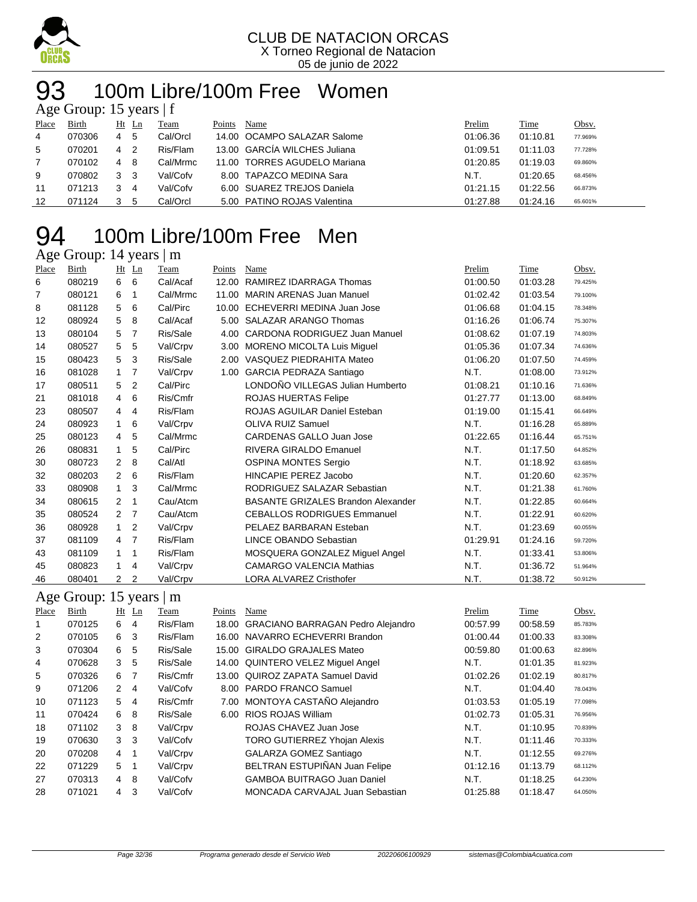CLUB DE NATACION ORCAS
X Torneo Regional de Natacion
05 de junio de 2022

# 93 100m Libre/100m Free Women

Age Group: 15 years | f

| Place | Birth | Ht | Ln | Team | Points | Name | Prelim | Time | Obsv. |
|---|---|---|---|---|---|---|---|---|---|
| 4 | 070306 | 4 | 5 | Cal/Orcl | 14.00 | OCAMPO SALAZAR Salome | 01:06.36 | 01:10.81 | 77.969% |
| 5 | 070201 | 4 | 2 | Ris/Flam | 13.00 | GARCÍA WILCHES Juliana | 01:09.51 | 01:11.03 | 77.728% |
| 7 | 070102 | 4 | 8 | Cal/Mrmc | 11.00 | TORRES AGUDELO Mariana | 01:20.85 | 01:19.03 | 69.860% |
| 9 | 070802 | 3 | 3 | Val/Cofv | 8.00 | TAPAZCO MEDINA Sara | N.T. | 01:20.65 | 68.456% |
| 11 | 071213 | 3 | 4 | Val/Cofv | 6.00 | SUAREZ TREJOS Daniela | 01:21.15 | 01:22.56 | 66.873% |
| 12 | 071124 | 3 | 5 | Cal/Orcl | 5.00 | PATINO ROJAS Valentina | 01:27.88 | 01:24.16 | 65.601% |

# 94 100m Libre/100m Free Men

Age Group: 14 years | m

| Place | Birth | Ht | Ln | Team | Points | Name | Prelim | Time | Obsv. |
|---|---|---|---|---|---|---|---|---|---|
| 6 | 080219 | 6 | 6 | Cal/Acaf | 12.00 | RAMIREZ IDARRAGA Thomas | 01:00.50 | 01:03.28 | 79.425% |
| 7 | 080121 | 6 | 1 | Cal/Mrmc | 11.00 | MARIN ARENAS Juan Manuel | 01:02.42 | 01:03.54 | 79.100% |
| 8 | 081128 | 5 | 6 | Cal/Pirc | 10.00 | ECHEVERRI MEDINA Juan Jose | 01:06.68 | 01:04.15 | 78.348% |
| 12 | 080924 | 5 | 8 | Cal/Acaf | 5.00 | SALAZAR ARANGO Thomas | 01:16.26 | 01:06.74 | 75.307% |
| 13 | 080104 | 5 | 7 | Ris/Sale | 4.00 | CARDONA RODRIGUEZ Juan Manuel | 01:08.62 | 01:07.19 | 74.803% |
| 14 | 080527 | 5 | 5 | Val/Crpv | 3.00 | MORENO MICOLTA Luis Miguel | 01:05.36 | 01:07.34 | 74.636% |
| 15 | 080423 | 5 | 3 | Ris/Sale | 2.00 | VASQUEZ PIEDRAHITA Mateo | 01:06.20 | 01:07.50 | 74.459% |
| 16 | 081028 | 1 | 7 | Val/Crpv | 1.00 | GARCIA PEDRAZA Santiago | N.T. | 01:08.00 | 73.912% |
| 17 | 080511 | 5 | 2 | Cal/Pirc | | LONDOÑO VILLEGAS Julian Humberto | 01:08.21 | 01:10.16 | 71.636% |
| 21 | 081018 | 4 | 6 | Ris/Cmfr | | ROJAS HUERTAS Felipe | 01:27.77 | 01:13.00 | 68.849% |
| 23 | 080507 | 4 | 4 | Ris/Flam | | ROJAS AGUILAR Daniel Esteban | 01:19.00 | 01:15.41 | 66.649% |
| 24 | 080923 | 1 | 6 | Val/Crpv | | OLIVA RUIZ Samuel | N.T. | 01:16.28 | 65.889% |
| 25 | 080123 | 4 | 5 | Cal/Mrmc | | CARDENAS GALLO Juan Jose | 01:22.65 | 01:16.44 | 65.751% |
| 26 | 080831 | 1 | 5 | Cal/Pirc | | RIVERA GIRALDO Emanuel | N.T. | 01:17.50 | 64.852% |
| 30 | 080723 | 2 | 8 | Cal/Atl | | OSPINA MONTES Sergio | N.T. | 01:18.92 | 63.685% |
| 32 | 080203 | 2 | 6 | Ris/Flam | | HINCAPIE PEREZ Jacobo | N.T. | 01:20.60 | 62.357% |
| 33 | 080908 | 1 | 3 | Cal/Mrmc | | RODRIGUEZ SALAZAR Sebastian | N.T. | 01:21.38 | 61.760% |
| 34 | 080615 | 2 | 1 | Cau/Atcm | | BASANTE GRIZALES Brandon Alexander | N.T. | 01:22.85 | 60.664% |
| 35 | 080524 | 2 | 7 | Cau/Atcm | | CEBALLOS RODRIGUES Emmanuel | N.T. | 01:22.91 | 60.620% |
| 36 | 080928 | 1 | 2 | Val/Crpv | | PELAEZ BARBARAN Esteban | N.T. | 01:23.69 | 60.055% |
| 37 | 081109 | 4 | 7 | Ris/Flam | | LINCE OBANDO Sebastian | 01:29.91 | 01:24.16 | 59.720% |
| 43 | 081109 | 1 | 1 | Ris/Flam | | MOSQUERA GONZALEZ Miguel Angel | N.T. | 01:33.41 | 53.806% |
| 45 | 080823 | 1 | 4 | Val/Crpv | | CAMARGO VALENCIA Mathias | N.T. | 01:36.72 | 51.964% |
| 46 | 080401 | 2 | 2 | Val/Crpv | | LORA ALVAREZ Cristhofer | N.T. | 01:38.72 | 50.912% |

Age Group: 15 years | m

| Place | Birth | Ht | Ln | Team | Points | Name | Prelim | Time | Obsv. |
|---|---|---|---|---|---|---|---|---|---|
| 1 | 070125 | 6 | 4 | Ris/Flam | 18.00 | GRACIANO BARRAGAN Pedro Alejandro | 00:57.99 | 00:58.59 | 85.783% |
| 2 | 070105 | 6 | 3 | Ris/Flam | 16.00 | NAVARRO ECHEVERRI Brandon | 01:00.44 | 01:00.33 | 83.308% |
| 3 | 070304 | 6 | 5 | Ris/Sale | 15.00 | GIRALDO GRAJALES Mateo | 00:59.80 | 01:00.63 | 82.896% |
| 4 | 070628 | 3 | 5 | Ris/Sale | 14.00 | QUINTERO VELEZ Miguel Angel | N.T. | 01:01.35 | 81.923% |
| 5 | 070326 | 6 | 7 | Ris/Cmfr | 13.00 | QUIROZ ZAPATA Samuel David | 01:02.26 | 01:02.19 | 80.817% |
| 9 | 071206 | 2 | 4 | Val/Cofv | 8.00 | PARDO FRANCO Samuel | N.T. | 01:04.40 | 78.043% |
| 10 | 071123 | 5 | 4 | Ris/Cmfr | 7.00 | MONTOYA CASTAÑO Alejandro | 01:03.53 | 01:05.19 | 77.098% |
| 11 | 070424 | 6 | 8 | Ris/Sale | 6.00 | RIOS ROJAS William | 01:02.73 | 01:05.31 | 76.956% |
| 18 | 071102 | 3 | 8 | Val/Crpv | | ROJAS CHAVEZ Juan Jose | N.T. | 01:10.95 | 70.839% |
| 19 | 070630 | 3 | 3 | Val/Cofv | | TORO GUTIERREZ Yhojan Alexis | N.T. | 01:11.46 | 70.333% |
| 20 | 070208 | 4 | 1 | Val/Crpv | | GALARZA GOMEZ Santiago | N.T. | 01:12.55 | 69.276% |
| 22 | 071229 | 5 | 1 | Val/Crpv | | BELTRAN ESTUPIÑAN Juan Felipe | 01:12.16 | 01:13.79 | 68.112% |
| 27 | 070313 | 4 | 8 | Val/Cofv | | GAMBOA BUITRAGO Juan Daniel | N.T. | 01:18.25 | 64.230% |
| 28 | 071021 | 4 | 3 | Val/Cofv | | MONCADA CARVAJAL Juan Sebastian | 01:25.88 | 01:18.47 | 64.050% |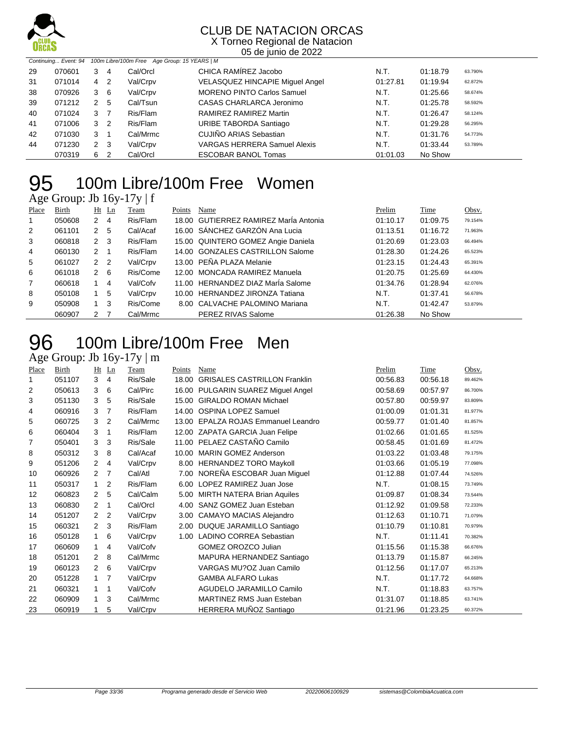Continuing... Event: 94 100m Libre/100m Free Age Group: 15 YEARS | M

| Place | Birth | Ht | Ln | Team | Points | Name | Prelim | Time | Obsv. |
|---|---|---|---|---|---|---|---|---|---|
| 29 | 070601 | 3 | 4 | Cal/Orcl | | CHICA RAMÍREZ Jacobo | N.T. | 01:18.79 | 63.790% |
| 31 | 071014 | 4 | 2 | Val/Crpv | | VELASQUEZ HINCAPIE Miguel Angel | 01:27.81 | 01:19.94 | 62.872% |
| 38 | 070926 | 3 | 6 | Val/Crpv | | MORENO PINTO Carlos Samuel | N.T. | 01:25.66 | 58.674% |
| 39 | 071212 | 2 | 5 | Cal/Tsun | | CASAS CHARLARCA Jeronimo | N.T. | 01:25.78 | 58.592% |
| 40 | 071024 | 3 | 7 | Ris/Flam | | RAMIREZ RAMIREZ Martin | N.T. | 01:26.47 | 58.124% |
| 41 | 071006 | 3 | 2 | Ris/Flam | | URIBE TABORDA Santiago | N.T. | 01:29.28 | 56.295% |
| 42 | 071030 | 3 | 1 | Cal/Mrmc | | CUJIÑO ARIAS Sebastian | N.T. | 01:31.76 | 54.773% |
| 44 | 071230 | 2 | 3 | Val/Crpv | | VARGAS HERRERA Samuel Alexis | N.T. | 01:33.44 | 53.789% |
| | 070319 | 6 | 2 | Cal/Orcl | | ESCOBAR BANOL Tomas | 01:01.03 | No Show | |

# 95 100m Libre/100m Free Women

Age Group: Jb 16y-17y | f

| Place | Birth | Ht | Ln | Team | Points | Name | Prelim | Time | Obsv. |
|---|---|---|---|---|---|---|---|---|---|
| 1 | 050608 | 2 | 4 | Ris/Flam | 18.00 | GUTIERREZ RAMIREZ MarÍa Antonia | 01:10.17 | 01:09.75 | 79.154% |
| 2 | 061101 | 2 | 5 | Cal/Acaf | 16.00 | SÁNCHEZ GARZÓN Ana Lucia | 01:13.51 | 01:16.72 | 71.963% |
| 3 | 060818 | 2 | 3 | Ris/Flam | 15.00 | QUINTERO GOMEZ Angie Daniela | 01:20.69 | 01:23.03 | 66.494% |
| 4 | 060130 | 2 | 1 | Ris/Flam | 14.00 | GONZALES CASTRILLON Salome | 01:28.30 | 01:24.26 | 65.523% |
| 5 | 061027 | 2 | 2 | Val/Crpv | 13.00 | PEÑA PLAZA Melanie | 01:23.15 | 01:24.43 | 65.391% |
| 6 | 061018 | 2 | 6 | Ris/Come | 12.00 | MONCADA RAMIREZ Manuela | 01:20.75 | 01:25.69 | 64.430% |
| 7 | 060618 | 1 | 4 | Val/Cofv | 11.00 | HERNANDEZ DIAZ MarÍa Salome | 01:34.76 | 01:28.94 | 62.076% |
| 8 | 050108 | 1 | 5 | Val/Crpv | 10.00 | HERNANDEZ JIRONZA Tatiana | N.T. | 01:37.41 | 56.678% |
| 9 | 050908 | 1 | 3 | Ris/Come | 8.00 | CALVACHE PALOMINO Mariana | N.T. | 01:42.47 | 53.879% |
| | 060907 | 2 | 7 | Cal/Mrmc | | PEREZ RIVAS Salome | 01:26.38 | No Show | |

# 96 100m Libre/100m Free Men

Age Group: Jb 16y-17y | m

| Place | Birth | Ht | Ln | Team | Points | Name | Prelim | Time | Obsv. |
|---|---|---|---|---|---|---|---|---|---|
| 1 | 051107 | 3 | 4 | Ris/Sale | 18.00 | GRISALES CASTRILLON Franklin | 00:56.83 | 00:56.18 | 89.462% |
| 2 | 050613 | 3 | 6 | Cal/Pirc | 16.00 | PULGARIN SUAREZ Miguel Angel | 00:58.69 | 00:57.97 | 86.700% |
| 3 | 051130 | 3 | 5 | Ris/Sale | 15.00 | GIRALDO ROMAN Michael | 00:57.80 | 00:59.97 | 83.809% |
| 4 | 060916 | 3 | 7 | Ris/Flam | 14.00 | OSPINA LOPEZ Samuel | 01:00.09 | 01:01.31 | 81.977% |
| 5 | 060725 | 3 | 2 | Cal/Mrmc | 13.00 | EPALZA ROJAS Emmanuel Leandro | 00:59.77 | 01:01.40 | 81.857% |
| 6 | 060404 | 3 | 1 | Ris/Flam | 12.00 | ZAPATA GARCIA Juan Felipe | 01:02.66 | 01:01.65 | 81.525% |
| 7 | 050401 | 3 | 3 | Ris/Sale | 11.00 | PELAEZ CASTAÑO Camilo | 00:58.45 | 01:01.69 | 81.472% |
| 8 | 050312 | 3 | 8 | Cal/Acaf | 10.00 | MARIN GOMEZ Anderson | 01:03.22 | 01:03.48 | 79.175% |
| 9 | 051206 | 2 | 4 | Val/Crpv | 8.00 | HERNANDEZ TORO Maykoll | 01:03.66 | 01:05.19 | 77.098% |
| 10 | 060926 | 2 | 7 | Cal/Atl | 7.00 | NOREÑA ESCOBAR Juan Miguel | 01:12.88 | 01:07.44 | 74.526% |
| 11 | 050317 | 1 | 2 | Ris/Flam | 6.00 | LOPEZ RAMIREZ Juan Jose | N.T. | 01:08.15 | 73.749% |
| 12 | 060823 | 2 | 5 | Cal/Calm | 5.00 | MIRTH NATERA Brian Aquiles | 01:09.87 | 01:08.34 | 73.544% |
| 13 | 060830 | 2 | 1 | Cal/Orcl | 4.00 | SANZ GOMEZ Juan Esteban | 01:12.92 | 01:09.58 | 72.233% |
| 14 | 051207 | 2 | 2 | Val/Crpv | 3.00 | CAMAYO MACIAS Alejandro | 01:12.63 | 01:10.71 | 71.079% |
| 15 | 060321 | 2 | 3 | Ris/Flam | 2.00 | DUQUE JARAMILLO Santiago | 01:10.79 | 01:10.81 | 70.979% |
| 16 | 050128 | 1 | 6 | Val/Crpv | 1.00 | LADINO CORREA Sebastian | N.T. | 01:11.41 | 70.382% |
| 17 | 060609 | 1 | 4 | Val/Cofv | | GOMEZ OROZCO Julian | 01:15.56 | 01:15.38 | 66.676% |
| 18 | 051201 | 2 | 8 | Cal/Mrmc | | MAPURA HERNANDEZ Santiago | 01:13.79 | 01:15.87 | 66.245% |
| 19 | 060123 | 2 | 6 | Val/Crpv | | VARGAS MU?OZ Juan Camilo | 01:12.56 | 01:17.07 | 65.213% |
| 20 | 051228 | 1 | 7 | Val/Crpv | | GAMBA ALFARO Lukas | N.T. | 01:17.72 | 64.668% |
| 21 | 060321 | 1 | 1 | Val/Cofv | | AGUDELO JARAMILLO Camilo | N.T. | 01:18.83 | 63.757% |
| 22 | 060909 | 1 | 3 | Cal/Mrmc | | MARTINEZ RMS Juan Esteban | 01:31.07 | 01:18.85 | 63.741% |
| 23 | 060919 | 1 | 5 | Val/Crpv | | HERRERA MUÑOZ Santiago | 01:21.96 | 01:23.25 | 60.372% |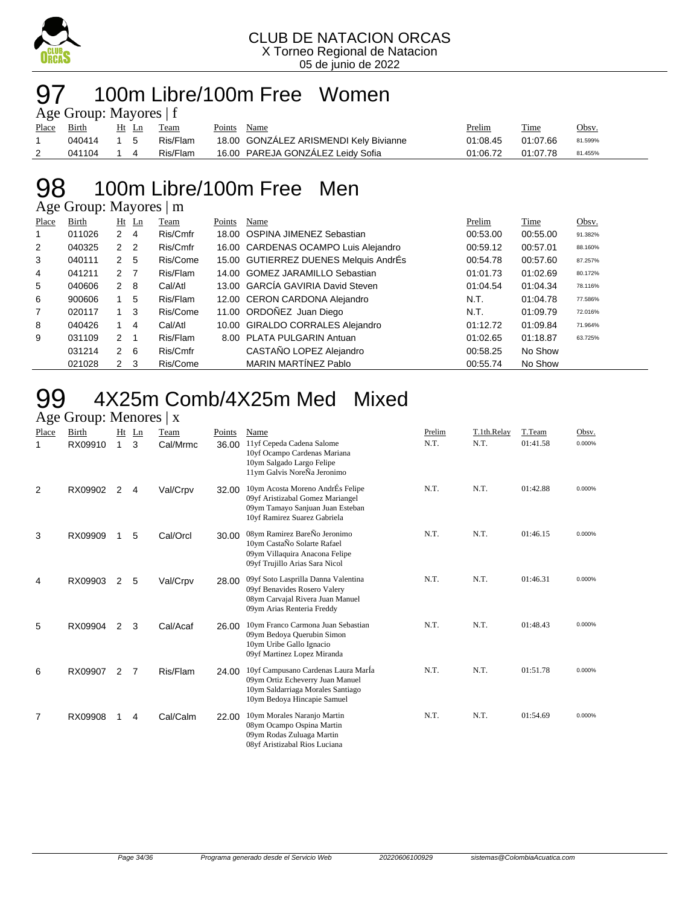# 97 100m Libre/100m Free Women

Age Group: Mayores | f

| Place | Birth | Ht | Ln | Team | Points | Name | Prelim | Time | Obsv. |
|---|---|---|---|---|---|---|---|---|---|
| 1 | 040414 | 1 | 5 | Ris/Flam | 18.00 | GONZÁLEZ ARISMENDI Kely Bivianne | 01:08.45 | 01:07.66 | 81.599% |
| 2 | 041104 | 1 | 4 | Ris/Flam | 16.00 | PAREJA GONZÁLEZ Leidy Sofia | 01:06.72 | 01:07.78 | 81.455% |

# 98 100m Libre/100m Free Men

Age Group: Mayores | m

| Place | Birth | Ht | Ln | Team | Points | Name | Prelim | Time | Obsv. |
|---|---|---|---|---|---|---|---|---|---|
| 1 | 011026 | 2 | 4 | Ris/Cmfr | 18.00 | OSPINA JIMENEZ Sebastian | 00:53.00 | 00:55.00 | 91.382% |
| 2 | 040325 | 2 | 2 | Ris/Cmfr | 16.00 | CARDENAS OCAMPO Luis Alejandro | 00:59.12 | 00:57.01 | 88.160% |
| 3 | 040111 | 2 | 5 | Ris/Come | 15.00 | GUTIERREZ DUENES Melquis AndrÉs | 00:54.78 | 00:57.60 | 87.257% |
| 4 | 041211 | 2 | 7 | Ris/Flam | 14.00 | GOMEZ JARAMILLO Sebastian | 01:01.73 | 01:02.69 | 80.172% |
| 5 | 040606 | 2 | 8 | Cal/Atl | 13.00 | GARCÍA GAVIRIA David Steven | 01:04.54 | 01:04.34 | 78.116% |
| 6 | 900606 | 1 | 5 | Ris/Flam | 12.00 | CERON CARDONA Alejandro | N.T. | 01:04.78 | 77.586% |
| 7 | 020117 | 1 | 3 | Ris/Come | 11.00 | ORDOÑEZ Juan Diego | N.T. | 01:09.79 | 72.016% |
| 8 | 040426 | 1 | 4 | Cal/Atl | 10.00 | GIRALDO CORRALES Alejandro | 01:12.72 | 01:09.84 | 71.964% |
| 9 | 031109 | 2 | 1 | Ris/Flam | 8.00 | PLATA PULGARIN Antuan | 01:02.65 | 01:18.87 | 63.725% |
|  | 031214 | 2 | 6 | Ris/Cmfr |  | CASTAÑO LOPEZ Alejandro | 00:58.25 | No Show |  |
|  | 021028 | 2 | 3 | Ris/Come |  | MARIN MARTÍNEZ Pablo | 00:55.74 | No Show |  |

# 99 4X25m Comb/4X25m Med Mixed

Age Group: Menores | x

| Place | Birth | Ht | Ln | Team | Points | Name | Prelim | T.1th.Relay | T.Team | Obsv. |
|---|---|---|---|---|---|---|---|---|---|---|
| 1 | RX09910 | 1 | 3 | Cal/Mrmc | 36.00 | 11yf Cepeda Cadena Salome<br>10yf Ocampo Cardenas Mariana<br>10ym Salgado Largo Felipe<br>11ym Galvis NoreÑa Jeronimo | N.T. | N.T. | 01:41.58 | 0.000% |
| 2 | RX09902 | 2 | 4 | Val/Crpv | 32.00 | 10ym Acosta Moreno AndrÉs Felipe<br>09yf Aristizabal Gomez Mariangel<br>09ym Tamayo Sanjuan Juan Esteban<br>10yf Ramirez Suarez Gabriela | N.T. | N.T. | 01:42.88 | 0.000% |
| 3 | RX09909 | 1 | 5 | Cal/Orcl | 30.00 | 08ym Ramirez BareÑo Jeronimo<br>10ym CastaÑo Solarte Rafael<br>09ym Villaquira Anacona Felipe<br>09yf Trujillo Arias Sara Nicol | N.T. | N.T. | 01:46.15 | 0.000% |
| 4 | RX09903 | 2 | 5 | Val/Crpv | 28.00 | 09yf Soto Lasprilla Danna Valentina<br>09yf Benavides Rosero Valery<br>08ym Carvajal Rivera Juan Manuel<br>09ym Arias Renteria Freddy | N.T. | N.T. | 01:46.31 | 0.000% |
| 5 | RX09904 | 2 | 3 | Cal/Acaf | 26.00 | 10ym Franco Carmona Juan Sebastian<br>09ym Bedoya Querubin Simon<br>10ym Uribe Gallo Ignacio<br>09yf Martinez Lopez Miranda | N.T. | N.T. | 01:48.43 | 0.000% |
| 6 | RX09907 | 2 | 7 | Ris/Flam | 24.00 | 10yf Campusano Cardenas Laura MarÍa<br>09ym Ortiz Echeverry Juan Manuel<br>10ym Saldarriaga Morales Santiago<br>10ym Bedoya Hincapie Samuel | N.T. | N.T. | 01:51.78 | 0.000% |
| 7 | RX09908 | 1 | 4 | Cal/Calm | 22.00 | 10ym Morales Naranjo Martin<br>08ym Ocampo Ospina Martin<br>09ym Rodas Zuluaga Martin<br>08yf Aristizabal Rios Luciana | N.T. | N.T. | 01:54.69 | 0.000% |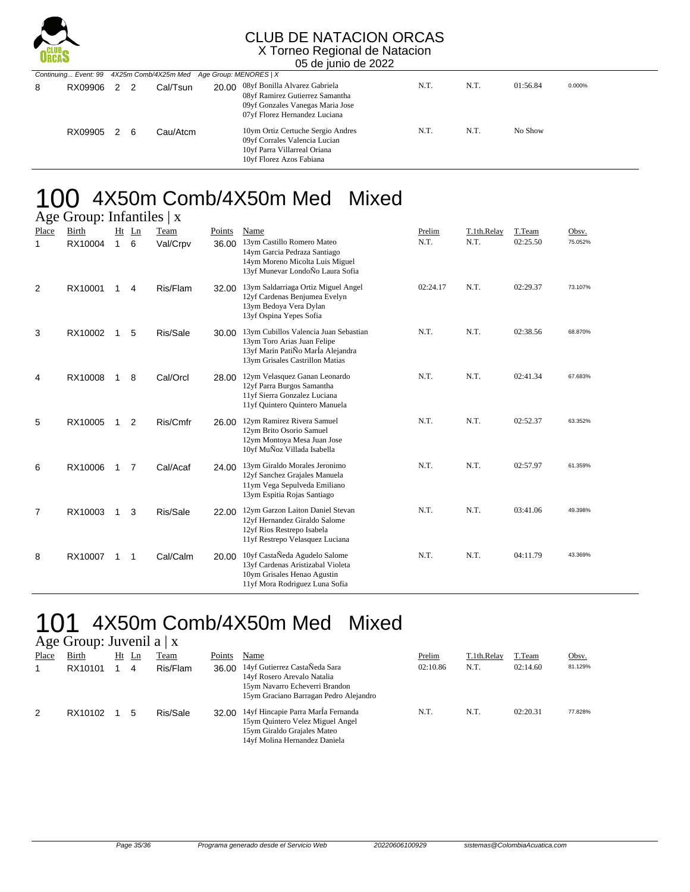# CLUB DE NATACION ORCAS

X Torneo Regional de Natacion

05 de junio de 2022

*Continuing... Event: 99 4X25m Comb/4X25m Med Age Group: MENORES | X*

| Place | Birth | Ht | Ln | Team | Points | Name | Prelim | T.1th.Relay | T.Team | Obsv. |
|---|---|---|---|---|---|---|---|---|---|---|
| 8 | RX09906 | 2 | 2 | Cal/Tsun | 20.00 | 08yf Bonilla Alvarez Gabriela<br>08yf Ramirez Gutierrez Samantha<br>09yf Gonzales Vanegas Maria Jose<br>07yf Florez Hernandez Luciana | N.T. | N.T. | 01:56.84 | 0.000% |
| | RX09905 | 2 | 6 | Cau/Atcm | | 10ym Ortiz Certuche Sergio Andres<br>09yf Corrales Valencia Lucian<br>10yf Parra Villarreal Oriana<br>10yf Florez Azos Fabiana | N.T. | N.T. | No Show | |

# 100 4X50m Comb/4X50m Med Mixed

## Age Group: Infantiles | x

| Place | Birth | Ht | Ln | Team | Points | Name | Prelim | T.1th.Relay | T.Team | Obsv. |
|---|---|---|---|---|---|---|---|---|---|---|
| 1 | RX10004 | 1 | 6 | Val/Crpv | 36.00 | 13ym Castillo Romero Mateo<br>14ym Garcia Pedraza Santiago<br>14ym Moreno Micolta Luis Miguel<br>13yf Munevar LondoÑo Laura Sofia | N.T. | N.T. | 02:25.50 | 75.052% |
| 2 | RX10001 | 1 | 4 | Ris/Flam | 32.00 | 13ym Saldarriaga Ortiz Miguel Angel<br>12yf Cardenas Benjumea Evelyn<br>13ym Bedoya Vera Dylan<br>13yf Ospina Yepes Sofia | 02:24.17 | N.T. | 02:29.37 | 73.107% |
| 3 | RX10002 | 1 | 5 | Ris/Sale | 30.00 | 13ym Cubillos Valencia Juan Sebastian<br>13ym Toro Arias Juan Felipe<br>13yf Marin PatiÑo MarÍa Alejandra<br>13ym Grisales Castrillon Matias | N.T. | N.T. | 02:38.56 | 68.870% |
| 4 | RX10008 | 1 | 8 | Cal/Orcl | 28.00 | 12ym Velasquez Ganan Leonardo<br>12yf Parra Burgos Samantha<br>11yf Sierra Gonzalez Luciana<br>11yf Quintero Quintero Manuela | N.T. | N.T. | 02:41.34 | 67.683% |
| 5 | RX10005 | 1 | 2 | Ris/Cmfr | 26.00 | 12ym Ramirez Rivera Samuel<br>12ym Brito Osorio Samuel<br>12ym Montoya Mesa Juan Jose<br>10yf MuÑoz Villada Isabella | N.T. | N.T. | 02:52.37 | 63.352% |
| 6 | RX10006 | 1 | 7 | Cal/Acaf | 24.00 | 13ym Giraldo Morales Jeronimo<br>12yf Sanchez Grajales Manuela<br>11ym Vega Sepulveda Emiliano<br>13ym Espitia Rojas Santiago | N.T. | N.T. | 02:57.97 | 61.359% |
| 7 | RX10003 | 1 | 3 | Ris/Sale | 22.00 | 12ym Garzon Laiton Daniel Stevan<br>12yf Hernandez Giraldo Salome<br>12yf Rios Restrepo Isabela<br>11yf Restrepo Velasquez Luciana | N.T. | N.T. | 03:41.06 | 49.398% |
| 8 | RX10007 | 1 | 1 | Cal/Calm | 20.00 | 10yf CastaÑeda Agudelo Salome<br>13yf Cardenas Aristizabal Violeta<br>10ym Grisales Henao Agustin<br>11yf Mora Rodriguez Luna Sofia | N.T. | N.T. | 04:11.79 | 43.369% |

# 101 4X50m Comb/4X50m Med Mixed

## Age Group: Juvenil a | x

| Place | Birth | Ht | Ln | Team | Points | Name | Prelim | T.1th.Relay | T.Team | Obsv. |
|---|---|---|---|---|---|---|---|---|---|---|
| 1 | RX10101 | 1 | 4 | Ris/Flam | 36.00 | 14yf Gutierrez CastaÑeda Sara<br>14yf Rosero Arevalo Natalia<br>15ym Navarro Echeverri Brandon<br>15ym Graciano Barragan Pedro Alejandro | 02:10.86 | N.T. | 02:14.60 | 81.129% |
| 2 | RX10102 | 1 | 5 | Ris/Sale | 32.00 | 14yf Hincapie Parra MarÍa Fernanda<br>15ym Quintero Velez Miguel Angel<br>15ym Giraldo Grajales Mateo<br>14yf Molina Hernandez Daniela | N.T. | N.T. | 02:20.31 | 77.828% |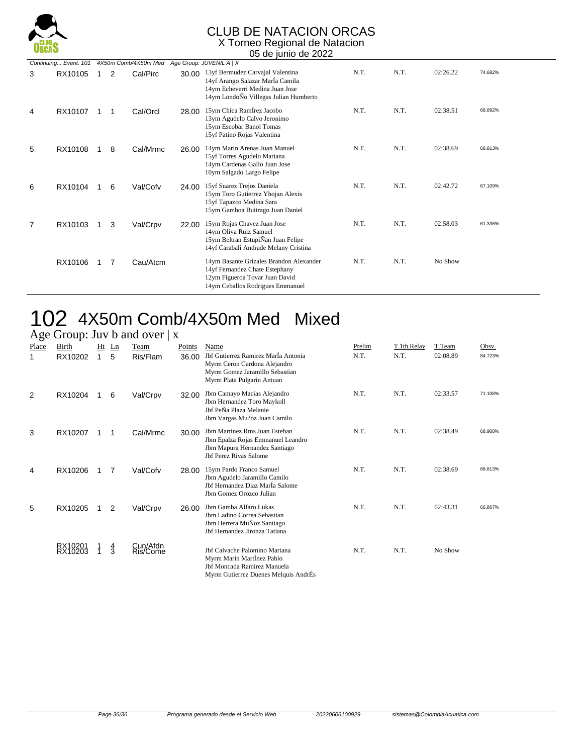# CLUB DE NATACION ORCAS

X Torneo Regional de Natacion

05 de junio de 2022

*Continuing... Event: 101 4X50m Comb/4X50m Med Age Group: JUVENIL A | X*

| Place | Birth | Ht | Ln | Team | Points | Name | Prelim | T.1th.Relay | T.Team | Obsv. |
|---|---|---|---|---|---|---|---|---|---|---|
| 3 | RX10105 | 1 | 2 | Cal/Pirc | 30.00 | 13yf Bermudez Carvajal Valentina<br>14yf Arango Salazar MarÍa Camila<br>14ym Echeverri Medina Juan Jose<br>14ym LondoÑo Villegas Julian Humberto | N.T. | N.T. | 02:26.22 | 74.682% |
| 4 | RX10107 | 1 | 1 | Cal/Orcl | 28.00 | 15ym Chica RamÍrez Jacobo<br>13ym Agudelo Calvo Jeronimo<br>15ym Escobar Banol Tomas<br>15yf Patino Rojas Valentina | N.T. | N.T. | 02:38.51 | 68.892% |
| 5 | RX10108 | 1 | 8 | Cal/Mrmc | 26.00 | 14ym Marin Arenas Juan Manuel<br>15yf Torres Agudelo Mariana<br>14ym Cardenas Gallo Juan Jose<br>10ym Salgado Largo Felipe | N.T. | N.T. | 02:38.69 | 68.813% |
| 6 | RX10104 | 1 | 6 | Val/Cofv | 24.00 | 15yf Suarez Trejos Daniela<br>15ym Toro Gutierrez Yhojan Alexis<br>15yf Tapazco Medina Sara<br>15ym Gamboa Buitrago Juan Daniel | N.T. | N.T. | 02:42.72 | 67.109% |
| 7 | RX10103 | 1 | 3 | Val/Crpv | 22.00 | 15ym Rojas Chavez Juan Jose<br>14ym Oliva Ruiz Samuel<br>15ym Beltran EstupiÑan Juan Felipe<br>14yf Carabali Andrade Melany Cristina | N.T. | N.T. | 02:58.03 | 61.338% |
| | RX10106 | 1 | 7 | Cau/Atcm | | 14ym Basante Grizales Brandon Alexander<br>14yf Fernandez Chate Estephany<br>12ym Figueroa Tovar Juan David<br>14ym Ceballos Rodrigues Emmanuel | N.T. | N.T. | No Show | |

# 102 4X50m Comb/4X50m Med Mixed

## Age Group: Juv b and over | x

| Place | Birth | Ht | Ln | Team | Points | Name | Prelim | T.1th.Relay | T.Team | Obsv. |
|---|---|---|---|---|---|---|---|---|---|---|
| 1 | RX10202 | 1 | 5 | Ris/Flam | 36.00 | Jbf Gutierrez Ramirez MarÍa Antonia<br>Myrm Ceron Cardona Alejandro<br>Myrm Gomez Jaramillo Sebastian<br>Myrm Plata Pulgarin Antuan | N.T. | N.T. | 02:08.89 | 84.723% |
| 2 | RX10204 | 1 | 6 | Val/Crpv | 32.00 | Jbm Camayo Macias Alejandro<br>Jbm Hernandez Toro Maykoll<br>Jbf PeÑa Plaza Melanie<br>Jbm Vargas Mu?oz Juan Camilo | N.T. | N.T. | 02:33.57 | 71.108% |
| 3 | RX10207 | 1 | 1 | Cal/Mrmc | 30.00 | Jbm Martinez Rms Juan Esteban<br>Jbm Epalza Rojas Emmanuel Leandro<br>Jbm Mapura Hernandez Santiago<br>Jbf Perez Rivas Salome | N.T. | N.T. | 02:38.49 | 68.900% |
| 4 | RX10206 | 1 | 7 | Val/Cofv | 28.00 | 15ym Pardo Franco Samuel<br>Jbm Agudelo Jaramillo Camilo<br>Jbf Hernandez Diaz MarÍa Salome<br>Jbm Gomez Orozco Julian | N.T. | N.T. | 02:38.69 | 68.813% |
| 5 | RX10205 | 1 | 2 | Val/Crpv | 26.00 | Jbm Gamba Alfaro Lukas<br>Jbm Ladino Correa Sebastian<br>Jbm Herrera MuÑoz Santiago<br>Jbf Hernandez Jironza Tatiana | N.T. | N.T. | 02:43.31 | 66.867% |
| | RX10201<br>RX10203 | 1<br>1 | 4<br>3 | Cun/Afdn<br>Ris/Come | | Jbf Calvache Palomino Mariana<br>Myrm Marin MartÍnez Pablo<br>Jbf Moncada Ramirez Manuela<br>Myrm Gutierrez Duenes Melquis AndrÉs | N.T. | N.T. | No Show | |